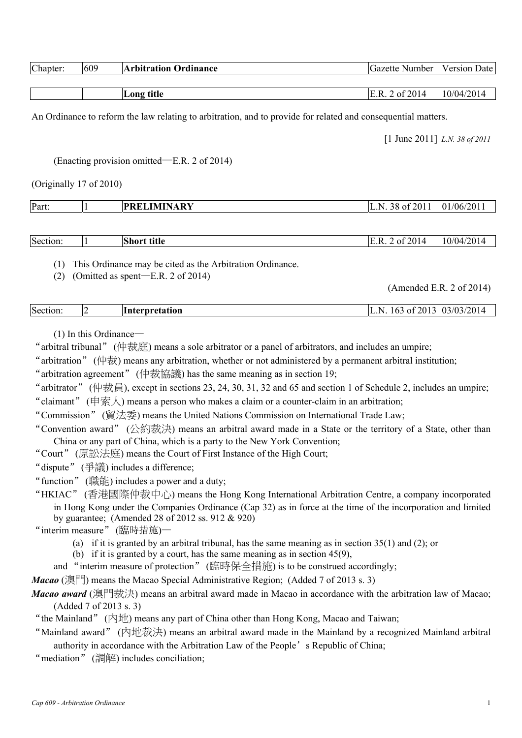| Chapter: | 609 | **Arbitration Ordinance** | Gazette Number | Version Date |
|---|---|---|---|---|

| | | **Long title** | E.R. 2 of 2014 | 10/04/2014 |
|---|---|---|---|---|

An Ordinance to reform the law relating to arbitration, and to provide for related and consequential matters.

[1 June 2011] *L.N. 38 of 2011*

(Enacting provision omitted—E.R. 2 of 2014)

(Originally 17 of 2010)

| Part: | 1 | **PRELIMINARY** | L.N. 38 of 2011 | 01/06/2011 |
|---|---|---|---|---|

| Section: | 1 | **Short title** | E.R. 2 of 2014 | 10/04/2014 |
|---|---|---|---|---|

(1) This Ordinance may be cited as the Arbitration Ordinance.

(2) (Omitted as spent—E.R. 2 of 2014)

(Amended E.R. 2 of 2014)

| Section: | 2 | **Interpretation** | L.N. 163 of 2013 | 03/03/2014 |
|---|---|---|---|---|

(1) In this Ordinance—

"arbitral tribunal" (仲裁庭) means a sole arbitrator or a panel of arbitrators, and includes an umpire;

"arbitration" (仲裁) means any arbitration, whether or not administered by a permanent arbitral institution;

"arbitration agreement" (仲裁協議) has the same meaning as in section 19;

"arbitrator" (仲裁員), except in sections 23, 24, 30, 31, 32 and 65 and section 1 of Schedule 2, includes an umpire;

"claimant" (申索人) means a person who makes a claim or a counter-claim in an arbitration;

"Commission" (貿法委) means the United Nations Commission on International Trade Law;

"Convention award" (公約裁決) means an arbitral award made in a State or the territory of a State, other than China or any part of China, which is a party to the New York Convention;

"Court" (原訟法庭) means the Court of First Instance of the High Court;

"dispute" (爭議) includes a difference;

"function" (職能) includes a power and a duty;

"HKIAC" (香港國際仲裁中心) means the Hong Kong International Arbitration Centre, a company incorporated in Hong Kong under the Companies Ordinance (Cap 32) as in force at the time of the incorporation and limited by guarantee; (Amended 28 of 2012 ss. 912 & 920)

"interim measure" (臨時措施)—

(a) if it is granted by an arbitral tribunal, has the same meaning as in section 35(1) and (2); or

(b) if it is granted by a court, has the same meaning as in section 45(9),

and "interim measure of protection" (臨時保全措施) is to be construed accordingly;

***Macao*** (澳門) means the Macao Special Administrative Region; (Added 7 of 2013 s. 3)

***Macao award*** (澳門裁決) means an arbitral award made in Macao in accordance with the arbitration law of Macao; (Added 7 of 2013 s. 3)

"the Mainland" (內地) means any part of China other than Hong Kong, Macao and Taiwan;

"Mainland award" (內地裁決) means an arbitral award made in the Mainland by a recognized Mainland arbitral authority in accordance with the Arbitration Law of the People's Republic of China;

"mediation" (調解) includes conciliation;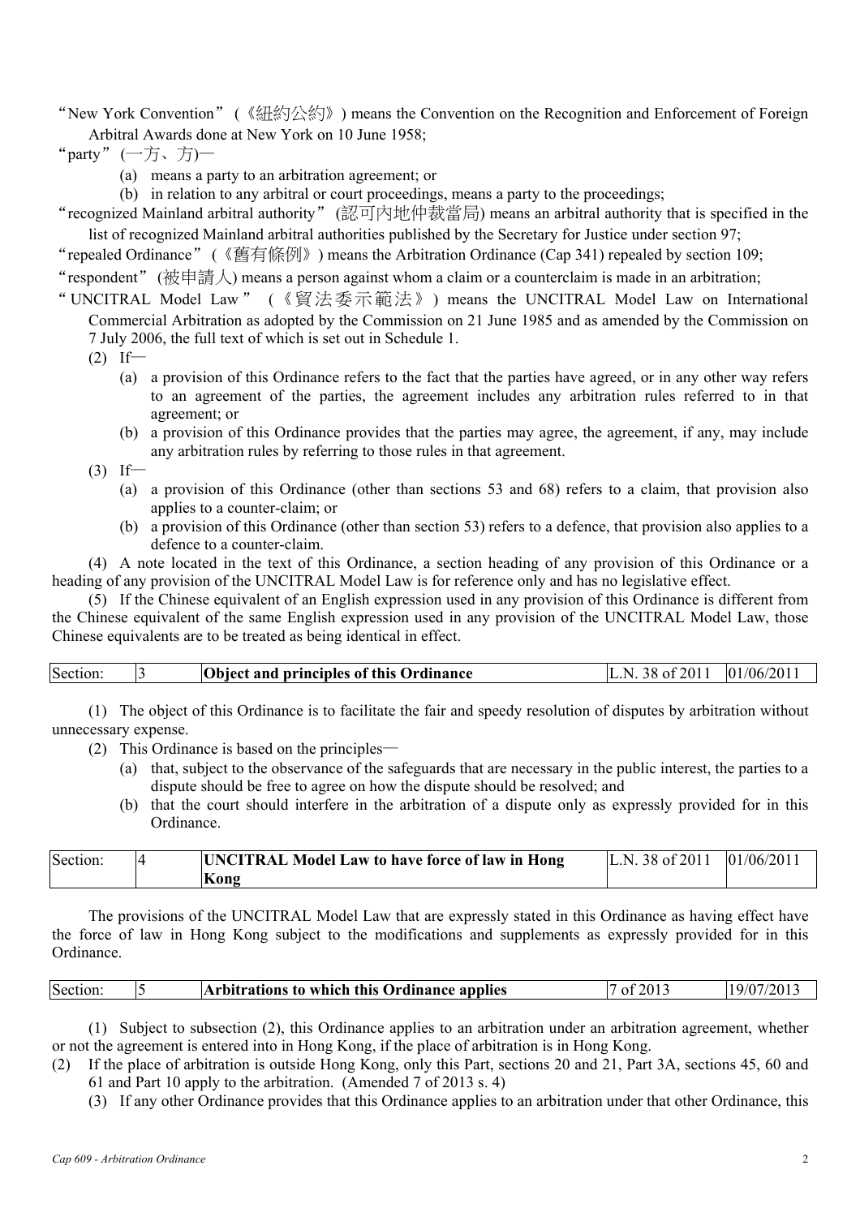"New York Convention" (《紐約公約》) means the Convention on the Recognition and Enforcement of Foreign Arbitral Awards done at New York on 10 June 1958;

"party" (一方、方)—

(a) means a party to an arbitration agreement; or

(b) in relation to any arbitral or court proceedings, means a party to the proceedings;

"recognized Mainland arbitral authority" (認可內地仲裁當局) means an arbitral authority that is specified in the list of recognized Mainland arbitral authorities published by the Secretary for Justice under section 97;

"repealed Ordinance" (《舊有條例》) means the Arbitration Ordinance (Cap 341) repealed by section 109;

"respondent" (被申請人) means a person against whom a claim or a counterclaim is made in an arbitration;

"UNCITRAL Model Law" (《貿法委示範法》) means the UNCITRAL Model Law on International Commercial Arbitration as adopted by the Commission on 21 June 1985 and as amended by the Commission on 7 July 2006, the full text of which is set out in Schedule 1.

(2) If—

(a) a provision of this Ordinance refers to the fact that the parties have agreed, or in any other way refers to an agreement of the parties, the agreement includes any arbitration rules referred to in that agreement; or

(b) a provision of this Ordinance provides that the parties may agree, the agreement, if any, may include any arbitration rules by referring to those rules in that agreement.

(3) If—

(a) a provision of this Ordinance (other than sections 53 and 68) refers to a claim, that provision also applies to a counter-claim; or

(b) a provision of this Ordinance (other than section 53) refers to a defence, that provision also applies to a defence to a counter-claim.

(4) A note located in the text of this Ordinance, a section heading of any provision of this Ordinance or a heading of any provision of the UNCITRAL Model Law is for reference only and has no legislative effect.

(5) If the Chinese equivalent of an English expression used in any provision of this Ordinance is different from the Chinese equivalent of the same English expression used in any provision of the UNCITRAL Model Law, those Chinese equivalents are to be treated as being identical in effect.

| Section: | 3 | **Object and principles of this Ordinance** | L.N. 38 of 2011 | 01/06/2011 |
|---|---|---|---|---|

(1) The object of this Ordinance is to facilitate the fair and speedy resolution of disputes by arbitration without unnecessary expense.

(2) This Ordinance is based on the principles—

(a) that, subject to the observance of the safeguards that are necessary in the public interest, the parties to a dispute should be free to agree on how the dispute should be resolved; and

(b) that the court should interfere in the arbitration of a dispute only as expressly provided for in this Ordinance.

| Section: | 4 | **UNCITRAL Model Law to have force of law in Hong Kong** | L.N. 38 of 2011 | 01/06/2011 |
|---|---|---|---|---|

The provisions of the UNCITRAL Model Law that are expressly stated in this Ordinance as having effect have the force of law in Hong Kong subject to the modifications and supplements as expressly provided for in this Ordinance.

| Section: | 5 | **Arbitrations to which this Ordinance applies** | 7 of 2013 | 19/07/2013 |
|---|---|---|---|---|

(1) Subject to subsection (2), this Ordinance applies to an arbitration under an arbitration agreement, whether or not the agreement is entered into in Hong Kong, if the place of arbitration is in Hong Kong.

(2) If the place of arbitration is outside Hong Kong, only this Part, sections 20 and 21, Part 3A, sections 45, 60 and 61 and Part 10 apply to the arbitration. (Amended 7 of 2013 s. 4)

(3) If any other Ordinance provides that this Ordinance applies to an arbitration under that other Ordinance, this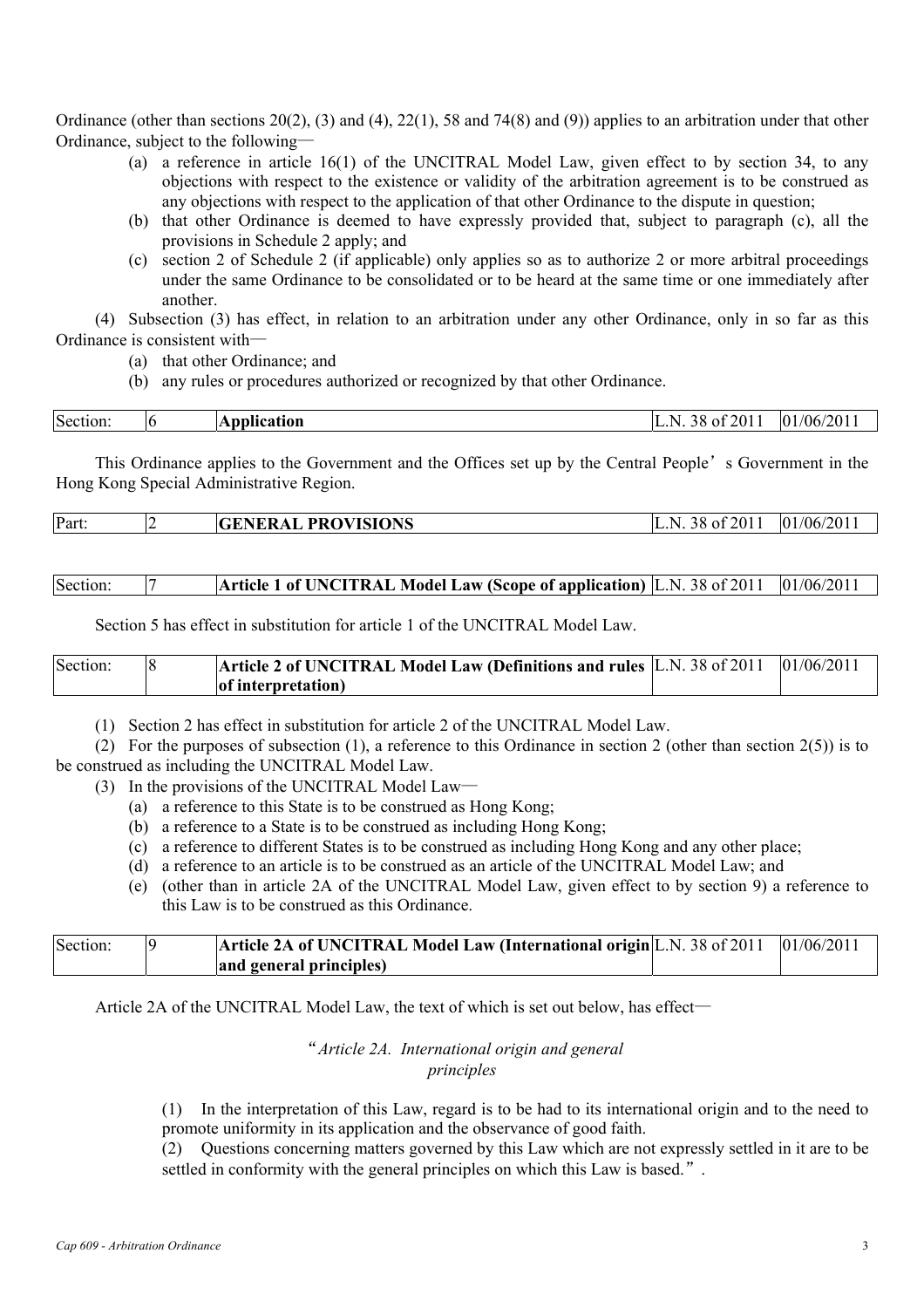Ordinance (other than sections 20(2), (3) and (4), 22(1), 58 and 74(8) and (9)) applies to an arbitration under that other Ordinance, subject to the following—

(a) a reference in article 16(1) of the UNCITRAL Model Law, given effect to by section 34, to any objections with respect to the existence or validity of the arbitration agreement is to be construed as any objections with respect to the application of that other Ordinance to the dispute in question;

(b) that other Ordinance is deemed to have expressly provided that, subject to paragraph (c), all the provisions in Schedule 2 apply; and

(c) section 2 of Schedule 2 (if applicable) only applies so as to authorize 2 or more arbitral proceedings under the same Ordinance to be consolidated or to be heard at the same time or one immediately after another.

(4) Subsection (3) has effect, in relation to an arbitration under any other Ordinance, only in so far as this Ordinance is consistent with—

(a) that other Ordinance; and

(b) any rules or procedures authorized or recognized by that other Ordinance.

| Section: | 6 | **Application** | L.N. 38 of 2011 | 01/06/2011 |
|---|---|---|---|---|

This Ordinance applies to the Government and the Offices set up by the Central People's Government in the Hong Kong Special Administrative Region.

| Part: | 2 | **GENERAL PROVISIONS** | L.N. 38 of 2011 | 01/06/2011 |
|---|---|---|---|---|

| Section: | 7 | **Article 1 of UNCITRAL Model Law (Scope of application)** | L.N. 38 of 2011 | 01/06/2011 |
|---|---|---|---|---|

Section 5 has effect in substitution for article 1 of the UNCITRAL Model Law.

| Section: | 8 | **Article 2 of UNCITRAL Model Law (Definitions and rules of interpretation)** | L.N. 38 of 2011 | 01/06/2011 |
|---|---|---|---|---|

(1) Section 2 has effect in substitution for article 2 of the UNCITRAL Model Law.

(2) For the purposes of subsection (1), a reference to this Ordinance in section 2 (other than section 2(5)) is to be construed as including the UNCITRAL Model Law.

(3) In the provisions of the UNCITRAL Model Law—

(a) a reference to this State is to be construed as Hong Kong;

(b) a reference to a State is to be construed as including Hong Kong;

(c) a reference to different States is to be construed as including Hong Kong and any other place;

(d) a reference to an article is to be construed as an article of the UNCITRAL Model Law; and

(e) (other than in article 2A of the UNCITRAL Model Law, given effect to by section 9) a reference to this Law is to be construed as this Ordinance.

| Section: | 9 | **Article 2A of UNCITRAL Model Law (International origin and general principles)** | L.N. 38 of 2011 | 01/06/2011 |
|---|---|---|---|---|

Article 2A of the UNCITRAL Model Law, the text of which is set out below, has effect—

"*Article 2A. International origin and general principles*

(1) In the interpretation of this Law, regard is to be had to its international origin and to the need to promote uniformity in its application and the observance of good faith.

(2) Questions concerning matters governed by this Law which are not expressly settled in it are to be settled in conformity with the general principles on which this Law is based.".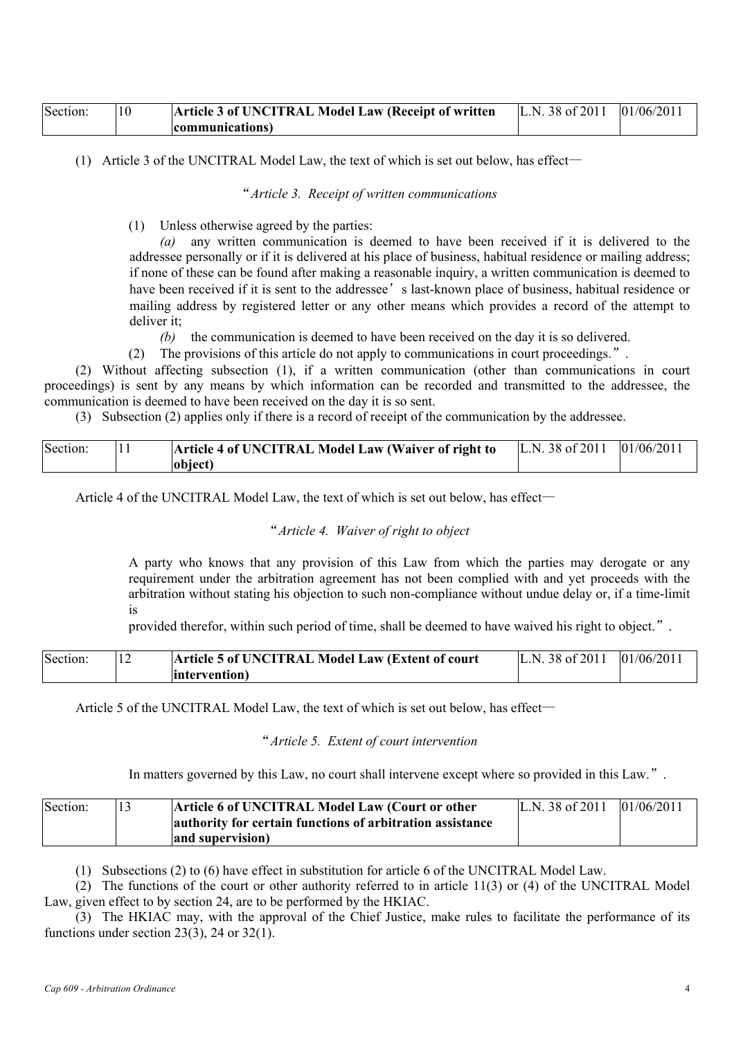| Section: | 10 | **Article 3 of UNCITRAL Model Law (Receipt of written communications)** | L.N. 38 of 2011 | 01/06/2011 |
|---|---|---|---|---|

(1) Article 3 of the UNCITRAL Model Law, the text of which is set out below, has effect—

"*Article 3. Receipt of written communications*

(1) Unless otherwise agreed by the parties:

*(a)* any written communication is deemed to have been received if it is delivered to the addressee personally or if it is delivered at his place of business, habitual residence or mailing address; if none of these can be found after making a reasonable inquiry, a written communication is deemed to have been received if it is sent to the addressee's last-known place of business, habitual residence or mailing address by registered letter or any other means which provides a record of the attempt to deliver it;

*(b)* the communication is deemed to have been received on the day it is so delivered.

(2) The provisions of this article do not apply to communications in court proceedings.".

(2) Without affecting subsection (1), if a written communication (other than communications in court proceedings) is sent by any means by which information can be recorded and transmitted to the addressee, the communication is deemed to have been received on the day it is so sent.

(3) Subsection (2) applies only if there is a record of receipt of the communication by the addressee.

| Section: | 11 | **Article 4 of UNCITRAL Model Law (Waiver of right to object)** | L.N. 38 of 2011 | 01/06/2011 |
|---|---|---|---|---|

Article 4 of the UNCITRAL Model Law, the text of which is set out below, has effect—

"*Article 4. Waiver of right to object*

A party who knows that any provision of this Law from which the parties may derogate or any requirement under the arbitration agreement has not been complied with and yet proceeds with the arbitration without stating his objection to such non-compliance without undue delay or, if a time-limit is provided therefor, within such period of time, shall be deemed to have waived his right to object.".

| Section: | 12 | **Article 5 of UNCITRAL Model Law (Extent of court intervention)** | L.N. 38 of 2011 | 01/06/2011 |
|---|---|---|---|---|

Article 5 of the UNCITRAL Model Law, the text of which is set out below, has effect—

"*Article 5. Extent of court intervention*

In matters governed by this Law, no court shall intervene except where so provided in this Law.".

| Section: | 13 | **Article 6 of UNCITRAL Model Law (Court or other authority for certain functions of arbitration assistance and supervision)** | L.N. 38 of 2011 | 01/06/2011 |
|---|---|---|---|---|

(1) Subsections (2) to (6) have effect in substitution for article 6 of the UNCITRAL Model Law.

(2) The functions of the court or other authority referred to in article 11(3) or (4) of the UNCITRAL Model Law, given effect to by section 24, are to be performed by the HKIAC.

(3) The HKIAC may, with the approval of the Chief Justice, make rules to facilitate the performance of its functions under section 23(3), 24 or 32(1).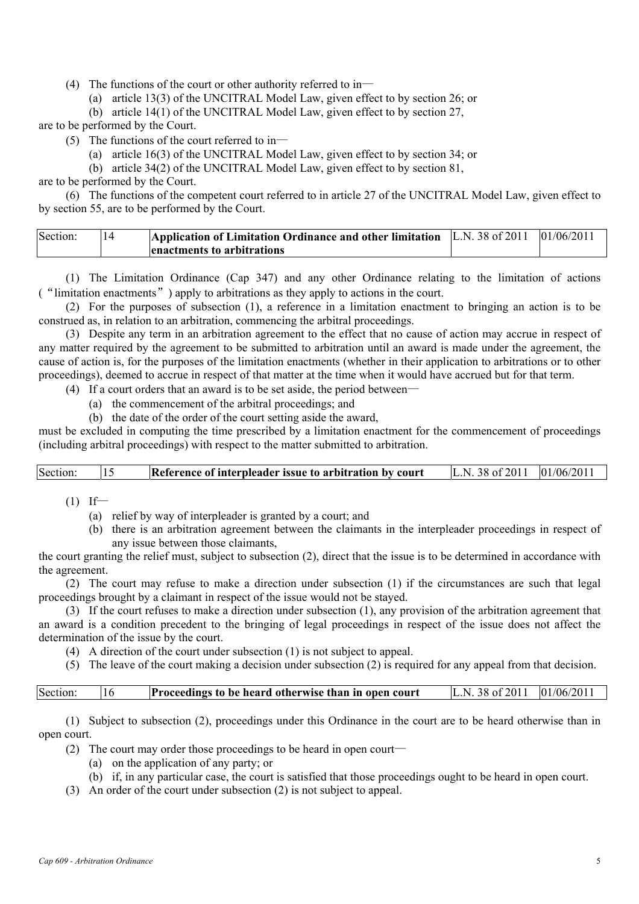(4) The functions of the court or other authority referred to in—

(a) article 13(3) of the UNCITRAL Model Law, given effect to by section 26; or

(b) article 14(1) of the UNCITRAL Model Law, given effect to by section 27,

are to be performed by the Court.

(5) The functions of the court referred to in—

(a) article 16(3) of the UNCITRAL Model Law, given effect to by section 34; or

(b) article 34(2) of the UNCITRAL Model Law, given effect to by section 81,

are to be performed by the Court.

(6) The functions of the competent court referred to in article 27 of the UNCITRAL Model Law, given effect to by section 55, are to be performed by the Court.

| Section: | 14 | **Application of Limitation Ordinance and other limitation enactments to arbitrations** | L.N. 38 of 2011 | 01/06/2011 |
|---|---|---|---|---|

(1) The Limitation Ordinance (Cap 347) and any other Ordinance relating to the limitation of actions (“limitation enactments”) apply to arbitrations as they apply to actions in the court.

(2) For the purposes of subsection (1), a reference in a limitation enactment to bringing an action is to be construed as, in relation to an arbitration, commencing the arbitral proceedings.

(3) Despite any term in an arbitration agreement to the effect that no cause of action may accrue in respect of any matter required by the agreement to be submitted to arbitration until an award is made under the agreement, the cause of action is, for the purposes of the limitation enactments (whether in their application to arbitrations or to other proceedings), deemed to accrue in respect of that matter at the time when it would have accrued but for that term.

(4) If a court orders that an award is to be set aside, the period between—

(a) the commencement of the arbitral proceedings; and

(b) the date of the order of the court setting aside the award,

must be excluded in computing the time prescribed by a limitation enactment for the commencement of proceedings (including arbitral proceedings) with respect to the matter submitted to arbitration.

| Section: | 15 | **Reference of interpleader issue to arbitration by court** | L.N. 38 of 2011 | 01/06/2011 |
|---|---|---|---|---|

(1) If—

(a) relief by way of interpleader is granted by a court; and

(b) there is an arbitration agreement between the claimants in the interpleader proceedings in respect of any issue between those claimants,

the court granting the relief must, subject to subsection (2), direct that the issue is to be determined in accordance with the agreement.

(2) The court may refuse to make a direction under subsection (1) if the circumstances are such that legal proceedings brought by a claimant in respect of the issue would not be stayed.

(3) If the court refuses to make a direction under subsection (1), any provision of the arbitration agreement that an award is a condition precedent to the bringing of legal proceedings in respect of the issue does not affect the determination of the issue by the court.

(4) A direction of the court under subsection (1) is not subject to appeal.

(5) The leave of the court making a decision under subsection (2) is required for any appeal from that decision.

| Section: | 16 | **Proceedings to be heard otherwise than in open court** | L.N. 38 of 2011 | 01/06/2011 |
|---|---|---|---|---|

(1) Subject to subsection (2), proceedings under this Ordinance in the court are to be heard otherwise than in open court.

(2) The court may order those proceedings to be heard in open court—

(a) on the application of any party; or

(b) if, in any particular case, the court is satisfied that those proceedings ought to be heard in open court.

(3) An order of the court under subsection (2) is not subject to appeal.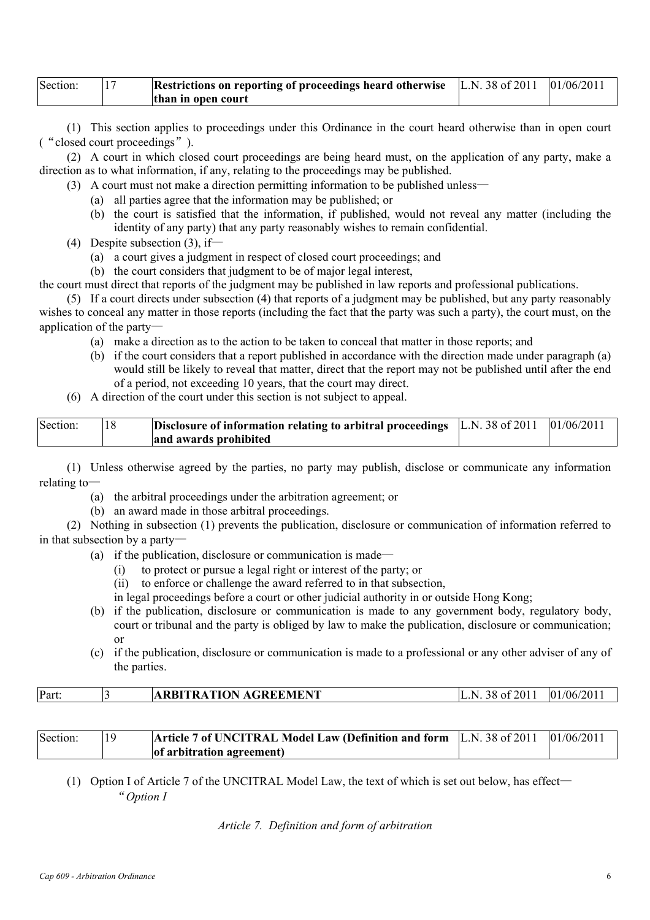| Section: | 17 | **Restrictions on reporting of proceedings heard otherwise than in open court** | L.N. 38 of 2011 | 01/06/2011 |
|---|---|---|---|---|

(1) This section applies to proceedings under this Ordinance in the court heard otherwise than in open court (“closed court proceedings”).

(2) A court in which closed court proceedings are being heard must, on the application of any party, make a direction as to what information, if any, relating to the proceedings may be published.

(3) A court must not make a direction permitting information to be published unless—

- (a) all parties agree that the information may be published; or
- (b) the court is satisfied that the information, if published, would not reveal any matter (including the identity of any party) that any party reasonably wishes to remain confidential.

(4) Despite subsection (3), if—

- (a) a court gives a judgment in respect of closed court proceedings; and
- (b) the court considers that judgment to be of major legal interest,

the court must direct that reports of the judgment may be published in law reports and professional publications.

(5) If a court directs under subsection (4) that reports of a judgment may be published, but any party reasonably wishes to conceal any matter in those reports (including the fact that the party was such a party), the court must, on the application of the party—

- (a) make a direction as to the action to be taken to conceal that matter in those reports; and
- (b) if the court considers that a report published in accordance with the direction made under paragraph (a) would still be likely to reveal that matter, direct that the report may not be published until after the end of a period, not exceeding 10 years, that the court may direct.

(6) A direction of the court under this section is not subject to appeal.

| Section: | 18 | **Disclosure of information relating to arbitral proceedings and awards prohibited** | L.N. 38 of 2011 | 01/06/2011 |
|---|---|---|---|---|

(1) Unless otherwise agreed by the parties, no party may publish, disclose or communicate any information relating to—

- (a) the arbitral proceedings under the arbitration agreement; or
- (b) an award made in those arbitral proceedings.

(2) Nothing in subsection (1) prevents the publication, disclosure or communication of information referred to in that subsection by a party—

- (a) if the publication, disclosure or communication is made—
  - (i) to protect or pursue a legal right or interest of the party; or
  - (ii) to enforce or challenge the award referred to in that subsection,

  in legal proceedings before a court or other judicial authority in or outside Hong Kong;
- (b) if the publication, disclosure or communication is made to any government body, regulatory body, court or tribunal and the party is obliged by law to make the publication, disclosure or communication; or
- (c) if the publication, disclosure or communication is made to a professional or any other adviser of any of the parties.

| Part: | 3 | **ARBITRATION AGREEMENT** | L.N. 38 of 2011 | 01/06/2011 |
|---|---|---|---|---|

| Section: | 19 | **Article 7 of UNCITRAL Model Law (Definition and form of arbitration agreement)** | L.N. 38 of 2011 | 01/06/2011 |
|---|---|---|---|---|

(1) Option I of Article 7 of the UNCITRAL Model Law, the text of which is set out below, has effect—

“*Option I*

*Article 7. Definition and form of arbitration*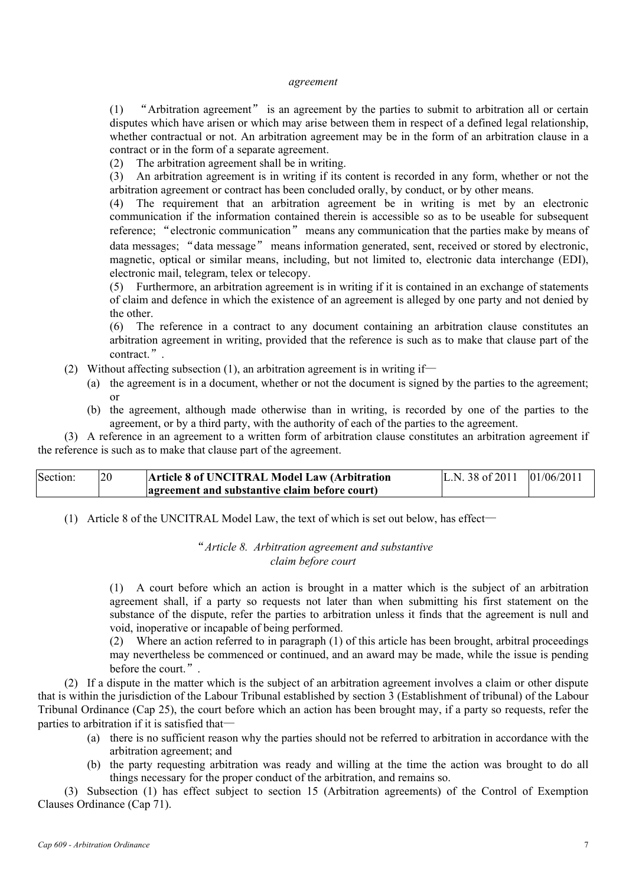*agreement*

(1) "Arbitration agreement" is an agreement by the parties to submit to arbitration all or certain disputes which have arisen or which may arise between them in respect of a defined legal relationship, whether contractual or not. An arbitration agreement may be in the form of an arbitration clause in a contract or in the form of a separate agreement.

(2) The arbitration agreement shall be in writing.

(3) An arbitration agreement is in writing if its content is recorded in any form, whether or not the arbitration agreement or contract has been concluded orally, by conduct, or by other means.

(4) The requirement that an arbitration agreement be in writing is met by an electronic communication if the information contained therein is accessible so as to be useable for subsequent reference; "electronic communication" means any communication that the parties make by means of data messages; "data message" means information generated, sent, received or stored by electronic, magnetic, optical or similar means, including, but not limited to, electronic data interchange (EDI), electronic mail, telegram, telex or telecopy.

(5) Furthermore, an arbitration agreement is in writing if it is contained in an exchange of statements of claim and defence in which the existence of an agreement is alleged by one party and not denied by the other.

(6) The reference in a contract to any document containing an arbitration clause constitutes an arbitration agreement in writing, provided that the reference is such as to make that clause part of the contract.".

(2) Without affecting subsection (1), an arbitration agreement is in writing if—

(a) the agreement is in a document, whether or not the document is signed by the parties to the agreement; or

(b) the agreement, although made otherwise than in writing, is recorded by one of the parties to the agreement, or by a third party, with the authority of each of the parties to the agreement.

(3) A reference in an agreement to a written form of arbitration clause constitutes an arbitration agreement if the reference is such as to make that clause part of the agreement.

| Section: | 20 | **Article 8 of UNCITRAL Model Law (Arbitration agreement and substantive claim before court)** | L.N. 38 of 2011 | 01/06/2011 |
|---|---|---|---|---|

(1) Article 8 of the UNCITRAL Model Law, the text of which is set out below, has effect—

"*Article 8. Arbitration agreement and substantive claim before court*

(1) A court before which an action is brought in a matter which is the subject of an arbitration agreement shall, if a party so requests not later than when submitting his first statement on the substance of the dispute, refer the parties to arbitration unless it finds that the agreement is null and void, inoperative or incapable of being performed.

(2) Where an action referred to in paragraph (1) of this article has been brought, arbitral proceedings may nevertheless be commenced or continued, and an award may be made, while the issue is pending before the court.".

(2) If a dispute in the matter which is the subject of an arbitration agreement involves a claim or other dispute that is within the jurisdiction of the Labour Tribunal established by section 3 (Establishment of tribunal) of the Labour Tribunal Ordinance (Cap 25), the court before which an action has been brought may, if a party so requests, refer the parties to arbitration if it is satisfied that—

(a) there is no sufficient reason why the parties should not be referred to arbitration in accordance with the arbitration agreement; and

(b) the party requesting arbitration was ready and willing at the time the action was brought to do all things necessary for the proper conduct of the arbitration, and remains so.

(3) Subsection (1) has effect subject to section 15 (Arbitration agreements) of the Control of Exemption Clauses Ordinance (Cap 71).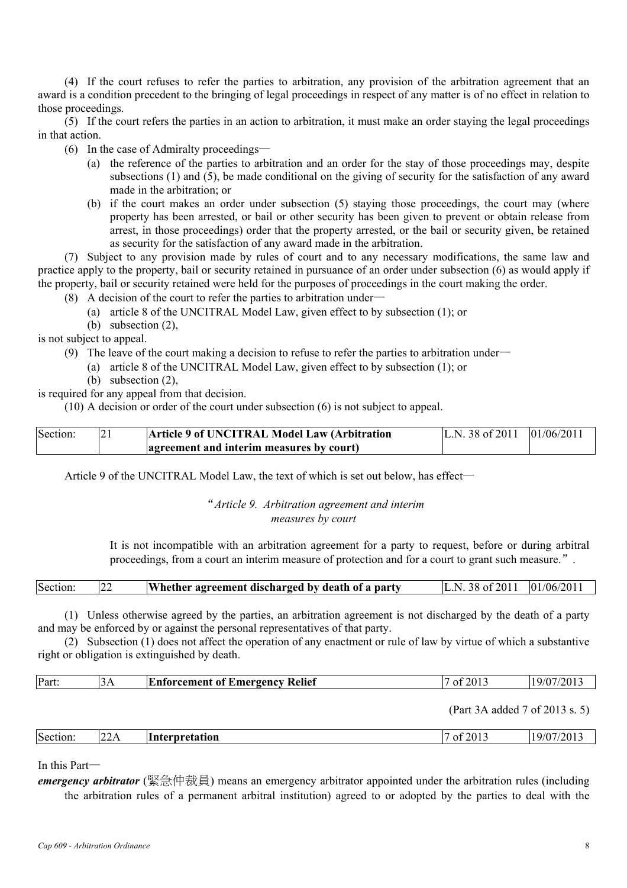(4) If the court refuses to refer the parties to arbitration, any provision of the arbitration agreement that an award is a condition precedent to the bringing of legal proceedings in respect of any matter is of no effect in relation to those proceedings.

(5) If the court refers the parties in an action to arbitration, it must make an order staying the legal proceedings in that action.

(6) In the case of Admiralty proceedings—

(a) the reference of the parties to arbitration and an order for the stay of those proceedings may, despite subsections (1) and (5), be made conditional on the giving of security for the satisfaction of any award made in the arbitration; or

(b) if the court makes an order under subsection (5) staying those proceedings, the court may (where property has been arrested, or bail or other security has been given to prevent or obtain release from arrest, in those proceedings) order that the property arrested, or the bail or security given, be retained as security for the satisfaction of any award made in the arbitration.

(7) Subject to any provision made by rules of court and to any necessary modifications, the same law and practice apply to the property, bail or security retained in pursuance of an order under subsection (6) as would apply if the property, bail or security retained were held for the purposes of proceedings in the court making the order.

(8) A decision of the court to refer the parties to arbitration under—

(a) article 8 of the UNCITRAL Model Law, given effect to by subsection (1); or

(b) subsection (2),

is not subject to appeal.

(9) The leave of the court making a decision to refuse to refer the parties to arbitration under—

(a) article 8 of the UNCITRAL Model Law, given effect to by subsection (1); or

(b) subsection (2),

is required for any appeal from that decision.

(10) A decision or order of the court under subsection (6) is not subject to appeal.

| Section: | 21 | **Article 9 of UNCITRAL Model Law (Arbitration agreement and interim measures by court)** | L.N. 38 of 2011 | 01/06/2011 |
|---|---|---|---|---|

Article 9 of the UNCITRAL Model Law, the text of which is set out below, has effect—

*“Article 9. Arbitration agreement and interim measures by court*

It is not incompatible with an arbitration agreement for a party to request, before or during arbitral proceedings, from a court an interim measure of protection and for a court to grant such measure.”.

| Section: | 22 | **Whether agreement discharged by death of a party** | L.N. 38 of 2011 | 01/06/2011 |
|---|---|---|---|---|

(1) Unless otherwise agreed by the parties, an arbitration agreement is not discharged by the death of a party and may be enforced by or against the personal representatives of that party.

(2) Subsection (1) does not affect the operation of any enactment or rule of law by virtue of which a substantive right or obligation is extinguished by death.

| Part: | 3A | **Enforcement of Emergency Relief** | 7 of 2013 | 19/07/2013 |
|---|---|---|---|---|

(Part 3A added 7 of 2013 s. 5)

| Section: | 22A | **Interpretation** | 7 of 2013 | 19/07/2013 |
|---|---|---|---|---|

In this Part—

***emergency arbitrator*** (緊急仲裁員) means an emergency arbitrator appointed under the arbitration rules (including the arbitration rules of a permanent arbitral institution) agreed to or adopted by the parties to deal with the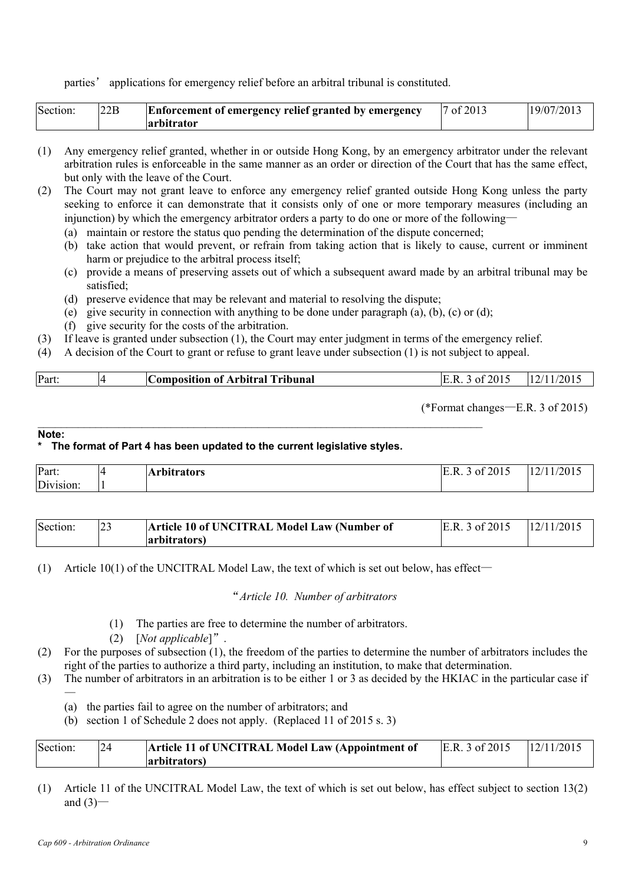parties' applications for emergency relief before an arbitral tribunal is constituted.

| Section: | 22B | **Enforcement of emergency relief granted by emergency arbitrator** | 7 of 2013 | 19/07/2013 |
|---|---|---|---|---|

(1) Any emergency relief granted, whether in or outside Hong Kong, by an emergency arbitrator under the relevant arbitration rules is enforceable in the same manner as an order or direction of the Court that has the same effect, but only with the leave of the Court.

(2) The Court may not grant leave to enforce any emergency relief granted outside Hong Kong unless the party seeking to enforce it can demonstrate that it consists only of one or more temporary measures (including an injunction) by which the emergency arbitrator orders a party to do one or more of the following—
   - (a) maintain or restore the status quo pending the determination of the dispute concerned;
   - (b) take action that would prevent, or refrain from taking action that is likely to cause, current or imminent harm or prejudice to the arbitral process itself;
   - (c) provide a means of preserving assets out of which a subsequent award made by an arbitral tribunal may be satisfied;
   - (d) preserve evidence that may be relevant and material to resolving the dispute;
   - (e) give security in connection with anything to be done under paragraph (a), (b), (c) or (d);
   - (f) give security for the costs of the arbitration.

(3) If leave is granted under subsection (1), the Court may enter judgment in terms of the emergency relief.

(4) A decision of the Court to grant or refuse to grant leave under subsection (1) is not subject to appeal.

| Part: | 4 | **Composition of Arbitral Tribunal** | E.R. 3 of 2015 | 12/11/2015 |
|---|---|---|---|---|

(*Format changes—E.R. 3 of 2015)

**Note:**

**\* The format of Part 4 has been updated to the current legislative styles.**

| Part: Division: | 4 1 | **Arbitrators** | E.R. 3 of 2015 | 12/11/2015 |
|---|---|---|---|---|

| Section: | 23 | **Article 10 of UNCITRAL Model Law (Number of arbitrators)** | E.R. 3 of 2015 | 12/11/2015 |
|---|---|---|---|---|

(1) Article 10(1) of the UNCITRAL Model Law, the text of which is set out below, has effect—

"*Article 10. Number of arbitrators*

(1) The parties are free to determine the number of arbitrators.

(2) [*Not applicable*]".

(2) For the purposes of subsection (1), the freedom of the parties to determine the number of arbitrators includes the right of the parties to authorize a third party, including an institution, to make that determination.

(3) The number of arbitrators in an arbitration is to be either 1 or 3 as decided by the HKIAC in the particular case if —
   - (a) the parties fail to agree on the number of arbitrators; and
   - (b) section 1 of Schedule 2 does not apply. (Replaced 11 of 2015 s. 3)

| Section: | 24 | **Article 11 of UNCITRAL Model Law (Appointment of arbitrators)** | E.R. 3 of 2015 | 12/11/2015 |
|---|---|---|---|---|

(1) Article 11 of the UNCITRAL Model Law, the text of which is set out below, has effect subject to section 13(2) and (3)—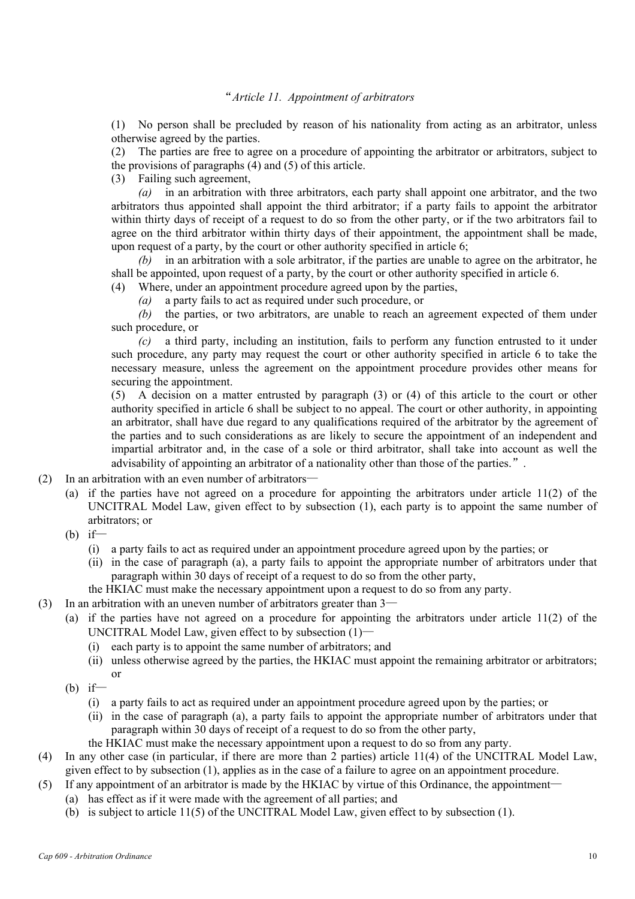"*Article 11. Appointment of arbitrators*

(1) No person shall be precluded by reason of his nationality from acting as an arbitrator, unless otherwise agreed by the parties.

(2) The parties are free to agree on a procedure of appointing the arbitrator or arbitrators, subject to the provisions of paragraphs (4) and (5) of this article.

(3) Failing such agreement,

*(a)* in an arbitration with three arbitrators, each party shall appoint one arbitrator, and the two arbitrators thus appointed shall appoint the third arbitrator; if a party fails to appoint the arbitrator within thirty days of receipt of a request to do so from the other party, or if the two arbitrators fail to agree on the third arbitrator within thirty days of their appointment, the appointment shall be made, upon request of a party, by the court or other authority specified in article 6;

*(b)* in an arbitration with a sole arbitrator, if the parties are unable to agree on the arbitrator, he shall be appointed, upon request of a party, by the court or other authority specified in article 6.

(4) Where, under an appointment procedure agreed upon by the parties,

*(a)* a party fails to act as required under such procedure, or

*(b)* the parties, or two arbitrators, are unable to reach an agreement expected of them under such procedure, or

*(c)* a third party, including an institution, fails to perform any function entrusted to it under such procedure, any party may request the court or other authority specified in article 6 to take the necessary measure, unless the agreement on the appointment procedure provides other means for securing the appointment.

(5) A decision on a matter entrusted by paragraph (3) or (4) of this article to the court or other authority specified in article 6 shall be subject to no appeal. The court or other authority, in appointing an arbitrator, shall have due regard to any qualifications required of the arbitrator by the agreement of the parties and to such considerations as are likely to secure the appointment of an independent and impartial arbitrator and, in the case of a sole or third arbitrator, shall take into account as well the advisability of appointing an arbitrator of a nationality other than those of the parties.".

(2) In an arbitration with an even number of arbitrators—
   - (a) if the parties have not agreed on a procedure for appointing the arbitrators under article 11(2) of the UNCITRAL Model Law, given effect to by subsection (1), each party is to appoint the same number of arbitrators; or
   - (b) if—
     - (i) a party fails to act as required under an appointment procedure agreed upon by the parties; or
     - (ii) in the case of paragraph (a), a party fails to appoint the appropriate number of arbitrators under that paragraph within 30 days of receipt of a request to do so from the other party,

     the HKIAC must make the necessary appointment upon a request to do so from any party.

(3) In an arbitration with an uneven number of arbitrators greater than 3—
   - (a) if the parties have not agreed on a procedure for appointing the arbitrators under article 11(2) of the UNCITRAL Model Law, given effect to by subsection (1)—
     - (i) each party is to appoint the same number of arbitrators; and
     - (ii) unless otherwise agreed by the parties, the HKIAC must appoint the remaining arbitrator or arbitrators; or
   - (b) if—
     - (i) a party fails to act as required under an appointment procedure agreed upon by the parties; or
     - (ii) in the case of paragraph (a), a party fails to appoint the appropriate number of arbitrators under that paragraph within 30 days of receipt of a request to do so from the other party,

     the HKIAC must make the necessary appointment upon a request to do so from any party.

(4) In any other case (in particular, if there are more than 2 parties) article 11(4) of the UNCITRAL Model Law, given effect to by subsection (1), applies as in the case of a failure to agree on an appointment procedure.

(5) If any appointment of an arbitrator is made by the HKIAC by virtue of this Ordinance, the appointment—
   - (a) has effect as if it were made with the agreement of all parties; and
   - (b) is subject to article 11(5) of the UNCITRAL Model Law, given effect to by subsection (1).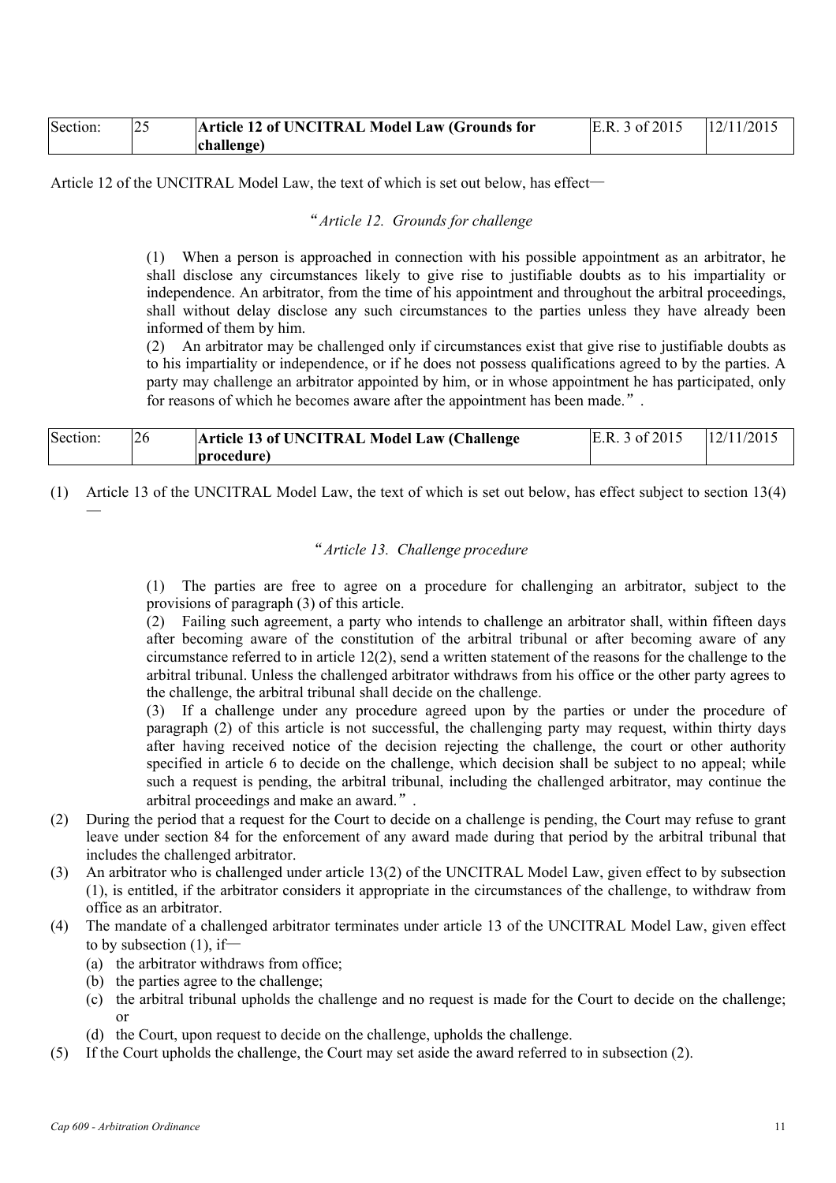| Section: | 25 | **Article 12 of UNCITRAL Model Law (Grounds for challenge)** | E.R. 3 of 2015 | 12/11/2015 |
|---|---|---|---|---|

Article 12 of the UNCITRAL Model Law, the text of which is set out below, has effect—

*"Article 12. Grounds for challenge*

(1) When a person is approached in connection with his possible appointment as an arbitrator, he shall disclose any circumstances likely to give rise to justifiable doubts as to his impartiality or independence. An arbitrator, from the time of his appointment and throughout the arbitral proceedings, shall without delay disclose any such circumstances to the parties unless they have already been informed of them by him.

(2) An arbitrator may be challenged only if circumstances exist that give rise to justifiable doubts as to his impartiality or independence, or if he does not possess qualifications agreed to by the parties. A party may challenge an arbitrator appointed by him, or in whose appointment he has participated, only for reasons of which he becomes aware after the appointment has been made.".

| Section: | 26 | **Article 13 of UNCITRAL Model Law (Challenge procedure)** | E.R. 3 of 2015 | 12/11/2015 |
|---|---|---|---|---|

(1) Article 13 of the UNCITRAL Model Law, the text of which is set out below, has effect subject to section 13(4)—

*"Article 13. Challenge procedure*

(1) The parties are free to agree on a procedure for challenging an arbitrator, subject to the provisions of paragraph (3) of this article.

(2) Failing such agreement, a party who intends to challenge an arbitrator shall, within fifteen days after becoming aware of the constitution of the arbitral tribunal or after becoming aware of any circumstance referred to in article 12(2), send a written statement of the reasons for the challenge to the arbitral tribunal. Unless the challenged arbitrator withdraws from his office or the other party agrees to the challenge, the arbitral tribunal shall decide on the challenge.

(3) If a challenge under any procedure agreed upon by the parties or under the procedure of paragraph (2) of this article is not successful, the challenging party may request, within thirty days after having received notice of the decision rejecting the challenge, the court or other authority specified in article 6 to decide on the challenge, which decision shall be subject to no appeal; while such a request is pending, the arbitral tribunal, including the challenged arbitrator, may continue the arbitral proceedings and make an award.".

(2) During the period that a request for the Court to decide on a challenge is pending, the Court may refuse to grant leave under section 84 for the enforcement of any award made during that period by the arbitral tribunal that includes the challenged arbitrator.

(3) An arbitrator who is challenged under article 13(2) of the UNCITRAL Model Law, given effect to by subsection (1), is entitled, if the arbitrator considers it appropriate in the circumstances of the challenge, to withdraw from office as an arbitrator.

(4) The mandate of a challenged arbitrator terminates under article 13 of the UNCITRAL Model Law, given effect to by subsection (1), if—
   (a) the arbitrator withdraws from office;
   (b) the parties agree to the challenge;
   (c) the arbitral tribunal upholds the challenge and no request is made for the Court to decide on the challenge; or
   (d) the Court, upon request to decide on the challenge, upholds the challenge.

(5) If the Court upholds the challenge, the Court may set aside the award referred to in subsection (2).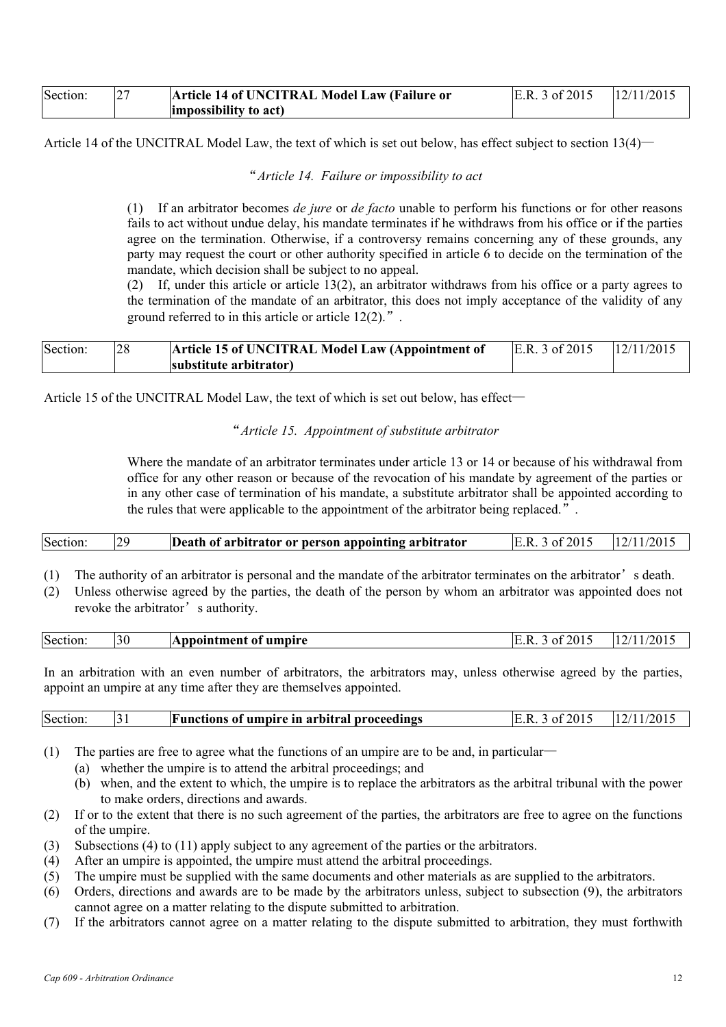| Section: | 27 | **Article 14 of UNCITRAL Model Law (Failure or impossibility to act)** | E.R. 3 of 2015 | 12/11/2015 |
|---|---|---|---|---|

Article 14 of the UNCITRAL Model Law, the text of which is set out below, has effect subject to section 13(4)—

> “*Article 14. Failure or impossibility to act*
>
> (1) If an arbitrator becomes *de jure* or *de facto* unable to perform his functions or for other reasons fails to act without undue delay, his mandate terminates if he withdraws from his office or if the parties agree on the termination. Otherwise, if a controversy remains concerning any of these grounds, any party may request the court or other authority specified in article 6 to decide on the termination of the mandate, which decision shall be subject to no appeal.
>
> (2) If, under this article or article 13(2), an arbitrator withdraws from his office or a party agrees to the termination of the mandate of an arbitrator, this does not imply acceptance of the validity of any ground referred to in this article or article 12(2).”.

| Section: | 28 | **Article 15 of UNCITRAL Model Law (Appointment of substitute arbitrator)** | E.R. 3 of 2015 | 12/11/2015 |
|---|---|---|---|---|

Article 15 of the UNCITRAL Model Law, the text of which is set out below, has effect—

> “*Article 15. Appointment of substitute arbitrator*
>
> Where the mandate of an arbitrator terminates under article 13 or 14 or because of his withdrawal from office for any other reason or because of the revocation of his mandate by agreement of the parties or in any other case of termination of his mandate, a substitute arbitrator shall be appointed according to the rules that were applicable to the appointment of the arbitrator being replaced.”.

| Section: | 29 | **Death of arbitrator or person appointing arbitrator** | E.R. 3 of 2015 | 12/11/2015 |
|---|---|---|---|---|

(1) The authority of an arbitrator is personal and the mandate of the arbitrator terminates on the arbitrator’s death.

(2) Unless otherwise agreed by the parties, the death of the person by whom an arbitrator was appointed does not revoke the arbitrator’s authority.

| Section: | 30 | **Appointment of umpire** | E.R. 3 of 2015 | 12/11/2015 |
|---|---|---|---|---|

In an arbitration with an even number of arbitrators, the arbitrators may, unless otherwise agreed by the parties, appoint an umpire at any time after they are themselves appointed.

| Section: | 31 | **Functions of umpire in arbitral proceedings** | E.R. 3 of 2015 | 12/11/2015 |
|---|---|---|---|---|

(1) The parties are free to agree what the functions of an umpire are to be and, in particular—
   - (a) whether the umpire is to attend the arbitral proceedings; and
   - (b) when, and the extent to which, the umpire is to replace the arbitrators as the arbitral tribunal with the power to make orders, directions and awards.

(2) If or to the extent that there is no such agreement of the parties, the arbitrators are free to agree on the functions of the umpire.

(3) Subsections (4) to (11) apply subject to any agreement of the parties or the arbitrators.

(4) After an umpire is appointed, the umpire must attend the arbitral proceedings.

(5) The umpire must be supplied with the same documents and other materials as are supplied to the arbitrators.

(6) Orders, directions and awards are to be made by the arbitrators unless, subject to subsection (9), the arbitrators cannot agree on a matter relating to the dispute submitted to arbitration.

(7) If the arbitrators cannot agree on a matter relating to the dispute submitted to arbitration, they must forthwith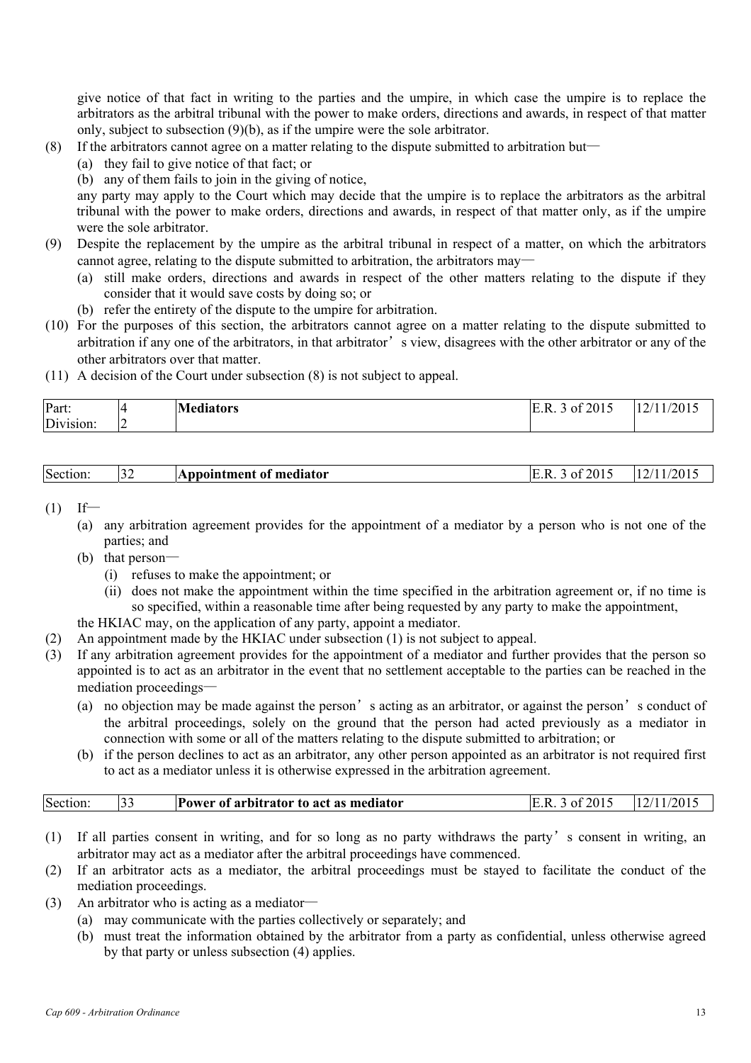give notice of that fact in writing to the parties and the umpire, in which case the umpire is to replace the arbitrators as the arbitral tribunal with the power to make orders, directions and awards, in respect of that matter only, subject to subsection (9)(b), as if the umpire were the sole arbitrator.

(8) If the arbitrators cannot agree on a matter relating to the dispute submitted to arbitration but—
  (a) they fail to give notice of that fact; or
  (b) any of them fails to join in the giving of notice,

  any party may apply to the Court which may decide that the umpire is to replace the arbitrators as the arbitral tribunal with the power to make orders, directions and awards, in respect of that matter only, as if the umpire were the sole arbitrator.

(9) Despite the replacement by the umpire as the arbitral tribunal in respect of a matter, on which the arbitrators cannot agree, relating to the dispute submitted to arbitration, the arbitrators may—
  (a) still make orders, directions and awards in respect of the other matters relating to the dispute if they consider that it would save costs by doing so; or
  (b) refer the entirety of the dispute to the umpire for arbitration.

(10) For the purposes of this section, the arbitrators cannot agree on a matter relating to the dispute submitted to arbitration if any one of the arbitrators, in that arbitrator's view, disagrees with the other arbitrator or any of the other arbitrators over that matter.

(11) A decision of the Court under subsection (8) is not subject to appeal.

| Part: | 4 | **Mediators** | E.R. 3 of 2015 | 12/11/2015 |
|---|---|---|---|---|
| Division: | 2 | | | |

| Section: | 32 | **Appointment of mediator** | E.R. 3 of 2015 | 12/11/2015 |
|---|---|---|---|---|

(1) If—
  (a) any arbitration agreement provides for the appointment of a mediator by a person who is not one of the parties; and
  (b) that person—
    (i) refuses to make the appointment; or
    (ii) does not make the appointment within the time specified in the arbitration agreement or, if no time is so specified, within a reasonable time after being requested by any party to make the appointment,

  the HKIAC may, on the application of any party, appoint a mediator.

(2) An appointment made by the HKIAC under subsection (1) is not subject to appeal.

(3) If any arbitration agreement provides for the appointment of a mediator and further provides that the person so appointed is to act as an arbitrator in the event that no settlement acceptable to the parties can be reached in the mediation proceedings—
  (a) no objection may be made against the person's acting as an arbitrator, or against the person's conduct of the arbitral proceedings, solely on the ground that the person had acted previously as a mediator in connection with some or all of the matters relating to the dispute submitted to arbitration; or
  (b) if the person declines to act as an arbitrator, any other person appointed as an arbitrator is not required first to act as a mediator unless it is otherwise expressed in the arbitration agreement.

| Section: | 33 | **Power of arbitrator to act as mediator** | E.R. 3 of 2015 | 12/11/2015 |
|---|---|---|---|---|

(1) If all parties consent in writing, and for so long as no party withdraws the party's consent in writing, an arbitrator may act as a mediator after the arbitral proceedings have commenced.

(2) If an arbitrator acts as a mediator, the arbitral proceedings must be stayed to facilitate the conduct of the mediation proceedings.

(3) An arbitrator who is acting as a mediator—
  (a) may communicate with the parties collectively or separately; and
  (b) must treat the information obtained by the arbitrator from a party as confidential, unless otherwise agreed by that party or unless subsection (4) applies.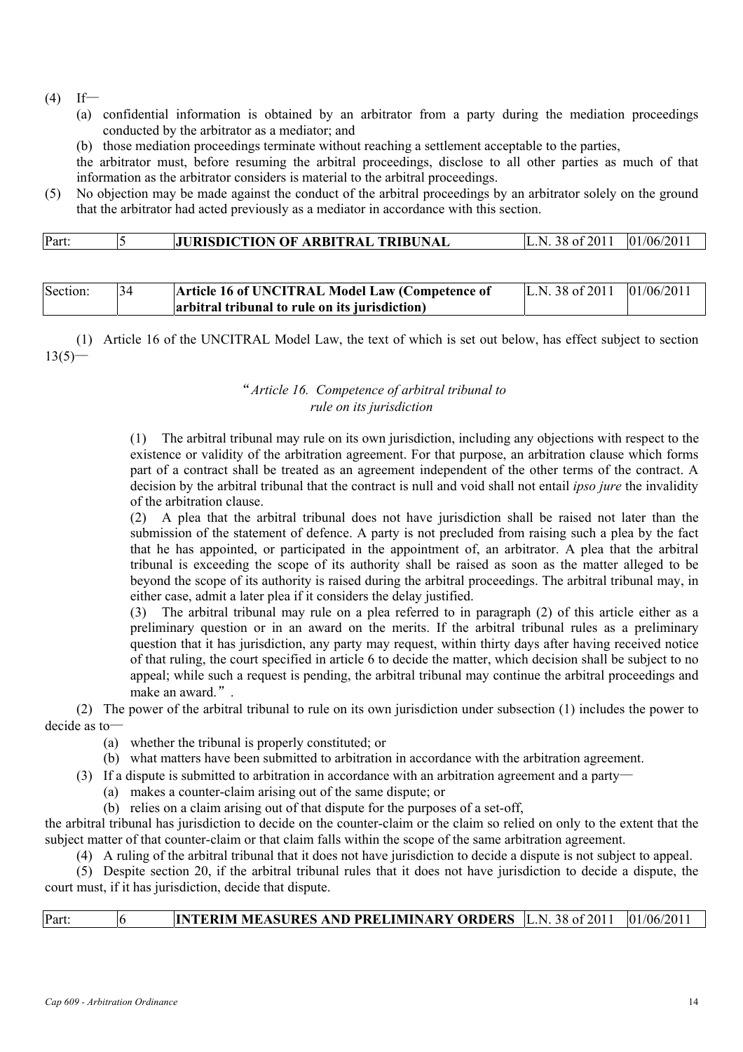(4) If—

(a) confidential information is obtained by an arbitrator from a party during the mediation proceedings conducted by the arbitrator as a mediator; and

(b) those mediation proceedings terminate without reaching a settlement acceptable to the parties,

the arbitrator must, before resuming the arbitral proceedings, disclose to all other parties as much of that information as the arbitrator considers is material to the arbitral proceedings.

(5) No objection may be made against the conduct of the arbitral proceedings by an arbitrator solely on the ground that the arbitrator had acted previously as a mediator in accordance with this section.

| Part: | 5 | **JURISDICTION OF ARBITRAL TRIBUNAL** | L.N. 38 of 2011 | 01/06/2011 |
|---|---|---|---|---|

| Section: | 34 | **Article 16 of UNCITRAL Model Law (Competence of arbitral tribunal to rule on its jurisdiction)** | L.N. 38 of 2011 | 01/06/2011 |
|---|---|---|---|---|

(1) Article 16 of the UNCITRAL Model Law, the text of which is set out below, has effect subject to section 13(5)—

"*Article 16. Competence of arbitral tribunal to rule on its jurisdiction*

(1) The arbitral tribunal may rule on its own jurisdiction, including any objections with respect to the existence or validity of the arbitration agreement. For that purpose, an arbitration clause which forms part of a contract shall be treated as an agreement independent of the other terms of the contract. A decision by the arbitral tribunal that the contract is null and void shall not entail *ipso jure* the invalidity of the arbitration clause.

(2) A plea that the arbitral tribunal does not have jurisdiction shall be raised not later than the submission of the statement of defence. A party is not precluded from raising such a plea by the fact that he has appointed, or participated in the appointment of, an arbitrator. A plea that the arbitral tribunal is exceeding the scope of its authority shall be raised as soon as the matter alleged to be beyond the scope of its authority is raised during the arbitral proceedings. The arbitral tribunal may, in either case, admit a later plea if it considers the delay justified.

(3) The arbitral tribunal may rule on a plea referred to in paragraph (2) of this article either as a preliminary question or in an award on the merits. If the arbitral tribunal rules as a preliminary question that it has jurisdiction, any party may request, within thirty days after having received notice of that ruling, the court specified in article 6 to decide the matter, which decision shall be subject to no appeal; while such a request is pending, the arbitral tribunal may continue the arbitral proceedings and make an award.".

(2) The power of the arbitral tribunal to rule on its own jurisdiction under subsection (1) includes the power to decide as to—

(a) whether the tribunal is properly constituted; or

(b) what matters have been submitted to arbitration in accordance with the arbitration agreement.

(3) If a dispute is submitted to arbitration in accordance with an arbitration agreement and a party—

(a) makes a counter-claim arising out of the same dispute; or

(b) relies on a claim arising out of that dispute for the purposes of a set-off,

the arbitral tribunal has jurisdiction to decide on the counter-claim or the claim so relied on only to the extent that the subject matter of that counter-claim or that claim falls within the scope of the same arbitration agreement.

(4) A ruling of the arbitral tribunal that it does not have jurisdiction to decide a dispute is not subject to appeal.

(5) Despite section 20, if the arbitral tribunal rules that it does not have jurisdiction to decide a dispute, the court must, if it has jurisdiction, decide that dispute.

| Part: | 6 | **INTERIM MEASURES AND PRELIMINARY ORDERS** | L.N. 38 of 2011 | 01/06/2011 |
|---|---|---|---|---|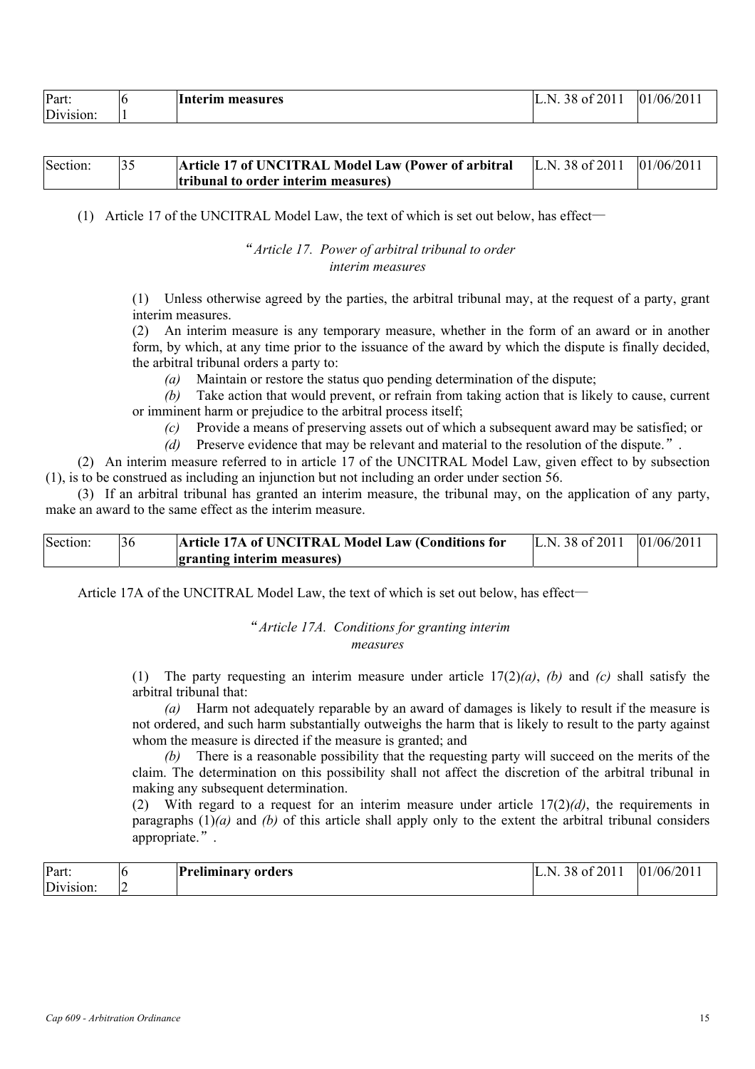| Part: | 6 | **Interim measures** | L.N. 38 of 2011 | 01/06/2011 |
|---|---|---|---|---|
| Division: | 1 | | | |

| Section: | 35 | **Article 17 of UNCITRAL Model Law (Power of arbitral tribunal to order interim measures)** | L.N. 38 of 2011 | 01/06/2011 |
|---|---|---|---|---|

(1) Article 17 of the UNCITRAL Model Law, the text of which is set out below, has effect—

“*Article 17. Power of arbitral tribunal to order interim measures*

(1) Unless otherwise agreed by the parties, the arbitral tribunal may, at the request of a party, grant interim measures.

(2) An interim measure is any temporary measure, whether in the form of an award or in another form, by which, at any time prior to the issuance of the award by which the dispute is finally decided, the arbitral tribunal orders a party to:

*(a)* Maintain or restore the status quo pending determination of the dispute;

*(b)* Take action that would prevent, or refrain from taking action that is likely to cause, current or imminent harm or prejudice to the arbitral process itself;

*(c)* Provide a means of preserving assets out of which a subsequent award may be satisfied; or

*(d)* Preserve evidence that may be relevant and material to the resolution of the dispute.”.

(2) An interim measure referred to in article 17 of the UNCITRAL Model Law, given effect to by subsection (1), is to be construed as including an injunction but not including an order under section 56.

(3) If an arbitral tribunal has granted an interim measure, the tribunal may, on the application of any party, make an award to the same effect as the interim measure.

| Section: | 36 | **Article 17A of UNCITRAL Model Law (Conditions for granting interim measures)** | L.N. 38 of 2011 | 01/06/2011 |
|---|---|---|---|---|

Article 17A of the UNCITRAL Model Law, the text of which is set out below, has effect—

“*Article 17A. Conditions for granting interim measures*

(1) The party requesting an interim measure under article 17(2)*(a)*, *(b)* and *(c)* shall satisfy the arbitral tribunal that:

*(a)* Harm not adequately reparable by an award of damages is likely to result if the measure is not ordered, and such harm substantially outweighs the harm that is likely to result to the party against whom the measure is directed if the measure is granted; and

*(b)* There is a reasonable possibility that the requesting party will succeed on the merits of the claim. The determination on this possibility shall not affect the discretion of the arbitral tribunal in making any subsequent determination.

(2) With regard to a request for an interim measure under article 17(2)*(d)*, the requirements in paragraphs (1)*(a)* and *(b)* of this article shall apply only to the extent the arbitral tribunal considers appropriate.”.

| Part: | 6 | **Preliminary orders** | L.N. 38 of 2011 | 01/06/2011 |
|---|---|---|---|---|
| Division: | 2 | | | |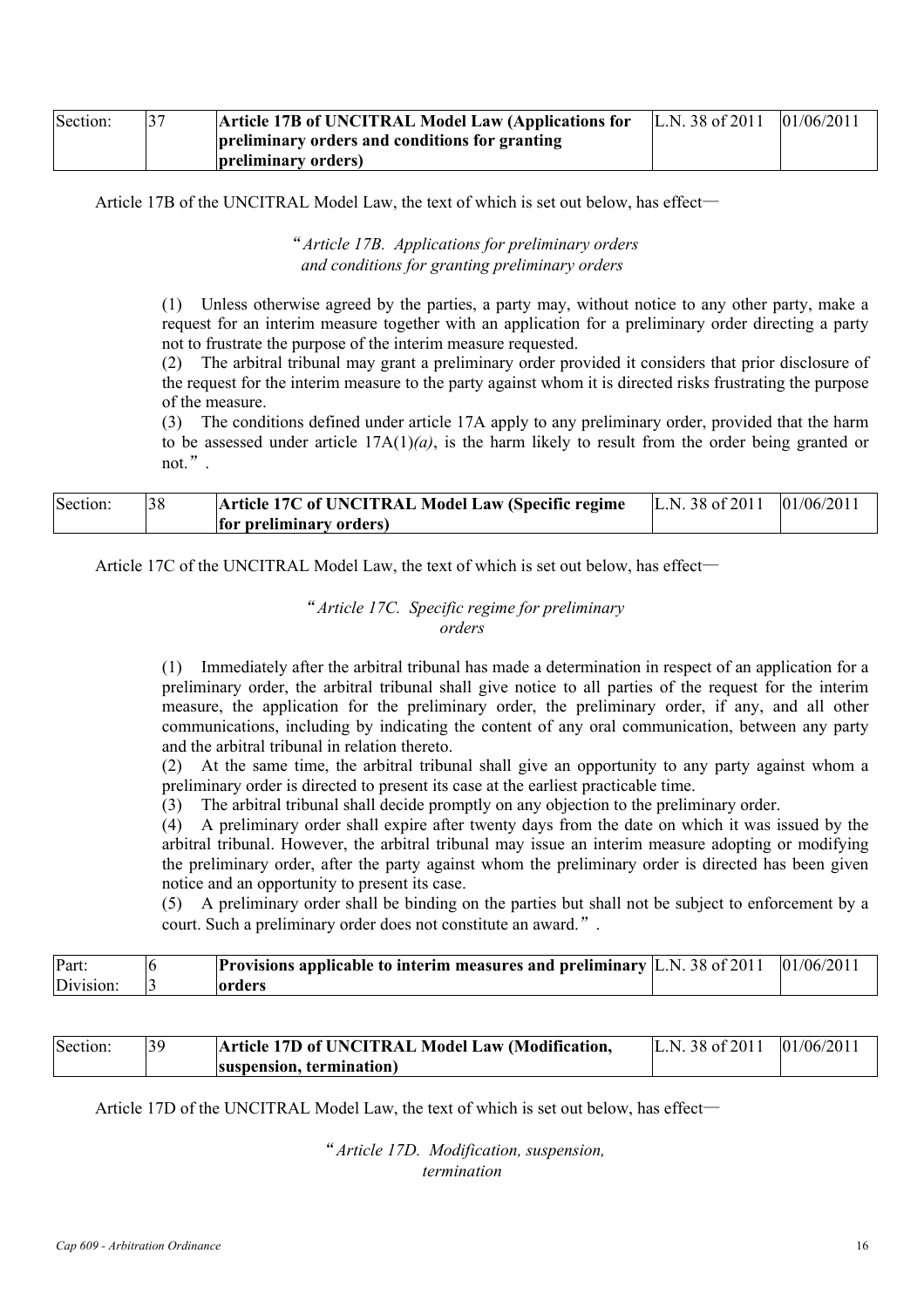| Section: | 37 | Article 17B of UNCITRAL Model Law (Applications for preliminary orders and conditions for granting preliminary orders) | L.N. 38 of 2011 | 01/06/2011 |
|---|---|---|---|---|

Article 17B of the UNCITRAL Model Law, the text of which is set out below, has effect—

*"Article 17B. Applications for preliminary orders and conditions for granting preliminary orders*

(1) Unless otherwise agreed by the parties, a party may, without notice to any other party, make a request for an interim measure together with an application for a preliminary order directing a party not to frustrate the purpose of the interim measure requested.

(2) The arbitral tribunal may grant a preliminary order provided it considers that prior disclosure of the request for the interim measure to the party against whom it is directed risks frustrating the purpose of the measure.

(3) The conditions defined under article 17A apply to any preliminary order, provided that the harm to be assessed under article 17A(1)*(a)*, is the harm likely to result from the order being granted or not.".

| Section: | 38 | Article 17C of UNCITRAL Model Law (Specific regime for preliminary orders) | L.N. 38 of 2011 | 01/06/2011 |
|---|---|---|---|---|

Article 17C of the UNCITRAL Model Law, the text of which is set out below, has effect—

*"Article 17C. Specific regime for preliminary orders*

(1) Immediately after the arbitral tribunal has made a determination in respect of an application for a preliminary order, the arbitral tribunal shall give notice to all parties of the request for the interim measure, the application for the preliminary order, the preliminary order, if any, and all other communications, including by indicating the content of any oral communication, between any party and the arbitral tribunal in relation thereto.

(2) At the same time, the arbitral tribunal shall give an opportunity to any party against whom a preliminary order is directed to present its case at the earliest practicable time.

(3) The arbitral tribunal shall decide promptly on any objection to the preliminary order.

(4) A preliminary order shall expire after twenty days from the date on which it was issued by the arbitral tribunal. However, the arbitral tribunal may issue an interim measure adopting or modifying the preliminary order, after the party against whom the preliminary order is directed has been given notice and an opportunity to present its case.

(5) A preliminary order shall be binding on the parties but shall not be subject to enforcement by a court. Such a preliminary order does not constitute an award.".

| Part: | 6 | Provisions applicable to interim measures and preliminary orders | L.N. 38 of 2011 | 01/06/2011 |
|---|---|---|---|---|
| Division: | 3 | | | |

| Section: | 39 | Article 17D of UNCITRAL Model Law (Modification, suspension, termination) | L.N. 38 of 2011 | 01/06/2011 |
|---|---|---|---|---|

Article 17D of the UNCITRAL Model Law, the text of which is set out below, has effect—

*"Article 17D. Modification, suspension, termination*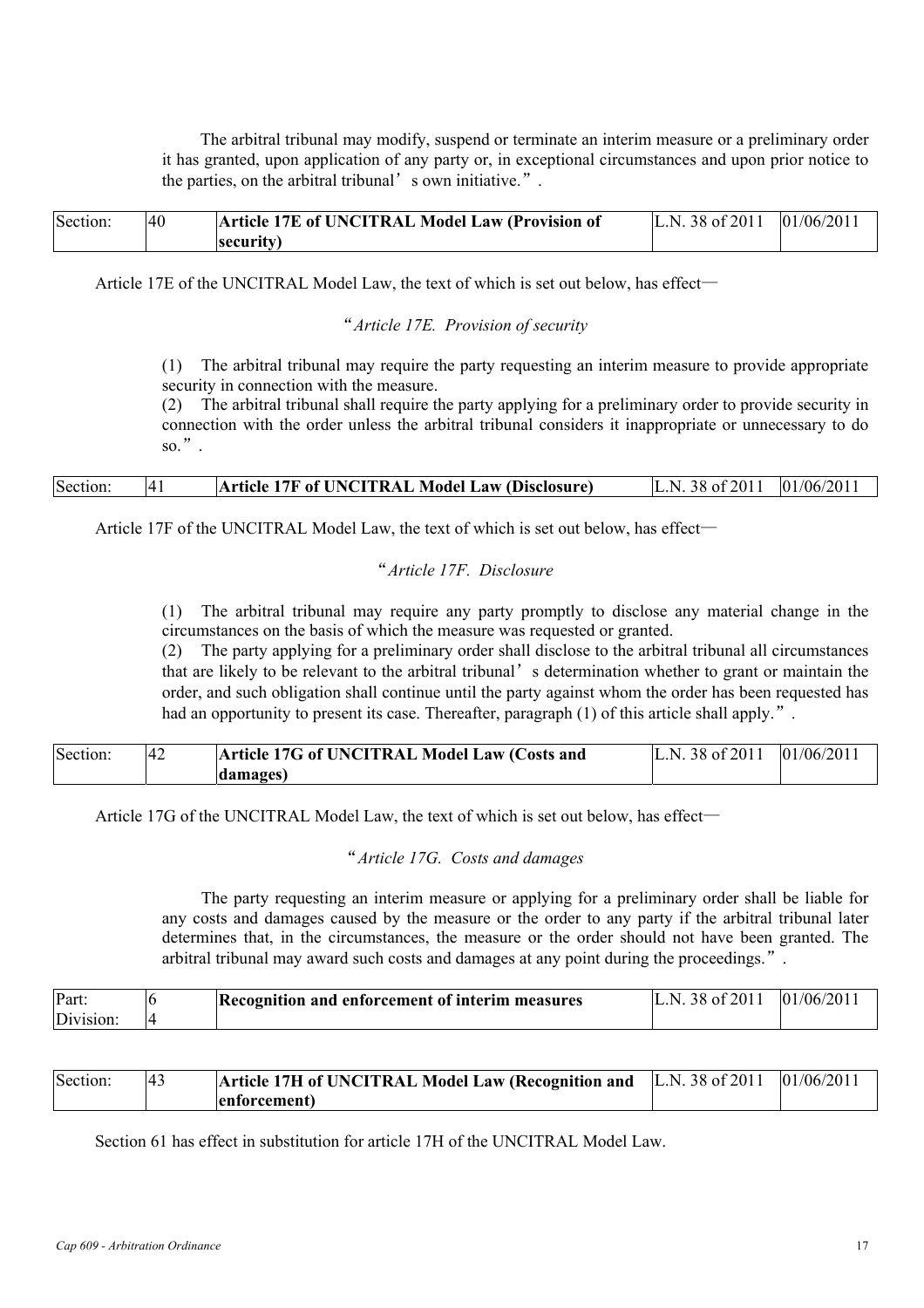The arbitral tribunal may modify, suspend or terminate an interim measure or a preliminary order it has granted, upon application of any party or, in exceptional circumstances and upon prior notice to the parties, on the arbitral tribunal's own initiative.".

| Section: | 40 | **Article 17E of UNCITRAL Model Law (Provision of security)** | L.N. 38 of 2011 | 01/06/2011 |
|---|---|---|---|---|

Article 17E of the UNCITRAL Model Law, the text of which is set out below, has effect—

"*Article 17E. Provision of security*

(1) The arbitral tribunal may require the party requesting an interim measure to provide appropriate security in connection with the measure.

(2) The arbitral tribunal shall require the party applying for a preliminary order to provide security in connection with the order unless the arbitral tribunal considers it inappropriate or unnecessary to do so.".

| Section: | 41 | **Article 17F of UNCITRAL Model Law (Disclosure)** | L.N. 38 of 2011 | 01/06/2011 |
|---|---|---|---|---|

Article 17F of the UNCITRAL Model Law, the text of which is set out below, has effect—

"*Article 17F. Disclosure*

(1) The arbitral tribunal may require any party promptly to disclose any material change in the circumstances on the basis of which the measure was requested or granted.

(2) The party applying for a preliminary order shall disclose to the arbitral tribunal all circumstances that are likely to be relevant to the arbitral tribunal's determination whether to grant or maintain the order, and such obligation shall continue until the party against whom the order has been requested has had an opportunity to present its case. Thereafter, paragraph (1) of this article shall apply.".

| Section: | 42 | **Article 17G of UNCITRAL Model Law (Costs and damages)** | L.N. 38 of 2011 | 01/06/2011 |
|---|---|---|---|---|

Article 17G of the UNCITRAL Model Law, the text of which is set out below, has effect—

"*Article 17G. Costs and damages*

The party requesting an interim measure or applying for a preliminary order shall be liable for any costs and damages caused by the measure or the order to any party if the arbitral tribunal later determines that, in the circumstances, the measure or the order should not have been granted. The arbitral tribunal may award such costs and damages at any point during the proceedings.".

| Part: Division: | 6 4 | **Recognition and enforcement of interim measures** | L.N. 38 of 2011 | 01/06/2011 |
|---|---|---|---|---|

| Section: | 43 | **Article 17H of UNCITRAL Model Law (Recognition and enforcement)** | L.N. 38 of 2011 | 01/06/2011 |
|---|---|---|---|---|

Section 61 has effect in substitution for article 17H of the UNCITRAL Model Law.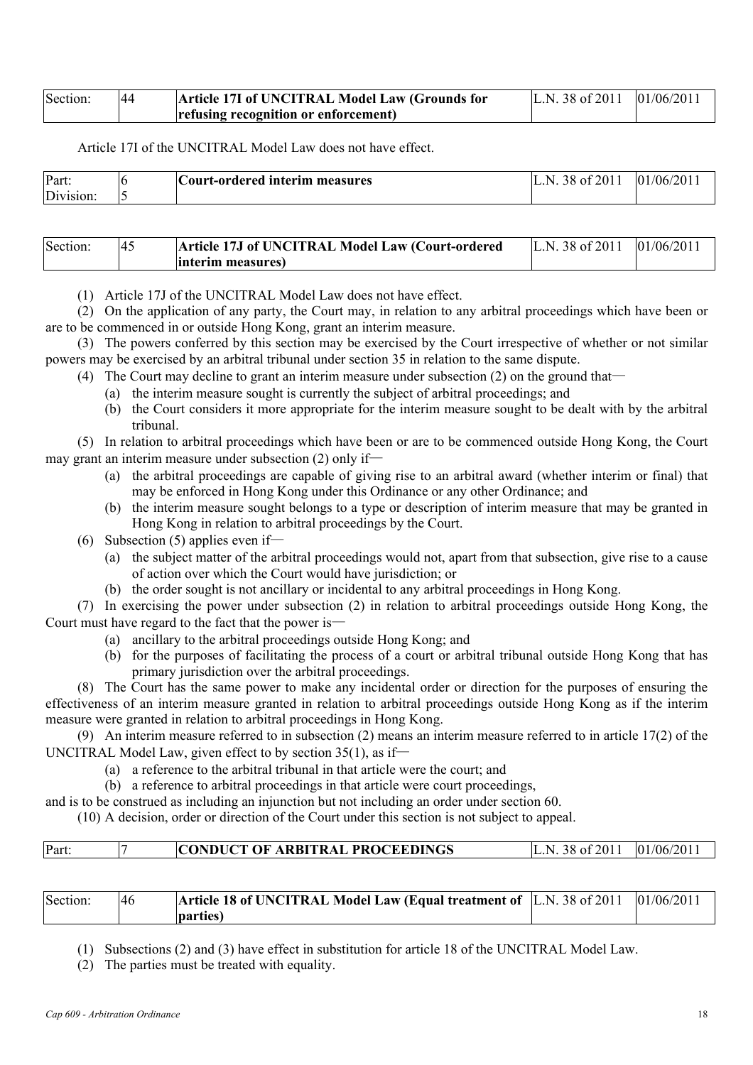| Section: | 44 | **Article 17I of UNCITRAL Model Law (Grounds for refusing recognition or enforcement)** | L.N. 38 of 2011 | 01/06/2011 |
|---|---|---|---|---|

Article 17I of the UNCITRAL Model Law does not have effect.

| Part: Division: | 6 5 | **Court-ordered interim measures** | L.N. 38 of 2011 | 01/06/2011 |
|---|---|---|---|---|

| Section: | 45 | **Article 17J of UNCITRAL Model Law (Court-ordered interim measures)** | L.N. 38 of 2011 | 01/06/2011 |
|---|---|---|---|---|

(1) Article 17J of the UNCITRAL Model Law does not have effect.

(2) On the application of any party, the Court may, in relation to any arbitral proceedings which have been or are to be commenced in or outside Hong Kong, grant an interim measure.

(3) The powers conferred by this section may be exercised by the Court irrespective of whether or not similar powers may be exercised by an arbitral tribunal under section 35 in relation to the same dispute.

(4) The Court may decline to grant an interim measure under subsection (2) on the ground that—

- (a) the interim measure sought is currently the subject of arbitral proceedings; and
- (b) the Court considers it more appropriate for the interim measure sought to be dealt with by the arbitral tribunal.

(5) In relation to arbitral proceedings which have been or are to be commenced outside Hong Kong, the Court may grant an interim measure under subsection (2) only if—

- (a) the arbitral proceedings are capable of giving rise to an arbitral award (whether interim or final) that may be enforced in Hong Kong under this Ordinance or any other Ordinance; and
- (b) the interim measure sought belongs to a type or description of interim measure that may be granted in Hong Kong in relation to arbitral proceedings by the Court.

(6) Subsection (5) applies even if—

- (a) the subject matter of the arbitral proceedings would not, apart from that subsection, give rise to a cause of action over which the Court would have jurisdiction; or
- (b) the order sought is not ancillary or incidental to any arbitral proceedings in Hong Kong.

(7) In exercising the power under subsection (2) in relation to arbitral proceedings outside Hong Kong, the Court must have regard to the fact that the power is—

- (a) ancillary to the arbitral proceedings outside Hong Kong; and
- (b) for the purposes of facilitating the process of a court or arbitral tribunal outside Hong Kong that has primary jurisdiction over the arbitral proceedings.

(8) The Court has the same power to make any incidental order or direction for the purposes of ensuring the effectiveness of an interim measure granted in relation to arbitral proceedings outside Hong Kong as if the interim measure were granted in relation to arbitral proceedings in Hong Kong.

(9) An interim measure referred to in subsection (2) means an interim measure referred to in article 17(2) of the UNCITRAL Model Law, given effect to by section 35(1), as if—

- (a) a reference to the arbitral tribunal in that article were the court; and
- (b) a reference to arbitral proceedings in that article were court proceedings,

and is to be construed as including an injunction but not including an order under section 60.

(10) A decision, order or direction of the Court under this section is not subject to appeal.

| Part: | 7 | **CONDUCT OF ARBITRAL PROCEEDINGS** | L.N. 38 of 2011 | 01/06/2011 |
|---|---|---|---|---|

| Section: | 46 | **Article 18 of UNCITRAL Model Law (Equal treatment of parties)** | L.N. 38 of 2011 | 01/06/2011 |
|---|---|---|---|---|

(1) Subsections (2) and (3) have effect in substitution for article 18 of the UNCITRAL Model Law.

(2) The parties must be treated with equality.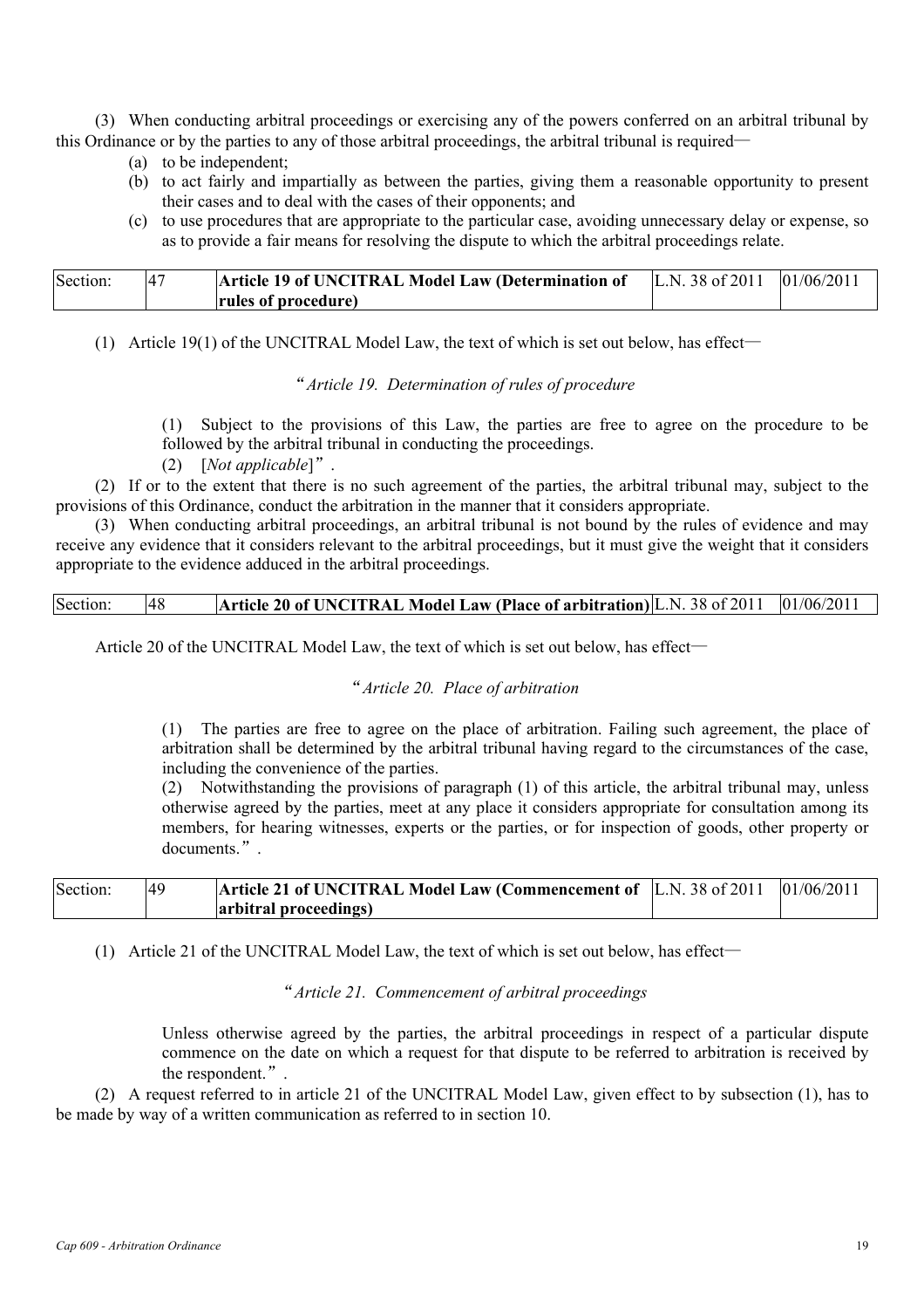(3) When conducting arbitral proceedings or exercising any of the powers conferred on an arbitral tribunal by this Ordinance or by the parties to any of those arbitral proceedings, the arbitral tribunal is required—

- (a) to be independent;
- (b) to act fairly and impartially as between the parties, giving them a reasonable opportunity to present their cases and to deal with the cases of their opponents; and
- (c) to use procedures that are appropriate to the particular case, avoiding unnecessary delay or expense, so as to provide a fair means for resolving the dispute to which the arbitral proceedings relate.

| Section: | 47 | **Article 19 of UNCITRAL Model Law (Determination of rules of procedure)** | L.N. 38 of 2011 | 01/06/2011 |
|---|---|---|---|---|

(1) Article 19(1) of the UNCITRAL Model Law, the text of which is set out below, has effect—

"*Article 19. Determination of rules of procedure*

(1) Subject to the provisions of this Law, the parties are free to agree on the procedure to be followed by the arbitral tribunal in conducting the proceedings.

(2) [*Not applicable*]".

(2) If or to the extent that there is no such agreement of the parties, the arbitral tribunal may, subject to the provisions of this Ordinance, conduct the arbitration in the manner that it considers appropriate.

(3) When conducting arbitral proceedings, an arbitral tribunal is not bound by the rules of evidence and may receive any evidence that it considers relevant to the arbitral proceedings, but it must give the weight that it considers appropriate to the evidence adduced in the arbitral proceedings.

| Section: | 48 | **Article 20 of UNCITRAL Model Law (Place of arbitration)** | L.N. 38 of 2011 | 01/06/2011 |
|---|---|---|---|---|

Article 20 of the UNCITRAL Model Law, the text of which is set out below, has effect—

"*Article 20. Place of arbitration*

(1) The parties are free to agree on the place of arbitration. Failing such agreement, the place of arbitration shall be determined by the arbitral tribunal having regard to the circumstances of the case, including the convenience of the parties.

(2) Notwithstanding the provisions of paragraph (1) of this article, the arbitral tribunal may, unless otherwise agreed by the parties, meet at any place it considers appropriate for consultation among its members, for hearing witnesses, experts or the parties, or for inspection of goods, other property or documents.".

| Section: | 49 | **Article 21 of UNCITRAL Model Law (Commencement of arbitral proceedings)** | L.N. 38 of 2011 | 01/06/2011 |
|---|---|---|---|---|

(1) Article 21 of the UNCITRAL Model Law, the text of which is set out below, has effect—

"*Article 21. Commencement of arbitral proceedings*

Unless otherwise agreed by the parties, the arbitral proceedings in respect of a particular dispute commence on the date on which a request for that dispute to be referred to arbitration is received by the respondent.".

(2) A request referred to in article 21 of the UNCITRAL Model Law, given effect to by subsection (1), has to be made by way of a written communication as referred to in section 10.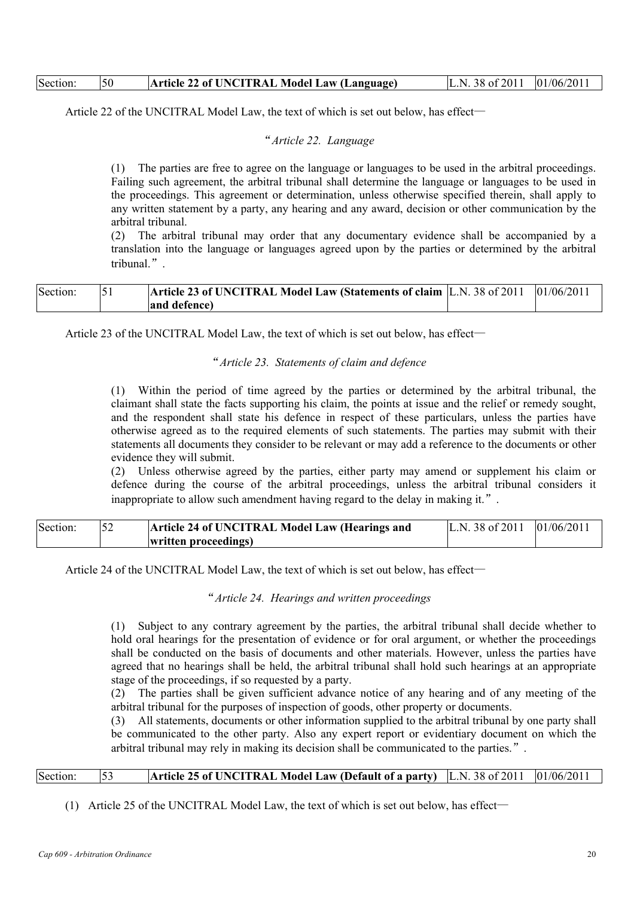| Section: | 50 | **Article 22 of UNCITRAL Model Law (Language)** | L.N. 38 of 2011 | 01/06/2011 |
|---|---|---|---|---|

Article 22 of the UNCITRAL Model Law, the text of which is set out below, has effect—

"*Article 22. Language*

(1) The parties are free to agree on the language or languages to be used in the arbitral proceedings. Failing such agreement, the arbitral tribunal shall determine the language or languages to be used in the proceedings. This agreement or determination, unless otherwise specified therein, shall apply to any written statement by a party, any hearing and any award, decision or other communication by the arbitral tribunal.

(2) The arbitral tribunal may order that any documentary evidence shall be accompanied by a translation into the language or languages agreed upon by the parties or determined by the arbitral tribunal.".

| Section: | 51 | **Article 23 of UNCITRAL Model Law (Statements of claim and defence)** | L.N. 38 of 2011 | 01/06/2011 |
|---|---|---|---|---|

Article 23 of the UNCITRAL Model Law, the text of which is set out below, has effect—

"*Article 23. Statements of claim and defence*

(1) Within the period of time agreed by the parties or determined by the arbitral tribunal, the claimant shall state the facts supporting his claim, the points at issue and the relief or remedy sought, and the respondent shall state his defence in respect of these particulars, unless the parties have otherwise agreed as to the required elements of such statements. The parties may submit with their statements all documents they consider to be relevant or may add a reference to the documents or other evidence they will submit.

(2) Unless otherwise agreed by the parties, either party may amend or supplement his claim or defence during the course of the arbitral proceedings, unless the arbitral tribunal considers it inappropriate to allow such amendment having regard to the delay in making it.".

| Section: | 52 | **Article 24 of UNCITRAL Model Law (Hearings and written proceedings)** | L.N. 38 of 2011 | 01/06/2011 |
|---|---|---|---|---|

Article 24 of the UNCITRAL Model Law, the text of which is set out below, has effect—

"*Article 24. Hearings and written proceedings*

(1) Subject to any contrary agreement by the parties, the arbitral tribunal shall decide whether to hold oral hearings for the presentation of evidence or for oral argument, or whether the proceedings shall be conducted on the basis of documents and other materials. However, unless the parties have agreed that no hearings shall be held, the arbitral tribunal shall hold such hearings at an appropriate stage of the proceedings, if so requested by a party.

(2) The parties shall be given sufficient advance notice of any hearing and of any meeting of the arbitral tribunal for the purposes of inspection of goods, other property or documents.

(3) All statements, documents or other information supplied to the arbitral tribunal by one party shall be communicated to the other party. Also any expert report or evidentiary document on which the arbitral tribunal may rely in making its decision shall be communicated to the parties.".

| Section: | 53 | **Article 25 of UNCITRAL Model Law (Default of a party)** | L.N. 38 of 2011 | 01/06/2011 |
|---|---|---|---|---|

(1) Article 25 of the UNCITRAL Model Law, the text of which is set out below, has effect—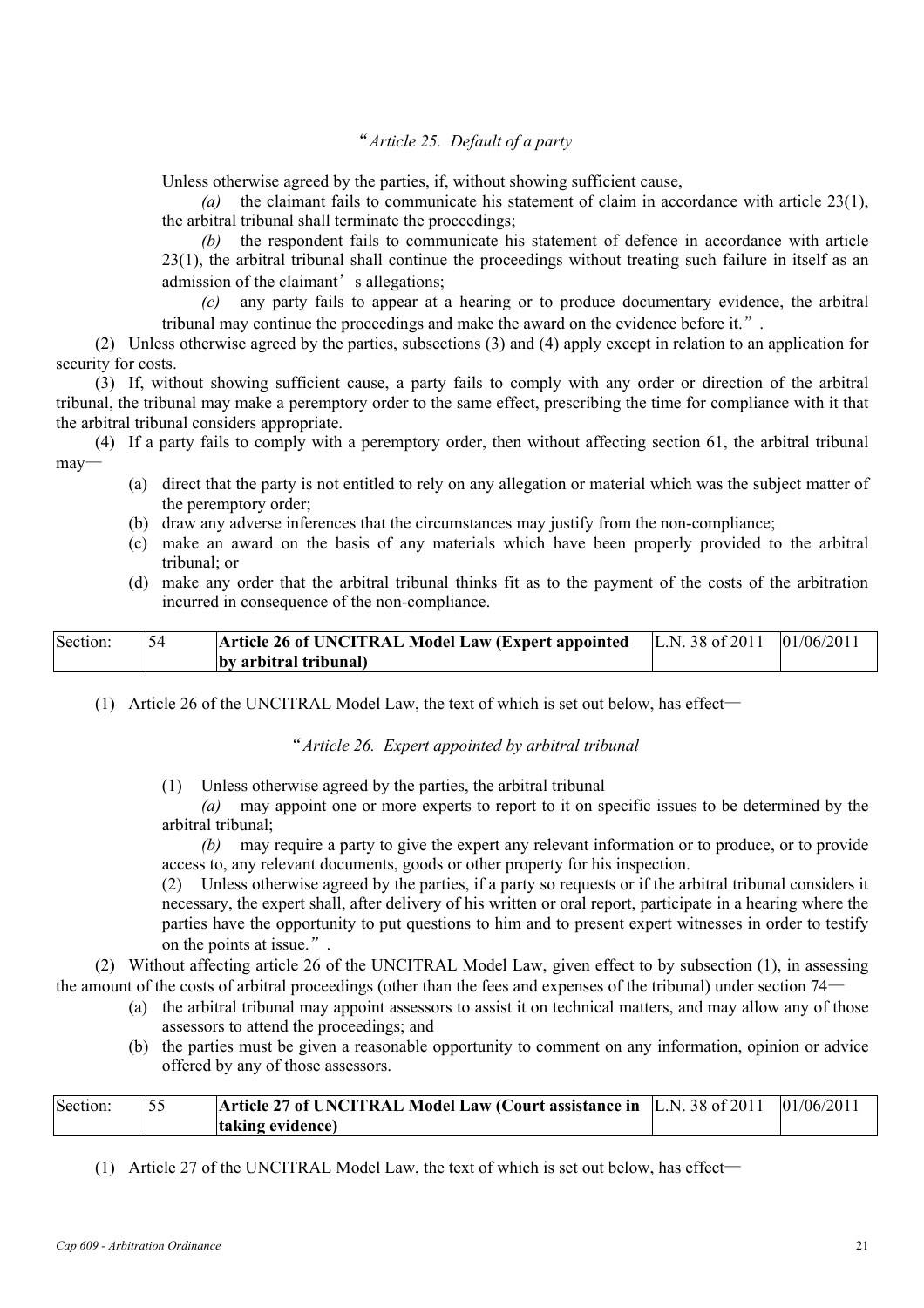"*Article 25. Default of a party*

Unless otherwise agreed by the parties, if, without showing sufficient cause,

*(a)* the claimant fails to communicate his statement of claim in accordance with article 23(1), the arbitral tribunal shall terminate the proceedings;

*(b)* the respondent fails to communicate his statement of defence in accordance with article 23(1), the arbitral tribunal shall continue the proceedings without treating such failure in itself as an admission of the claimant's allegations;

*(c)* any party fails to appear at a hearing or to produce documentary evidence, the arbitral tribunal may continue the proceedings and make the award on the evidence before it.".

(2) Unless otherwise agreed by the parties, subsections (3) and (4) apply except in relation to an application for security for costs.

(3) If, without showing sufficient cause, a party fails to comply with any order or direction of the arbitral tribunal, the tribunal may make a peremptory order to the same effect, prescribing the time for compliance with it that the arbitral tribunal considers appropriate.

(4) If a party fails to comply with a peremptory order, then without affecting section 61, the arbitral tribunal may—

- (a) direct that the party is not entitled to rely on any allegation or material which was the subject matter of the peremptory order;
- (b) draw any adverse inferences that the circumstances may justify from the non-compliance;
- (c) make an award on the basis of any materials which have been properly provided to the arbitral tribunal; or
- (d) make any order that the arbitral tribunal thinks fit as to the payment of the costs of the arbitration incurred in consequence of the non-compliance.

| Section: | 54 | **Article 26 of UNCITRAL Model Law (Expert appointed by arbitral tribunal)** | L.N. 38 of 2011 | 01/06/2011 |
|---|---|---|---|---|

(1) Article 26 of the UNCITRAL Model Law, the text of which is set out below, has effect—

"*Article 26. Expert appointed by arbitral tribunal*

(1) Unless otherwise agreed by the parties, the arbitral tribunal

*(a)* may appoint one or more experts to report to it on specific issues to be determined by the arbitral tribunal;

*(b)* may require a party to give the expert any relevant information or to produce, or to provide access to, any relevant documents, goods or other property for his inspection.

(2) Unless otherwise agreed by the parties, if a party so requests or if the arbitral tribunal considers it necessary, the expert shall, after delivery of his written or oral report, participate in a hearing where the parties have the opportunity to put questions to him and to present expert witnesses in order to testify on the points at issue.".

(2) Without affecting article 26 of the UNCITRAL Model Law, given effect to by subsection (1), in assessing the amount of the costs of arbitral proceedings (other than the fees and expenses of the tribunal) under section 74—

- (a) the arbitral tribunal may appoint assessors to assist it on technical matters, and may allow any of those assessors to attend the proceedings; and
- (b) the parties must be given a reasonable opportunity to comment on any information, opinion or advice offered by any of those assessors.

| Section: | 55 | **Article 27 of UNCITRAL Model Law (Court assistance in taking evidence)** | L.N. 38 of 2011 | 01/06/2011 |
|---|---|---|---|---|

(1) Article 27 of the UNCITRAL Model Law, the text of which is set out below, has effect—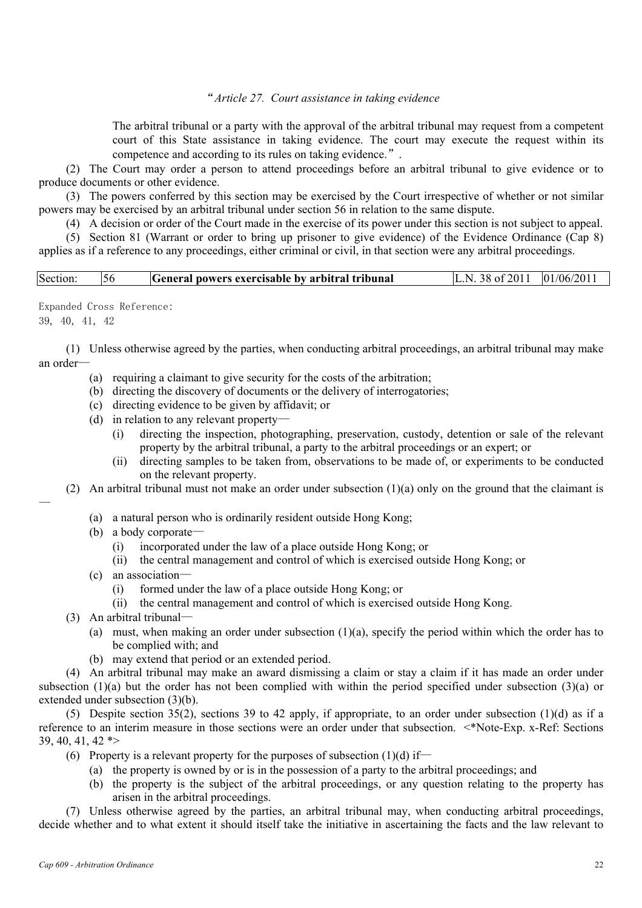"*Article 27. Court assistance in taking evidence*

The arbitral tribunal or a party with the approval of the arbitral tribunal may request from a competent court of this State assistance in taking evidence. The court may execute the request within its competence and according to its rules on taking evidence.".

(2) The Court may order a person to attend proceedings before an arbitral tribunal to give evidence or to produce documents or other evidence.

(3) The powers conferred by this section may be exercised by the Court irrespective of whether or not similar powers may be exercised by an arbitral tribunal under section 56 in relation to the same dispute.

(4) A decision or order of the Court made in the exercise of its power under this section is not subject to appeal.

(5) Section 81 (Warrant or order to bring up prisoner to give evidence) of the Evidence Ordinance (Cap 8) applies as if a reference to any proceedings, either criminal or civil, in that section were any arbitral proceedings.

| Section: | 56 | **General powers exercisable by arbitral tribunal** | L.N. 38 of 2011 | 01/06/2011 |
|---|---|---|---|---|

Expanded Cross Reference:
39, 40, 41, 42

(1) Unless otherwise agreed by the parties, when conducting arbitral proceedings, an arbitral tribunal may make an order—

- (a) requiring a claimant to give security for the costs of the arbitration;
- (b) directing the discovery of documents or the delivery of interrogatories;
- (c) directing evidence to be given by affidavit; or
- (d) in relation to any relevant property—
  - (i) directing the inspection, photographing, preservation, custody, detention or sale of the relevant property by the arbitral tribunal, a party to the arbitral proceedings or an expert; or
  - (ii) directing samples to be taken from, observations to be made of, or experiments to be conducted on the relevant property.

(2) An arbitral tribunal must not make an order under subsection (1)(a) only on the ground that the claimant is—

- (a) a natural person who is ordinarily resident outside Hong Kong;
- (b) a body corporate—
  - (i) incorporated under the law of a place outside Hong Kong; or
  - (ii) the central management and control of which is exercised outside Hong Kong; or
- (c) an association—
  - (i) formed under the law of a place outside Hong Kong; or
  - (ii) the central management and control of which is exercised outside Hong Kong.

(3) An arbitral tribunal—

- (a) must, when making an order under subsection (1)(a), specify the period within which the order has to be complied with; and
- (b) may extend that period or an extended period.

(4) An arbitral tribunal may make an award dismissing a claim or stay a claim if it has made an order under subsection (1)(a) but the order has not been complied with within the period specified under subsection (3)(a) or extended under subsection (3)(b).

(5) Despite section 35(2), sections 39 to 42 apply, if appropriate, to an order under subsection (1)(d) as if a reference to an interim measure in those sections were an order under that subsection. <*Note-Exp. x-Ref: Sections 39, 40, 41, 42 *>

(6) Property is a relevant property for the purposes of subsection (1)(d) if—

- (a) the property is owned by or is in the possession of a party to the arbitral proceedings; and
- (b) the property is the subject of the arbitral proceedings, or any question relating to the property has arisen in the arbitral proceedings.

(7) Unless otherwise agreed by the parties, an arbitral tribunal may, when conducting arbitral proceedings, decide whether and to what extent it should itself take the initiative in ascertaining the facts and the law relevant to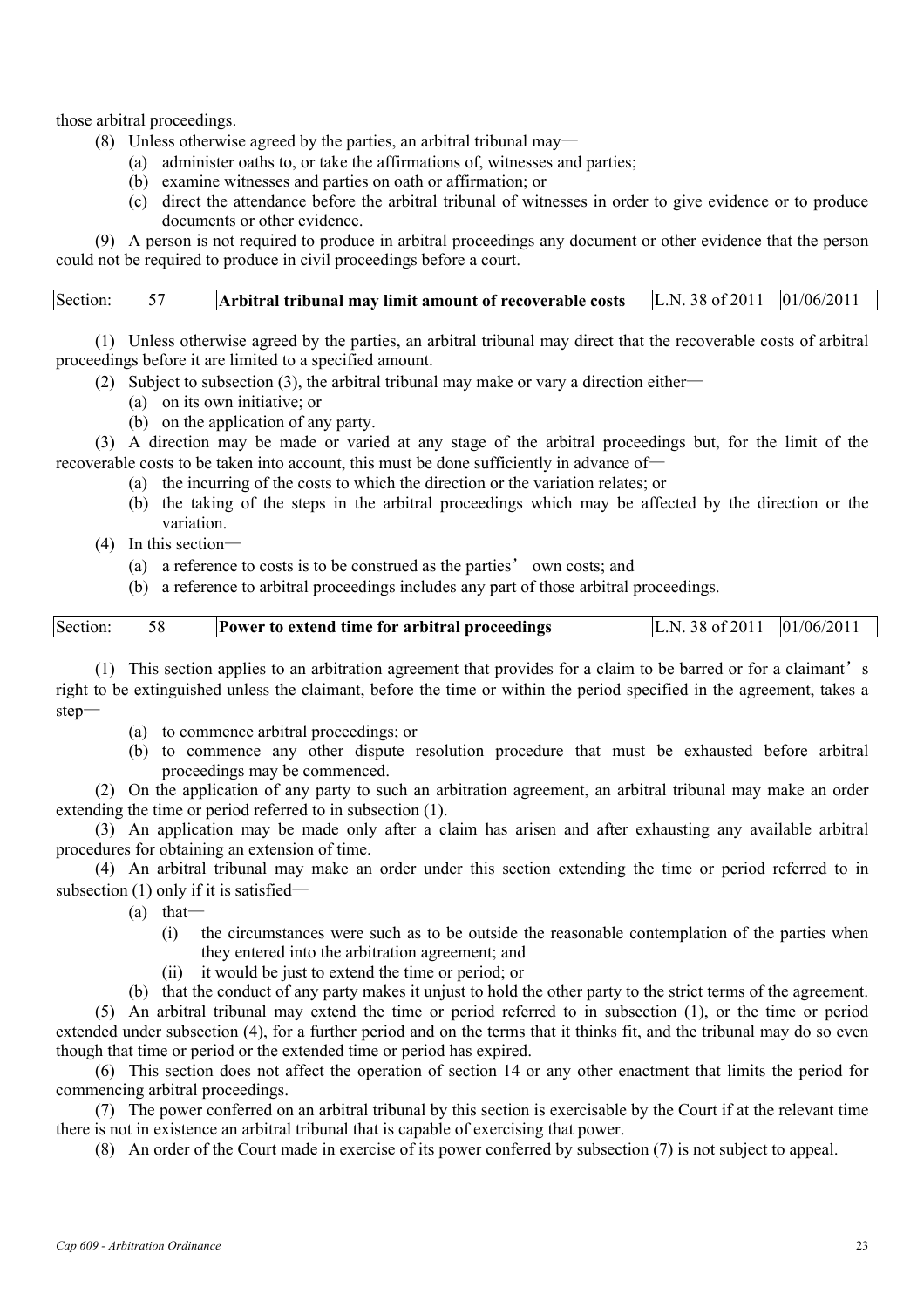those arbitral proceedings.

(8) Unless otherwise agreed by the parties, an arbitral tribunal may—

(a) administer oaths to, or take the affirmations of, witnesses and parties;

(b) examine witnesses and parties on oath or affirmation; or

(c) direct the attendance before the arbitral tribunal of witnesses in order to give evidence or to produce documents or other evidence.

(9) A person is not required to produce in arbitral proceedings any document or other evidence that the person could not be required to produce in civil proceedings before a court.

| Section: | 57 | **Arbitral tribunal may limit amount of recoverable costs** | L.N. 38 of 2011 | 01/06/2011 |
|---|---|---|---|---|

(1) Unless otherwise agreed by the parties, an arbitral tribunal may direct that the recoverable costs of arbitral proceedings before it are limited to a specified amount.

(2) Subject to subsection (3), the arbitral tribunal may make or vary a direction either—

(a) on its own initiative; or

(b) on the application of any party.

(3) A direction may be made or varied at any stage of the arbitral proceedings but, for the limit of the recoverable costs to be taken into account, this must be done sufficiently in advance of—

(a) the incurring of the costs to which the direction or the variation relates; or

(b) the taking of the steps in the arbitral proceedings which may be affected by the direction or the variation.

(4) In this section—

(a) a reference to costs is to be construed as the parties' own costs; and

(b) a reference to arbitral proceedings includes any part of those arbitral proceedings.

| Section: | 58 | **Power to extend time for arbitral proceedings** | L.N. 38 of 2011 | 01/06/2011 |
|---|---|---|---|---|

(1) This section applies to an arbitration agreement that provides for a claim to be barred or for a claimant's right to be extinguished unless the claimant, before the time or within the period specified in the agreement, takes a step—

(a) to commence arbitral proceedings; or

(b) to commence any other dispute resolution procedure that must be exhausted before arbitral proceedings may be commenced.

(2) On the application of any party to such an arbitration agreement, an arbitral tribunal may make an order extending the time or period referred to in subsection (1).

(3) An application may be made only after a claim has arisen and after exhausting any available arbitral procedures for obtaining an extension of time.

(4) An arbitral tribunal may make an order under this section extending the time or period referred to in subsection (1) only if it is satisfied—

(a) that—

(i) the circumstances were such as to be outside the reasonable contemplation of the parties when they entered into the arbitration agreement; and

(ii) it would be just to extend the time or period; or

(b) that the conduct of any party makes it unjust to hold the other party to the strict terms of the agreement.

(5) An arbitral tribunal may extend the time or period referred to in subsection (1), or the time or period extended under subsection (4), for a further period and on the terms that it thinks fit, and the tribunal may do so even though that time or period or the extended time or period has expired.

(6) This section does not affect the operation of section 14 or any other enactment that limits the period for commencing arbitral proceedings.

(7) The power conferred on an arbitral tribunal by this section is exercisable by the Court if at the relevant time there is not in existence an arbitral tribunal that is capable of exercising that power.

(8) An order of the Court made in exercise of its power conferred by subsection (7) is not subject to appeal.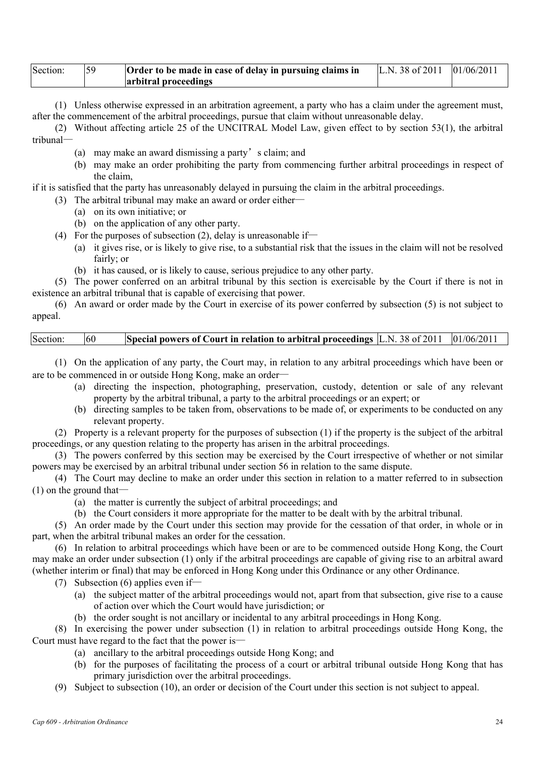| Section: | 59 | **Order to be made in case of delay in pursuing claims in arbitral proceedings** | L.N. 38 of 2011 | 01/06/2011 |
|---|---|---|---|---|

(1) Unless otherwise expressed in an arbitration agreement, a party who has a claim under the agreement must, after the commencement of the arbitral proceedings, pursue that claim without unreasonable delay.

(2) Without affecting article 25 of the UNCITRAL Model Law, given effect to by section 53(1), the arbitral tribunal—

- (a) may make an award dismissing a party's claim; and
- (b) may make an order prohibiting the party from commencing further arbitral proceedings in respect of the claim,

if it is satisfied that the party has unreasonably delayed in pursuing the claim in the arbitral proceedings.

(3) The arbitral tribunal may make an award or order either—

- (a) on its own initiative; or
- (b) on the application of any other party.

(4) For the purposes of subsection (2), delay is unreasonable if—

- (a) it gives rise, or is likely to give rise, to a substantial risk that the issues in the claim will not be resolved fairly; or
- (b) it has caused, or is likely to cause, serious prejudice to any other party.

(5) The power conferred on an arbitral tribunal by this section is exercisable by the Court if there is not in existence an arbitral tribunal that is capable of exercising that power.

(6) An award or order made by the Court in exercise of its power conferred by subsection (5) is not subject to appeal.

| Section: | 60 | **Special powers of Court in relation to arbitral proceedings** | L.N. 38 of 2011 | 01/06/2011 |
|---|---|---|---|---|

(1) On the application of any party, the Court may, in relation to any arbitral proceedings which have been or are to be commenced in or outside Hong Kong, make an order—

- (a) directing the inspection, photographing, preservation, custody, detention or sale of any relevant property by the arbitral tribunal, a party to the arbitral proceedings or an expert; or
- (b) directing samples to be taken from, observations to be made of, or experiments to be conducted on any relevant property.

(2) Property is a relevant property for the purposes of subsection (1) if the property is the subject of the arbitral proceedings, or any question relating to the property has arisen in the arbitral proceedings.

(3) The powers conferred by this section may be exercised by the Court irrespective of whether or not similar powers may be exercised by an arbitral tribunal under section 56 in relation to the same dispute.

(4) The Court may decline to make an order under this section in relation to a matter referred to in subsection (1) on the ground that—

- (a) the matter is currently the subject of arbitral proceedings; and
- (b) the Court considers it more appropriate for the matter to be dealt with by the arbitral tribunal.

(5) An order made by the Court under this section may provide for the cessation of that order, in whole or in part, when the arbitral tribunal makes an order for the cessation.

(6) In relation to arbitral proceedings which have been or are to be commenced outside Hong Kong, the Court may make an order under subsection (1) only if the arbitral proceedings are capable of giving rise to an arbitral award (whether interim or final) that may be enforced in Hong Kong under this Ordinance or any other Ordinance.

(7) Subsection (6) applies even if—

- (a) the subject matter of the arbitral proceedings would not, apart from that subsection, give rise to a cause of action over which the Court would have jurisdiction; or
- (b) the order sought is not ancillary or incidental to any arbitral proceedings in Hong Kong.

(8) In exercising the power under subsection (1) in relation to arbitral proceedings outside Hong Kong, the Court must have regard to the fact that the power is—

- (a) ancillary to the arbitral proceedings outside Hong Kong; and
- (b) for the purposes of facilitating the process of a court or arbitral tribunal outside Hong Kong that has primary jurisdiction over the arbitral proceedings.

(9) Subject to subsection (10), an order or decision of the Court under this section is not subject to appeal.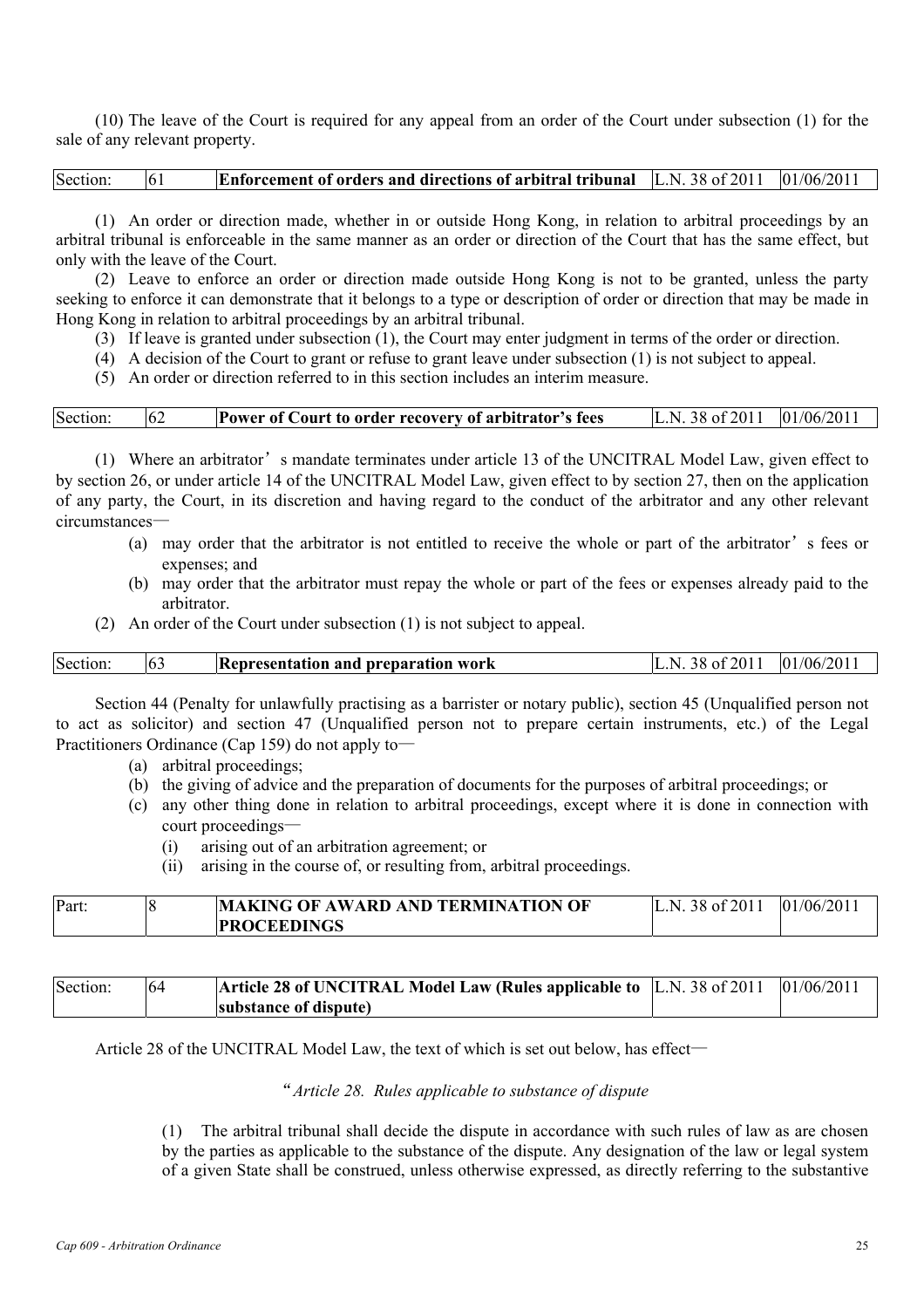(10) The leave of the Court is required for any appeal from an order of the Court under subsection (1) for the sale of any relevant property.

| Section: | 61 | **Enforcement of orders and directions of arbitral tribunal** | L.N. 38 of 2011 | 01/06/2011 |
|---|---|---|---|---|

(1) An order or direction made, whether in or outside Hong Kong, in relation to arbitral proceedings by an arbitral tribunal is enforceable in the same manner as an order or direction of the Court that has the same effect, but only with the leave of the Court.

(2) Leave to enforce an order or direction made outside Hong Kong is not to be granted, unless the party seeking to enforce it can demonstrate that it belongs to a type or description of order or direction that may be made in Hong Kong in relation to arbitral proceedings by an arbitral tribunal.

(3) If leave is granted under subsection (1), the Court may enter judgment in terms of the order or direction.

(4) A decision of the Court to grant or refuse to grant leave under subsection (1) is not subject to appeal.

(5) An order or direction referred to in this section includes an interim measure.

| Section: | 62 | **Power of Court to order recovery of arbitrator's fees** | L.N. 38 of 2011 | 01/06/2011 |
|---|---|---|---|---|

(1) Where an arbitrator's mandate terminates under article 13 of the UNCITRAL Model Law, given effect to by section 26, or under article 14 of the UNCITRAL Model Law, given effect to by section 27, then on the application of any party, the Court, in its discretion and having regard to the conduct of the arbitrator and any other relevant circumstances—

(a) may order that the arbitrator is not entitled to receive the whole or part of the arbitrator's fees or expenses; and

(b) may order that the arbitrator must repay the whole or part of the fees or expenses already paid to the arbitrator.

(2) An order of the Court under subsection (1) is not subject to appeal.

| Section: | 63 | **Representation and preparation work** | L.N. 38 of 2011 | 01/06/2011 |
|---|---|---|---|---|

Section 44 (Penalty for unlawfully practising as a barrister or notary public), section 45 (Unqualified person not to act as solicitor) and section 47 (Unqualified person not to prepare certain instruments, etc.) of the Legal Practitioners Ordinance (Cap 159) do not apply to—

(a) arbitral proceedings;

(b) the giving of advice and the preparation of documents for the purposes of arbitral proceedings; or

(c) any other thing done in relation to arbitral proceedings, except where it is done in connection with court proceedings—

(i) arising out of an arbitration agreement; or

(ii) arising in the course of, or resulting from, arbitral proceedings.

| Part: | 8 | **MAKING OF AWARD AND TERMINATION OF PROCEEDINGS** | L.N. 38 of 2011 | 01/06/2011 |
|---|---|---|---|---|

| Section: | 64 | **Article 28 of UNCITRAL Model Law (Rules applicable to substance of dispute)** | L.N. 38 of 2011 | 01/06/2011 |
|---|---|---|---|---|

Article 28 of the UNCITRAL Model Law, the text of which is set out below, has effect—

"*Article 28. Rules applicable to substance of dispute*

(1) The arbitral tribunal shall decide the dispute in accordance with such rules of law as are chosen by the parties as applicable to the substance of the dispute. Any designation of the law or legal system of a given State shall be construed, unless otherwise expressed, as directly referring to the substantive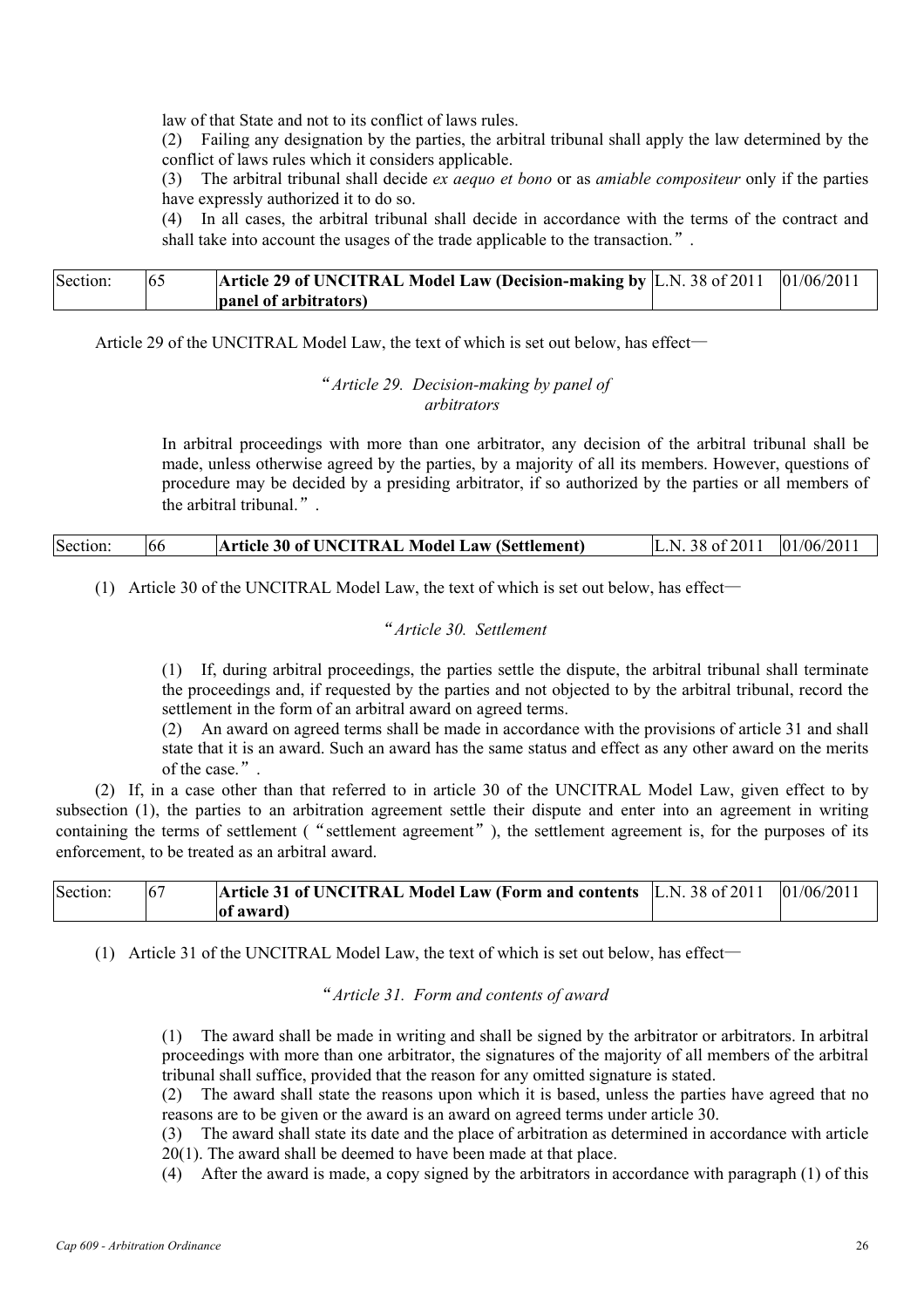law of that State and not to its conflict of laws rules.

(2) Failing any designation by the parties, the arbitral tribunal shall apply the law determined by the conflict of laws rules which it considers applicable.

(3) The arbitral tribunal shall decide *ex aequo et bono* or as *amiable compositeur* only if the parties have expressly authorized it to do so.

(4) In all cases, the arbitral tribunal shall decide in accordance with the terms of the contract and shall take into account the usages of the trade applicable to the transaction.”.

| Section: | 65 | **Article 29 of UNCITRAL Model Law (Decision-making by panel of arbitrators)** | L.N. 38 of 2011 | 01/06/2011 |
|---|---|---|---|---|

Article 29 of the UNCITRAL Model Law, the text of which is set out below, has effect—

“*Article 29. Decision-making by panel of arbitrators*

In arbitral proceedings with more than one arbitrator, any decision of the arbitral tribunal shall be made, unless otherwise agreed by the parties, by a majority of all its members. However, questions of procedure may be decided by a presiding arbitrator, if so authorized by the parties or all members of the arbitral tribunal.”.

| Section: | 66 | **Article 30 of UNCITRAL Model Law (Settlement)** | L.N. 38 of 2011 | 01/06/2011 |
|---|---|---|---|---|

(1) Article 30 of the UNCITRAL Model Law, the text of which is set out below, has effect—

“*Article 30. Settlement*

(1) If, during arbitral proceedings, the parties settle the dispute, the arbitral tribunal shall terminate the proceedings and, if requested by the parties and not objected to by the arbitral tribunal, record the settlement in the form of an arbitral award on agreed terms.

(2) An award on agreed terms shall be made in accordance with the provisions of article 31 and shall state that it is an award. Such an award has the same status and effect as any other award on the merits of the case.”.

(2) If, in a case other than that referred to in article 30 of the UNCITRAL Model Law, given effect to by subsection (1), the parties to an arbitration agreement settle their dispute and enter into an agreement in writing containing the terms of settlement (“settlement agreement”), the settlement agreement is, for the purposes of its enforcement, to be treated as an arbitral award.

| Section: | 67 | **Article 31 of UNCITRAL Model Law (Form and contents of award)** | L.N. 38 of 2011 | 01/06/2011 |
|---|---|---|---|---|

(1) Article 31 of the UNCITRAL Model Law, the text of which is set out below, has effect—

“*Article 31. Form and contents of award*

(1) The award shall be made in writing and shall be signed by the arbitrator or arbitrators. In arbitral proceedings with more than one arbitrator, the signatures of the majority of all members of the arbitral tribunal shall suffice, provided that the reason for any omitted signature is stated.

(2) The award shall state the reasons upon which it is based, unless the parties have agreed that no reasons are to be given or the award is an award on agreed terms under article 30.

(3) The award shall state its date and the place of arbitration as determined in accordance with article 20(1). The award shall be deemed to have been made at that place.

(4) After the award is made, a copy signed by the arbitrators in accordance with paragraph (1) of this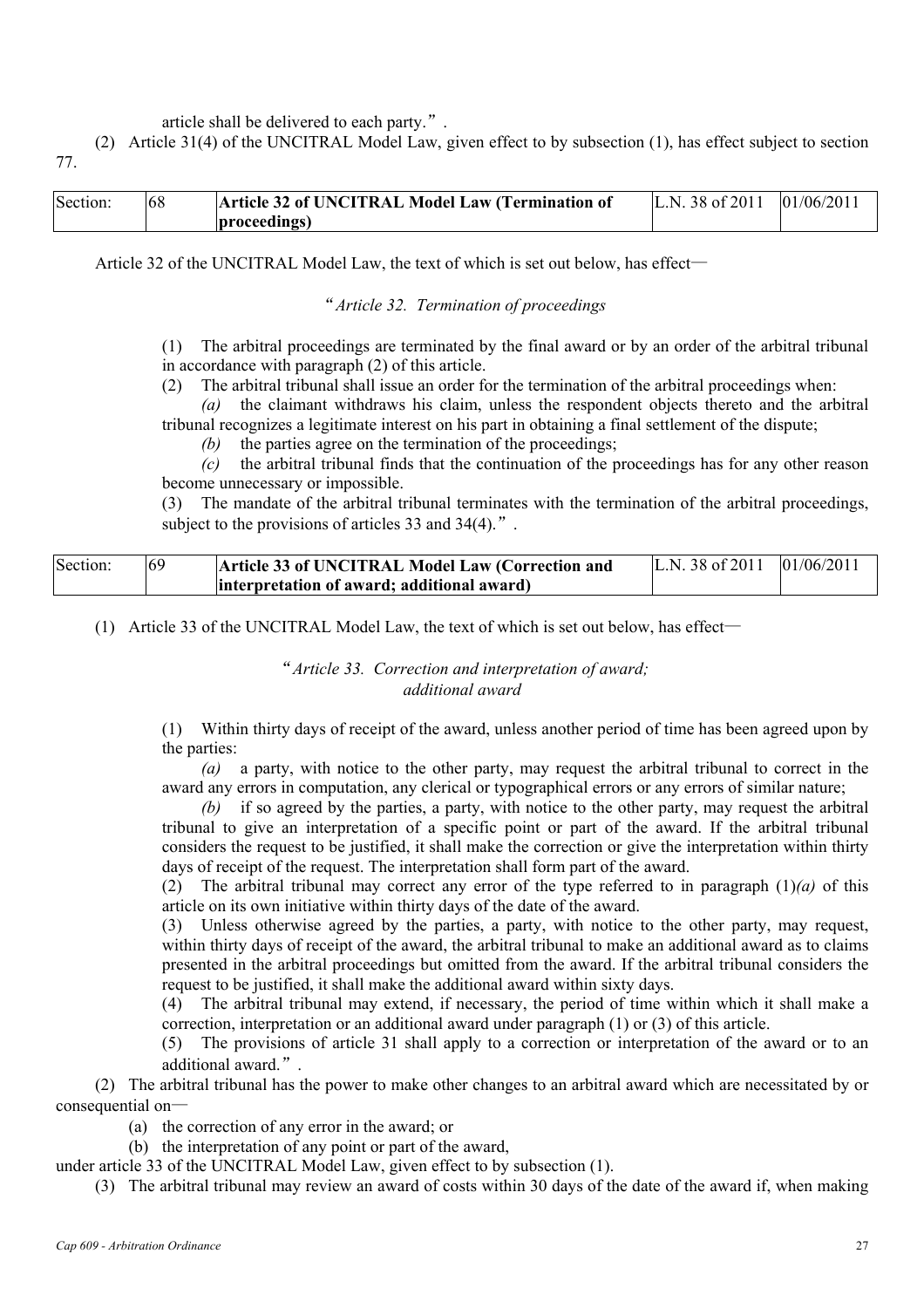article shall be delivered to each party.”.

(2) Article 31(4) of the UNCITRAL Model Law, given effect to by subsection (1), has effect subject to section 77.

| Section: | 68 | **Article 32 of UNCITRAL Model Law (Termination of proceedings)** | L.N. 38 of 2011 | 01/06/2011 |
|---|---|---|---|---|

Article 32 of the UNCITRAL Model Law, the text of which is set out below, has effect—

“*Article 32. Termination of proceedings*

(1) The arbitral proceedings are terminated by the final award or by an order of the arbitral tribunal in accordance with paragraph (2) of this article.

(2) The arbitral tribunal shall issue an order for the termination of the arbitral proceedings when:

*(a)* the claimant withdraws his claim, unless the respondent objects thereto and the arbitral tribunal recognizes a legitimate interest on his part in obtaining a final settlement of the dispute;

*(b)* the parties agree on the termination of the proceedings;

*(c)* the arbitral tribunal finds that the continuation of the proceedings has for any other reason become unnecessary or impossible.

(3) The mandate of the arbitral tribunal terminates with the termination of the arbitral proceedings, subject to the provisions of articles 33 and 34(4).”.

| Section: | 69 | **Article 33 of UNCITRAL Model Law (Correction and interpretation of award; additional award)** | L.N. 38 of 2011 | 01/06/2011 |
|---|---|---|---|---|

(1) Article 33 of the UNCITRAL Model Law, the text of which is set out below, has effect—

“*Article 33. Correction and interpretation of award; additional award*

(1) Within thirty days of receipt of the award, unless another period of time has been agreed upon by the parties:

*(a)* a party, with notice to the other party, may request the arbitral tribunal to correct in the award any errors in computation, any clerical or typographical errors or any errors of similar nature;

*(b)* if so agreed by the parties, a party, with notice to the other party, may request the arbitral tribunal to give an interpretation of a specific point or part of the award. If the arbitral tribunal considers the request to be justified, it shall make the correction or give the interpretation within thirty days of receipt of the request. The interpretation shall form part of the award.

(2) The arbitral tribunal may correct any error of the type referred to in paragraph (1)*(a)* of this article on its own initiative within thirty days of the date of the award.

(3) Unless otherwise agreed by the parties, a party, with notice to the other party, may request, within thirty days of receipt of the award, the arbitral tribunal to make an additional award as to claims presented in the arbitral proceedings but omitted from the award. If the arbitral tribunal considers the request to be justified, it shall make the additional award within sixty days.

(4) The arbitral tribunal may extend, if necessary, the period of time within which it shall make a correction, interpretation or an additional award under paragraph (1) or (3) of this article.

(5) The provisions of article 31 shall apply to a correction or interpretation of the award or to an additional award.”.

(2) The arbitral tribunal has the power to make other changes to an arbitral award which are necessitated by or consequential on—

(a) the correction of any error in the award; or

(b) the interpretation of any point or part of the award,

under article 33 of the UNCITRAL Model Law, given effect to by subsection (1).

(3) The arbitral tribunal may review an award of costs within 30 days of the date of the award if, when making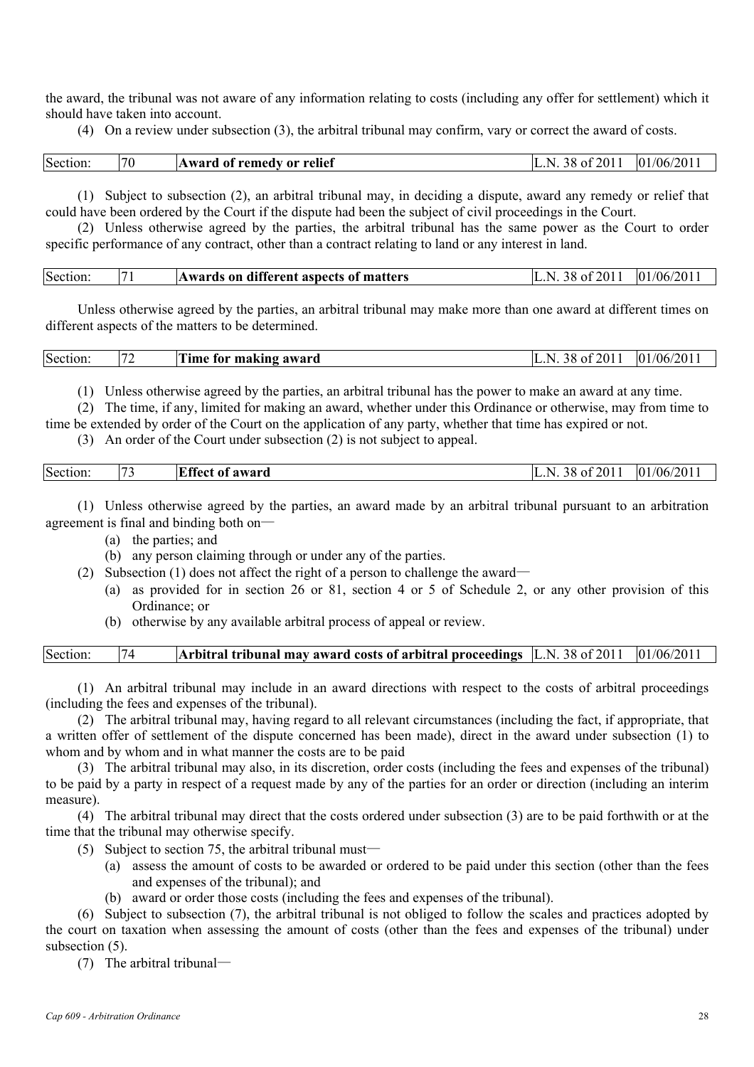the award, the tribunal was not aware of any information relating to costs (including any offer for settlement) which it should have taken into account.

(4) On a review under subsection (3), the arbitral tribunal may confirm, vary or correct the award of costs.

| Section: | 70 | **Award of remedy or relief** | L.N. 38 of 2011 | 01/06/2011 |
|---|---|---|---|---|

(1) Subject to subsection (2), an arbitral tribunal may, in deciding a dispute, award any remedy or relief that could have been ordered by the Court if the dispute had been the subject of civil proceedings in the Court.

(2) Unless otherwise agreed by the parties, the arbitral tribunal has the same power as the Court to order specific performance of any contract, other than a contract relating to land or any interest in land.

| Section: | 71 | **Awards on different aspects of matters** | L.N. 38 of 2011 | 01/06/2011 |
|---|---|---|---|---|

Unless otherwise agreed by the parties, an arbitral tribunal may make more than one award at different times on different aspects of the matters to be determined.

| Section: | 72 | **Time for making award** | L.N. 38 of 2011 | 01/06/2011 |
|---|---|---|---|---|

(1) Unless otherwise agreed by the parties, an arbitral tribunal has the power to make an award at any time.

(2) The time, if any, limited for making an award, whether under this Ordinance or otherwise, may from time to time be extended by order of the Court on the application of any party, whether that time has expired or not.

(3) An order of the Court under subsection (2) is not subject to appeal.

| Section: | 73 | **Effect of award** | L.N. 38 of 2011 | 01/06/2011 |
|---|---|---|---|---|

(1) Unless otherwise agreed by the parties, an award made by an arbitral tribunal pursuant to an arbitration agreement is final and binding both on—

- (a) the parties; and
- (b) any person claiming through or under any of the parties.

(2) Subsection (1) does not affect the right of a person to challenge the award—

- (a) as provided for in section 26 or 81, section 4 or 5 of Schedule 2, or any other provision of this Ordinance; or
- (b) otherwise by any available arbitral process of appeal or review.

| Section: | 74 | **Arbitral tribunal may award costs of arbitral proceedings** | L.N. 38 of 2011 | 01/06/2011 |
|---|---|---|---|---|

(1) An arbitral tribunal may include in an award directions with respect to the costs of arbitral proceedings (including the fees and expenses of the tribunal).

(2) The arbitral tribunal may, having regard to all relevant circumstances (including the fact, if appropriate, that a written offer of settlement of the dispute concerned has been made), direct in the award under subsection (1) to whom and by whom and in what manner the costs are to be paid

(3) The arbitral tribunal may also, in its discretion, order costs (including the fees and expenses of the tribunal) to be paid by a party in respect of a request made by any of the parties for an order or direction (including an interim measure).

(4) The arbitral tribunal may direct that the costs ordered under subsection (3) are to be paid forthwith or at the time that the tribunal may otherwise specify.

(5) Subject to section 75, the arbitral tribunal must—

- (a) assess the amount of costs to be awarded or ordered to be paid under this section (other than the fees and expenses of the tribunal); and
- (b) award or order those costs (including the fees and expenses of the tribunal).

(6) Subject to subsection (7), the arbitral tribunal is not obliged to follow the scales and practices adopted by the court on taxation when assessing the amount of costs (other than the fees and expenses of the tribunal) under subsection (5).

(7) The arbitral tribunal—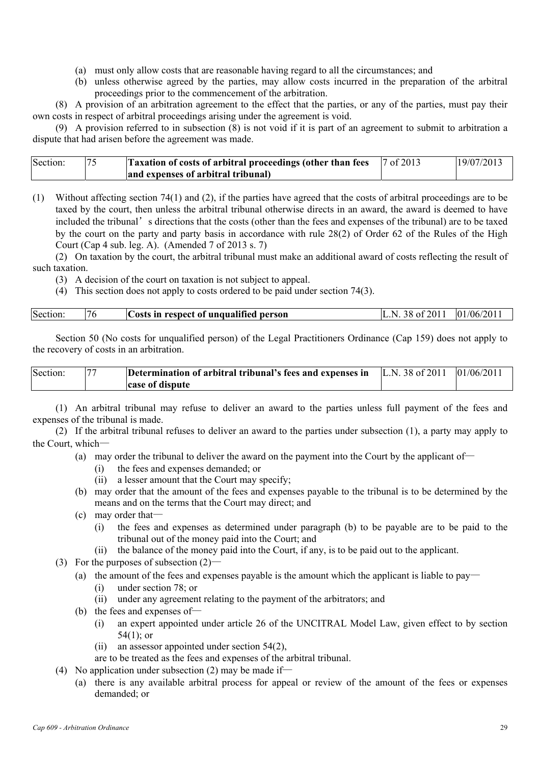(a) must only allow costs that are reasonable having regard to all the circumstances; and

(b) unless otherwise agreed by the parties, may allow costs incurred in the preparation of the arbitral proceedings prior to the commencement of the arbitration.

(8) A provision of an arbitration agreement to the effect that the parties, or any of the parties, must pay their own costs in respect of arbitral proceedings arising under the agreement is void.

(9) A provision referred to in subsection (8) is not void if it is part of an agreement to submit to arbitration a dispute that had arisen before the agreement was made.

| Section: | 75 | **Taxation of costs of arbitral proceedings (other than fees and expenses of arbitral tribunal)** | 7 of 2013 | 19/07/2013 |
|---|---|---|---|---|

(1) Without affecting section 74(1) and (2), if the parties have agreed that the costs of arbitral proceedings are to be taxed by the court, then unless the arbitral tribunal otherwise directs in an award, the award is deemed to have included the tribunal's directions that the costs (other than the fees and expenses of the tribunal) are to be taxed by the court on the party and party basis in accordance with rule 28(2) of Order 62 of the Rules of the High Court (Cap 4 sub. leg. A). (Amended 7 of 2013 s. 7)

(2) On taxation by the court, the arbitral tribunal must make an additional award of costs reflecting the result of such taxation.

(3) A decision of the court on taxation is not subject to appeal.

(4) This section does not apply to costs ordered to be paid under section 74(3).

| Section: | 76 | **Costs in respect of unqualified person** | L.N. 38 of 2011 | 01/06/2011 |
|---|---|---|---|---|

Section 50 (No costs for unqualified person) of the Legal Practitioners Ordinance (Cap 159) does not apply to the recovery of costs in an arbitration.

| Section: | 77 | **Determination of arbitral tribunal's fees and expenses in case of dispute** | L.N. 38 of 2011 | 01/06/2011 |
|---|---|---|---|---|

(1) An arbitral tribunal may refuse to deliver an award to the parties unless full payment of the fees and expenses of the tribunal is made.

(2) If the arbitral tribunal refuses to deliver an award to the parties under subsection (1), a party may apply to the Court, which—

- (a) may order the tribunal to deliver the award on the payment into the Court by the applicant of—
  - (i) the fees and expenses demanded; or
  - (ii) a lesser amount that the Court may specify;
- (b) may order that the amount of the fees and expenses payable to the tribunal is to be determined by the means and on the terms that the Court may direct; and
- (c) may order that—
  - (i) the fees and expenses as determined under paragraph (b) to be payable are to be paid to the tribunal out of the money paid into the Court; and
  - (ii) the balance of the money paid into the Court, if any, is to be paid out to the applicant.

(3) For the purposes of subsection (2)—

- (a) the amount of the fees and expenses payable is the amount which the applicant is liable to pay—
  - (i) under section 78; or
  - (ii) under any agreement relating to the payment of the arbitrators; and
- (b) the fees and expenses of—
  - (i) an expert appointed under article 26 of the UNCITRAL Model Law, given effect to by section 54(1); or
  - (ii) an assessor appointed under section 54(2),

  are to be treated as the fees and expenses of the arbitral tribunal.

(4) No application under subsection (2) may be made if—

- (a) there is any available arbitral process for appeal or review of the amount of the fees or expenses demanded; or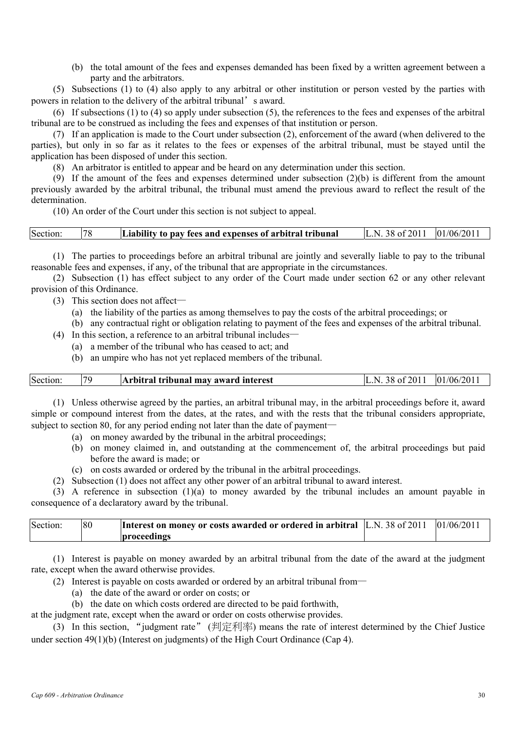(b) the total amount of the fees and expenses demanded has been fixed by a written agreement between a party and the arbitrators.

(5) Subsections (1) to (4) also apply to any arbitral or other institution or person vested by the parties with powers in relation to the delivery of the arbitral tribunal's award.

(6) If subsections (1) to (4) so apply under subsection (5), the references to the fees and expenses of the arbitral tribunal are to be construed as including the fees and expenses of that institution or person.

(7) If an application is made to the Court under subsection (2), enforcement of the award (when delivered to the parties), but only in so far as it relates to the fees or expenses of the arbitral tribunal, must be stayed until the application has been disposed of under this section.

(8) An arbitrator is entitled to appear and be heard on any determination under this section.

(9) If the amount of the fees and expenses determined under subsection (2)(b) is different from the amount previously awarded by the arbitral tribunal, the tribunal must amend the previous award to reflect the result of the determination.

(10) An order of the Court under this section is not subject to appeal.

| Section: | 78 | **Liability to pay fees and expenses of arbitral tribunal** | L.N. 38 of 2011 | 01/06/2011 |
|---|---|---|---|---|

(1) The parties to proceedings before an arbitral tribunal are jointly and severally liable to pay to the tribunal reasonable fees and expenses, if any, of the tribunal that are appropriate in the circumstances.

(2) Subsection (1) has effect subject to any order of the Court made under section 62 or any other relevant provision of this Ordinance.

(3) This section does not affect—

(a) the liability of the parties as among themselves to pay the costs of the arbitral proceedings; or

(b) any contractual right or obligation relating to payment of the fees and expenses of the arbitral tribunal.

(4) In this section, a reference to an arbitral tribunal includes—

(a) a member of the tribunal who has ceased to act; and

(b) an umpire who has not yet replaced members of the tribunal.

| Section: | 79 | **Arbitral tribunal may award interest** | L.N. 38 of 2011 | 01/06/2011 |
|---|---|---|---|---|

(1) Unless otherwise agreed by the parties, an arbitral tribunal may, in the arbitral proceedings before it, award simple or compound interest from the dates, at the rates, and with the rests that the tribunal considers appropriate, subject to section 80, for any period ending not later than the date of payment—

(a) on money awarded by the tribunal in the arbitral proceedings;

(b) on money claimed in, and outstanding at the commencement of, the arbitral proceedings but paid before the award is made; or

(c) on costs awarded or ordered by the tribunal in the arbitral proceedings.

(2) Subsection (1) does not affect any other power of an arbitral tribunal to award interest.

(3) A reference in subsection (1)(a) to money awarded by the tribunal includes an amount payable in consequence of a declaratory award by the tribunal.

| Section: | 80 | **Interest on money or costs awarded or ordered in arbitral proceedings** | L.N. 38 of 2011 | 01/06/2011 |
|---|---|---|---|---|

(1) Interest is payable on money awarded by an arbitral tribunal from the date of the award at the judgment rate, except when the award otherwise provides.

(2) Interest is payable on costs awarded or ordered by an arbitral tribunal from—

(a) the date of the award or order on costs; or

(b) the date on which costs ordered are directed to be paid forthwith,

at the judgment rate, except when the award or order on costs otherwise provides.

(3) In this section, "judgment rate" (判定利率) means the rate of interest determined by the Chief Justice under section 49(1)(b) (Interest on judgments) of the High Court Ordinance (Cap 4).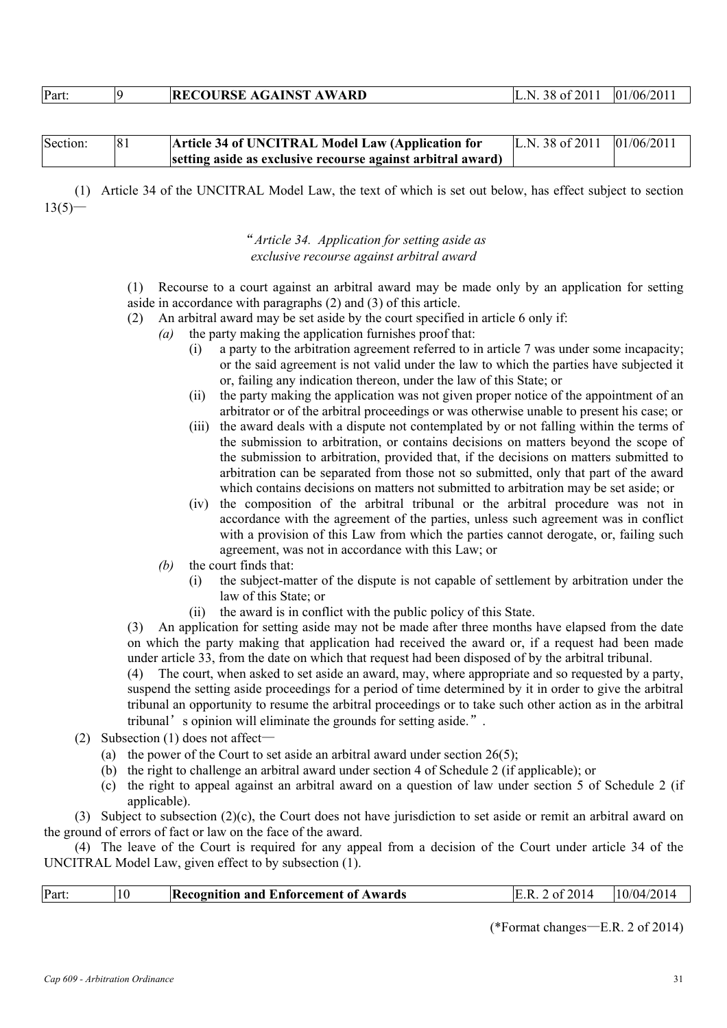| Part: | 9 | **RECOURSE AGAINST AWARD** | L.N. 38 of 2011 | 01/06/2011 |
|---|---|---|---|---|

| Section: | 81 | **Article 34 of UNCITRAL Model Law (Application for setting aside as exclusive recourse against arbitral award)** | L.N. 38 of 2011 | 01/06/2011 |
|---|---|---|---|---|

(1) Article 34 of the UNCITRAL Model Law, the text of which is set out below, has effect subject to section 13(5)—

*"Article 34. Application for setting aside as exclusive recourse against arbitral award*

(1) Recourse to a court against an arbitral award may be made only by an application for setting aside in accordance with paragraphs (2) and (3) of this article.

(2) An arbitral award may be set aside by the court specified in article 6 only if:

*(a)* the party making the application furnishes proof that:

(i) a party to the arbitration agreement referred to in article 7 was under some incapacity; or the said agreement is not valid under the law to which the parties have subjected it or, failing any indication thereon, under the law of this State; or

(ii) the party making the application was not given proper notice of the appointment of an arbitrator or of the arbitral proceedings or was otherwise unable to present his case; or

(iii) the award deals with a dispute not contemplated by or not falling within the terms of the submission to arbitration, or contains decisions on matters beyond the scope of the submission to arbitration, provided that, if the decisions on matters submitted to arbitration can be separated from those not so submitted, only that part of the award which contains decisions on matters not submitted to arbitration may be set aside; or

(iv) the composition of the arbitral tribunal or the arbitral procedure was not in accordance with the agreement of the parties, unless such agreement was in conflict with a provision of this Law from which the parties cannot derogate, or, failing such agreement, was not in accordance with this Law; or

*(b)* the court finds that:

(i) the subject-matter of the dispute is not capable of settlement by arbitration under the law of this State; or

(ii) the award is in conflict with the public policy of this State.

(3) An application for setting aside may not be made after three months have elapsed from the date on which the party making that application had received the award or, if a request had been made under article 33, from the date on which that request had been disposed of by the arbitral tribunal.

(4) The court, when asked to set aside an award, may, where appropriate and so requested by a party, suspend the setting aside proceedings for a period of time determined by it in order to give the arbitral tribunal an opportunity to resume the arbitral proceedings or to take such other action as in the arbitral tribunal's opinion will eliminate the grounds for setting aside.".

(2) Subsection (1) does not affect—

(a) the power of the Court to set aside an arbitral award under section 26(5);

(b) the right to challenge an arbitral award under section 4 of Schedule 2 (if applicable); or

(c) the right to appeal against an arbitral award on a question of law under section 5 of Schedule 2 (if applicable).

(3) Subject to subsection (2)(c), the Court does not have jurisdiction to set aside or remit an arbitral award on the ground of errors of fact or law on the face of the award.

(4) The leave of the Court is required for any appeal from a decision of the Court under article 34 of the UNCITRAL Model Law, given effect to by subsection (1).

| Part: | 10 | **Recognition and Enforcement of Awards** | E.R. 2 of 2014 | 10/04/2014 |
|---|---|---|---|---|

(\*Format changes—E.R. 2 of 2014)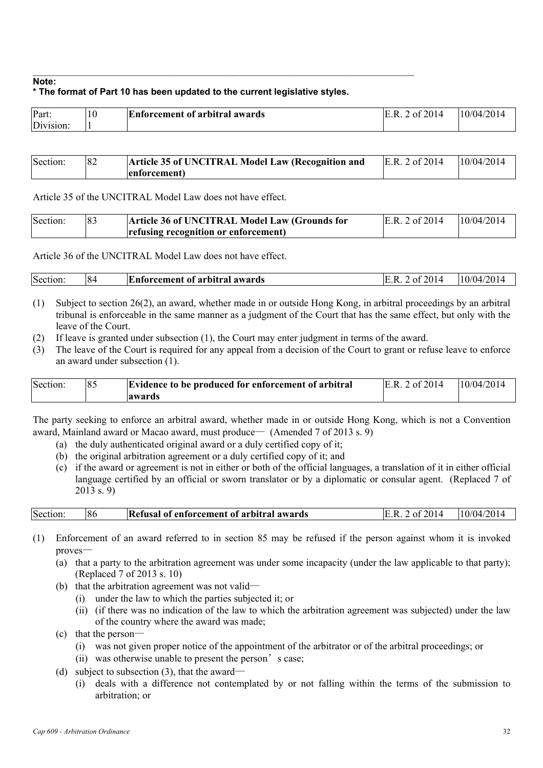**Note:**

**\* The format of Part 10 has been updated to the current legislative styles.**

| Part: | 10 | **Enforcement of arbitral awards** | E.R. 2 of 2014 | 10/04/2014 |
|---|---|---|---|---|
| Division: | 1 | | | |

| Section: | 82 | **Article 35 of UNCITRAL Model Law (Recognition and enforcement)** | E.R. 2 of 2014 | 10/04/2014 |
|---|---|---|---|---|

Article 35 of the UNCITRAL Model Law does not have effect.

| Section: | 83 | **Article 36 of UNCITRAL Model Law (Grounds for refusing recognition or enforcement)** | E.R. 2 of 2014 | 10/04/2014 |
|---|---|---|---|---|

Article 36 of the UNCITRAL Model Law does not have effect.

| Section: | 84 | **Enforcement of arbitral awards** | E.R. 2 of 2014 | 10/04/2014 |
|---|---|---|---|---|

(1) Subject to section 26(2), an award, whether made in or outside Hong Kong, in arbitral proceedings by an arbitral tribunal is enforceable in the same manner as a judgment of the Court that has the same effect, but only with the leave of the Court.

(2) If leave is granted under subsection (1), the Court may enter judgment in terms of the award.

(3) The leave of the Court is required for any appeal from a decision of the Court to grant or refuse leave to enforce an award under subsection (1).

| Section: | 85 | **Evidence to be produced for enforcement of arbitral awards** | E.R. 2 of 2014 | 10/04/2014 |
|---|---|---|---|---|

The party seeking to enforce an arbitral award, whether made in or outside Hong Kong, which is not a Convention award, Mainland award or Macao award, must produce— (Amended 7 of 2013 s. 9)

- (a) the duly authenticated original award or a duly certified copy of it;
- (b) the original arbitration agreement or a duly certified copy of it; and
- (c) if the award or agreement is not in either or both of the official languages, a translation of it in either official language certified by an official or sworn translator or by a diplomatic or consular agent. (Replaced 7 of 2013 s. 9)

| Section: | 86 | **Refusal of enforcement of arbitral awards** | E.R. 2 of 2014 | 10/04/2014 |
|---|---|---|---|---|

(1) Enforcement of an award referred to in section 85 may be refused if the person against whom it is invoked proves—

- (a) that a party to the arbitration agreement was under some incapacity (under the law applicable to that party); (Replaced 7 of 2013 s. 10)
- (b) that the arbitration agreement was not valid—
  - (i) under the law to which the parties subjected it; or
  - (ii) (if there was no indication of the law to which the arbitration agreement was subjected) under the law of the country where the award was made;
- (c) that the person—
  - (i) was not given proper notice of the appointment of the arbitrator or of the arbitral proceedings; or
  - (ii) was otherwise unable to present the person's case;
- (d) subject to subsection (3), that the award—
  - (i) deals with a difference not contemplated by or not falling within the terms of the submission to arbitration; or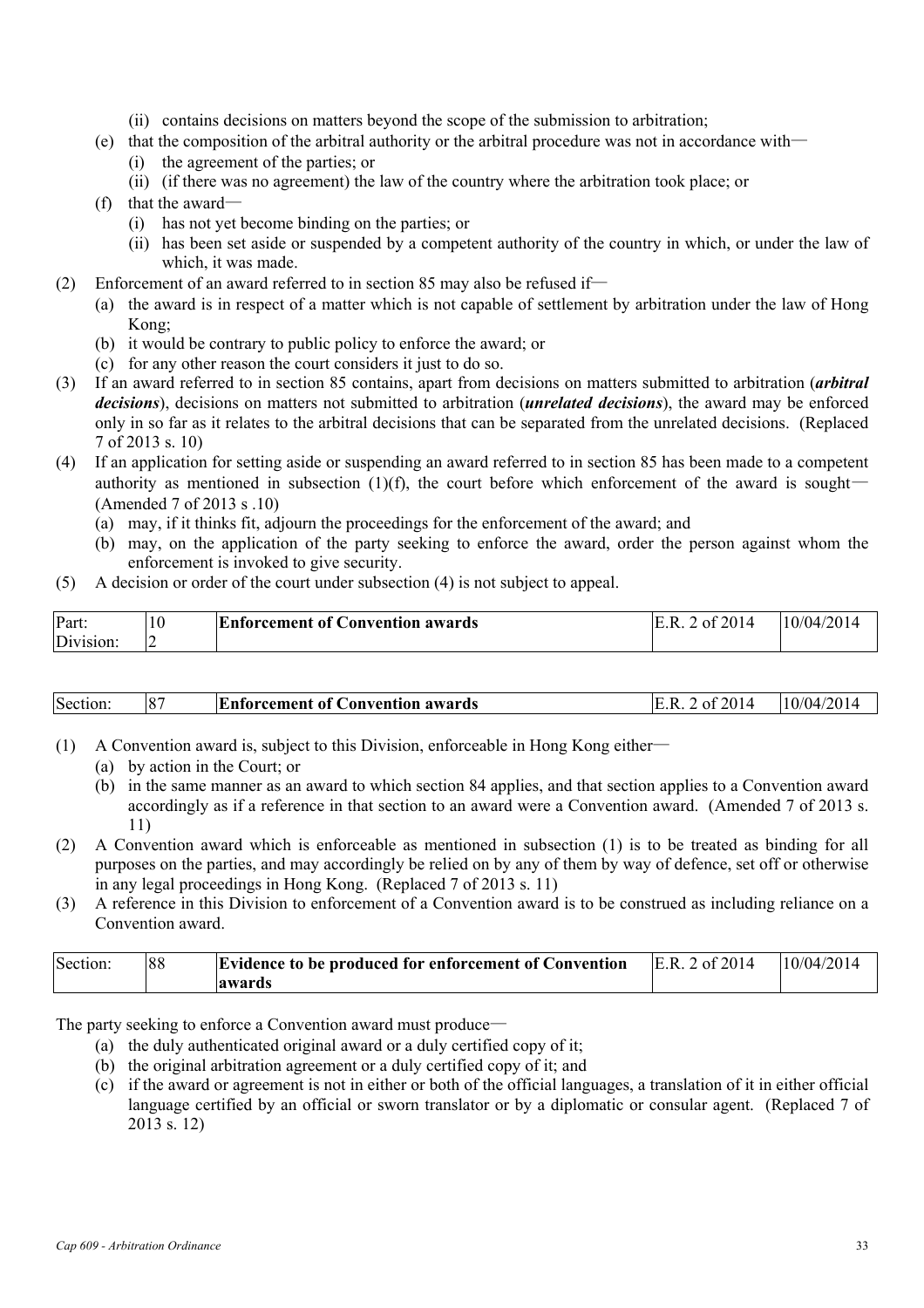(ii) contains decisions on matters beyond the scope of the submission to arbitration;

(e) that the composition of the arbitral authority or the arbitral procedure was not in accordance with—

(i) the agreement of the parties; or

(ii) (if there was no agreement) the law of the country where the arbitration took place; or

(f) that the award—

(i) has not yet become binding on the parties; or

(ii) has been set aside or suspended by a competent authority of the country in which, or under the law of which, it was made.

(2) Enforcement of an award referred to in section 85 may also be refused if—

(a) the award is in respect of a matter which is not capable of settlement by arbitration under the law of Hong Kong;

(b) it would be contrary to public policy to enforce the award; or

(c) for any other reason the court considers it just to do so.

(3) If an award referred to in section 85 contains, apart from decisions on matters submitted to arbitration (***arbitral decisions***), decisions on matters not submitted to arbitration (***unrelated decisions***), the award may be enforced only in so far as it relates to the arbitral decisions that can be separated from the unrelated decisions. (Replaced 7 of 2013 s. 10)

(4) If an application for setting aside or suspending an award referred to in section 85 has been made to a competent authority as mentioned in subsection (1)(f), the court before which enforcement of the award is sought— (Amended 7 of 2013 s .10)

(a) may, if it thinks fit, adjourn the proceedings for the enforcement of the award; and

(b) may, on the application of the party seeking to enforce the award, order the person against whom the enforcement is invoked to give security.

(5) A decision or order of the court under subsection (4) is not subject to appeal.

| Part: | 10 | **Enforcement of Convention awards** | E.R. 2 of 2014 | 10/04/2014 |
|---|---|---|---|---|
| Division: | 2 | | | |

| Section: | 87 | **Enforcement of Convention awards** | E.R. 2 of 2014 | 10/04/2014 |
|---|---|---|---|---|

(1) A Convention award is, subject to this Division, enforceable in Hong Kong either—

(a) by action in the Court; or

(b) in the same manner as an award to which section 84 applies, and that section applies to a Convention award accordingly as if a reference in that section to an award were a Convention award. (Amended 7 of 2013 s. 11)

(2) A Convention award which is enforceable as mentioned in subsection (1) is to be treated as binding for all purposes on the parties, and may accordingly be relied on by any of them by way of defence, set off or otherwise in any legal proceedings in Hong Kong. (Replaced 7 of 2013 s. 11)

(3) A reference in this Division to enforcement of a Convention award is to be construed as including reliance on a Convention award.

| Section: | 88 | **Evidence to be produced for enforcement of Convention awards** | E.R. 2 of 2014 | 10/04/2014 |
|---|---|---|---|---|

The party seeking to enforce a Convention award must produce—

(a) the duly authenticated original award or a duly certified copy of it;

(b) the original arbitration agreement or a duly certified copy of it; and

(c) if the award or agreement is not in either or both of the official languages, a translation of it in either official language certified by an official or sworn translator or by a diplomatic or consular agent. (Replaced 7 of 2013 s. 12)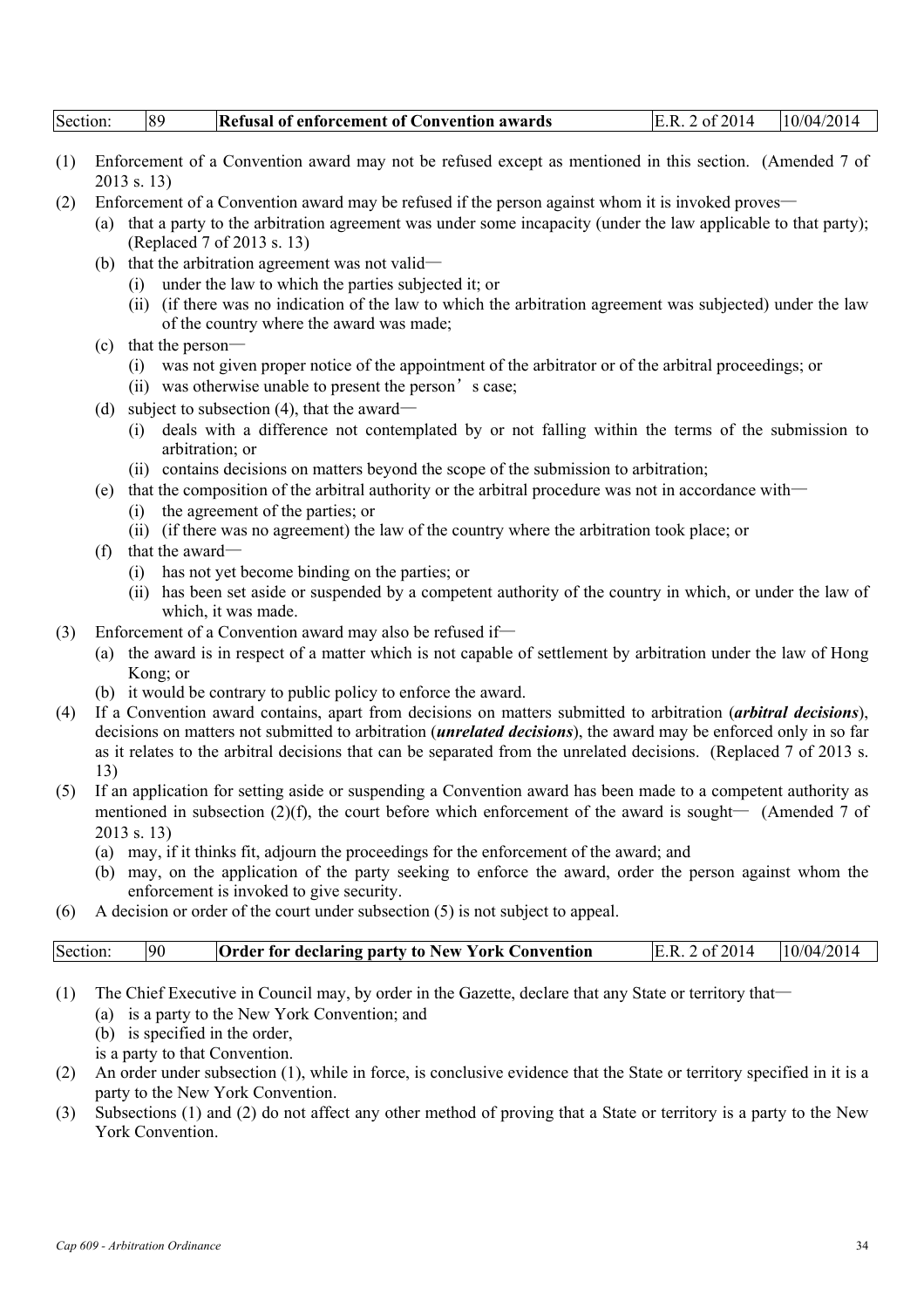| Section: | 89 | **Refusal of enforcement of Convention awards** | E.R. 2 of 2014 | 10/04/2014 |
|---|---|---|---|---|

(1) Enforcement of a Convention award may not be refused except as mentioned in this section. (Amended 7 of 2013 s. 13)

(2) Enforcement of a Convention award may be refused if the person against whom it is invoked proves—

 (a) that a party to the arbitration agreement was under some incapacity (under the law applicable to that party); (Replaced 7 of 2013 s. 13)

 (b) that the arbitration agreement was not valid—

  (i) under the law to which the parties subjected it; or

  (ii) (if there was no indication of the law to which the arbitration agreement was subjected) under the law of the country where the award was made;

 (c) that the person—

  (i) was not given proper notice of the appointment of the arbitrator or of the arbitral proceedings; or

  (ii) was otherwise unable to present the person's case;

 (d) subject to subsection (4), that the award—

  (i) deals with a difference not contemplated by or not falling within the terms of the submission to arbitration; or

  (ii) contains decisions on matters beyond the scope of the submission to arbitration;

 (e) that the composition of the arbitral authority or the arbitral procedure was not in accordance with—

  (i) the agreement of the parties; or

  (ii) (if there was no agreement) the law of the country where the arbitration took place; or

 (f) that the award—

  (i) has not yet become binding on the parties; or

  (ii) has been set aside or suspended by a competent authority of the country in which, or under the law of which, it was made.

(3) Enforcement of a Convention award may also be refused if—

 (a) the award is in respect of a matter which is not capable of settlement by arbitration under the law of Hong Kong; or

 (b) it would be contrary to public policy to enforce the award.

(4) If a Convention award contains, apart from decisions on matters submitted to arbitration (***arbitral decisions***), decisions on matters not submitted to arbitration (***unrelated decisions***), the award may be enforced only in so far as it relates to the arbitral decisions that can be separated from the unrelated decisions. (Replaced 7 of 2013 s. 13)

(5) If an application for setting aside or suspending a Convention award has been made to a competent authority as mentioned in subsection (2)(f), the court before which enforcement of the award is sought— (Amended 7 of 2013 s. 13)

 (a) may, if it thinks fit, adjourn the proceedings for the enforcement of the award; and

 (b) may, on the application of the party seeking to enforce the award, order the person against whom the enforcement is invoked to give security.

(6) A decision or order of the court under subsection (5) is not subject to appeal.

| Section: | 90 | **Order for declaring party to New York Convention** | E.R. 2 of 2014 | 10/04/2014 |
|---|---|---|---|---|

(1) The Chief Executive in Council may, by order in the Gazette, declare that any State or territory that—

 (a) is a party to the New York Convention; and

 (b) is specified in the order,

 is a party to that Convention.

(2) An order under subsection (1), while in force, is conclusive evidence that the State or territory specified in it is a party to the New York Convention.

(3) Subsections (1) and (2) do not affect any other method of proving that a State or territory is a party to the New York Convention.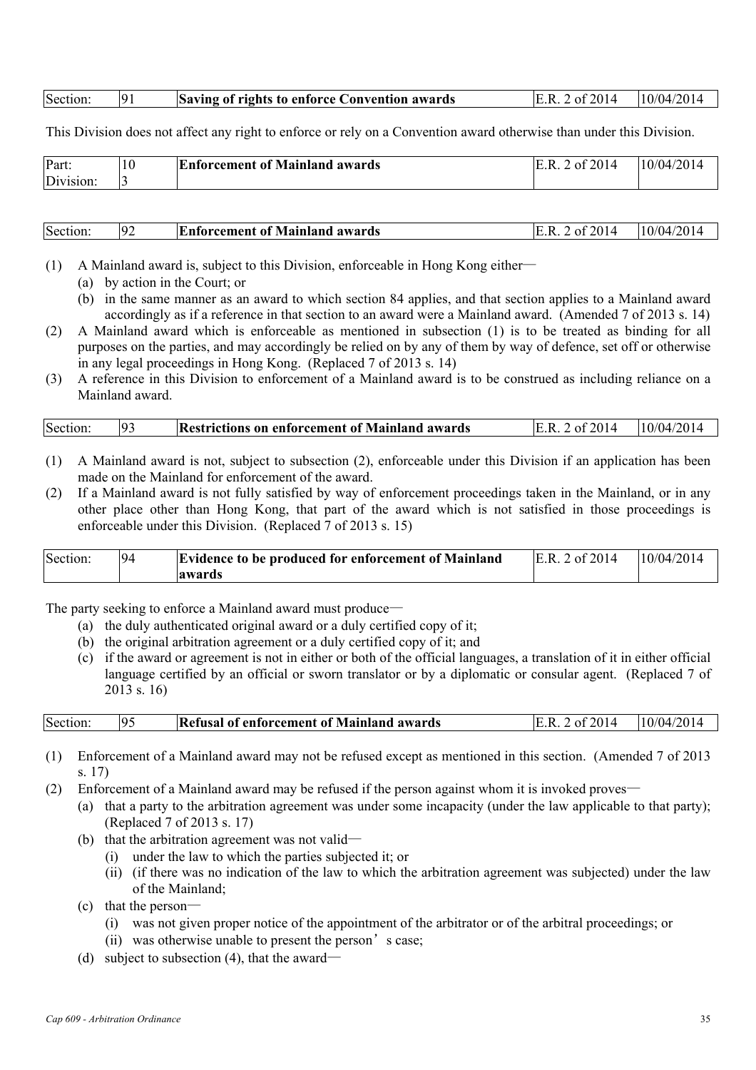| Section: | 91 | **Saving of rights to enforce Convention awards** | E.R. 2 of 2014 | 10/04/2014 |
|---|---|---|---|---|

This Division does not affect any right to enforce or rely on a Convention award otherwise than under this Division.

| Part: Division: | 10 3 | **Enforcement of Mainland awards** | E.R. 2 of 2014 | 10/04/2014 |
|---|---|---|---|---|

| Section: | 92 | **Enforcement of Mainland awards** | E.R. 2 of 2014 | 10/04/2014 |
|---|---|---|---|---|

(1) A Mainland award is, subject to this Division, enforceable in Hong Kong either—
  (a) by action in the Court; or
  (b) in the same manner as an award to which section 84 applies, and that section applies to a Mainland award accordingly as if a reference in that section to an award were a Mainland award. (Amended 7 of 2013 s. 14)

(2) A Mainland award which is enforceable as mentioned in subsection (1) is to be treated as binding for all purposes on the parties, and may accordingly be relied on by any of them by way of defence, set off or otherwise in any legal proceedings in Hong Kong. (Replaced 7 of 2013 s. 14)

(3) A reference in this Division to enforcement of a Mainland award is to be construed as including reliance on a Mainland award.

| Section: | 93 | **Restrictions on enforcement of Mainland awards** | E.R. 2 of 2014 | 10/04/2014 |
|---|---|---|---|---|

(1) A Mainland award is not, subject to subsection (2), enforceable under this Division if an application has been made on the Mainland for enforcement of the award.

(2) If a Mainland award is not fully satisfied by way of enforcement proceedings taken in the Mainland, or in any other place other than Hong Kong, that part of the award which is not satisfied in those proceedings is enforceable under this Division. (Replaced 7 of 2013 s. 15)

| Section: | 94 | **Evidence to be produced for enforcement of Mainland awards** | E.R. 2 of 2014 | 10/04/2014 |
|---|---|---|---|---|

The party seeking to enforce a Mainland award must produce—
  (a) the duly authenticated original award or a duly certified copy of it;
  (b) the original arbitration agreement or a duly certified copy of it; and
  (c) if the award or agreement is not in either or both of the official languages, a translation of it in either official language certified by an official or sworn translator or by a diplomatic or consular agent. (Replaced 7 of 2013 s. 16)

| Section: | 95 | **Refusal of enforcement of Mainland awards** | E.R. 2 of 2014 | 10/04/2014 |
|---|---|---|---|---|

(1) Enforcement of a Mainland award may not be refused except as mentioned in this section. (Amended 7 of 2013 s. 17)

(2) Enforcement of a Mainland award may be refused if the person against whom it is invoked proves—
  (a) that a party to the arbitration agreement was under some incapacity (under the law applicable to that party); (Replaced 7 of 2013 s. 17)
  (b) that the arbitration agreement was not valid—
    (i) under the law to which the parties subjected it; or
    (ii) (if there was no indication of the law to which the arbitration agreement was subjected) under the law of the Mainland;
  (c) that the person—
    (i) was not given proper notice of the appointment of the arbitrator or of the arbitral proceedings; or
    (ii) was otherwise unable to present the person's case;
  (d) subject to subsection (4), that the award—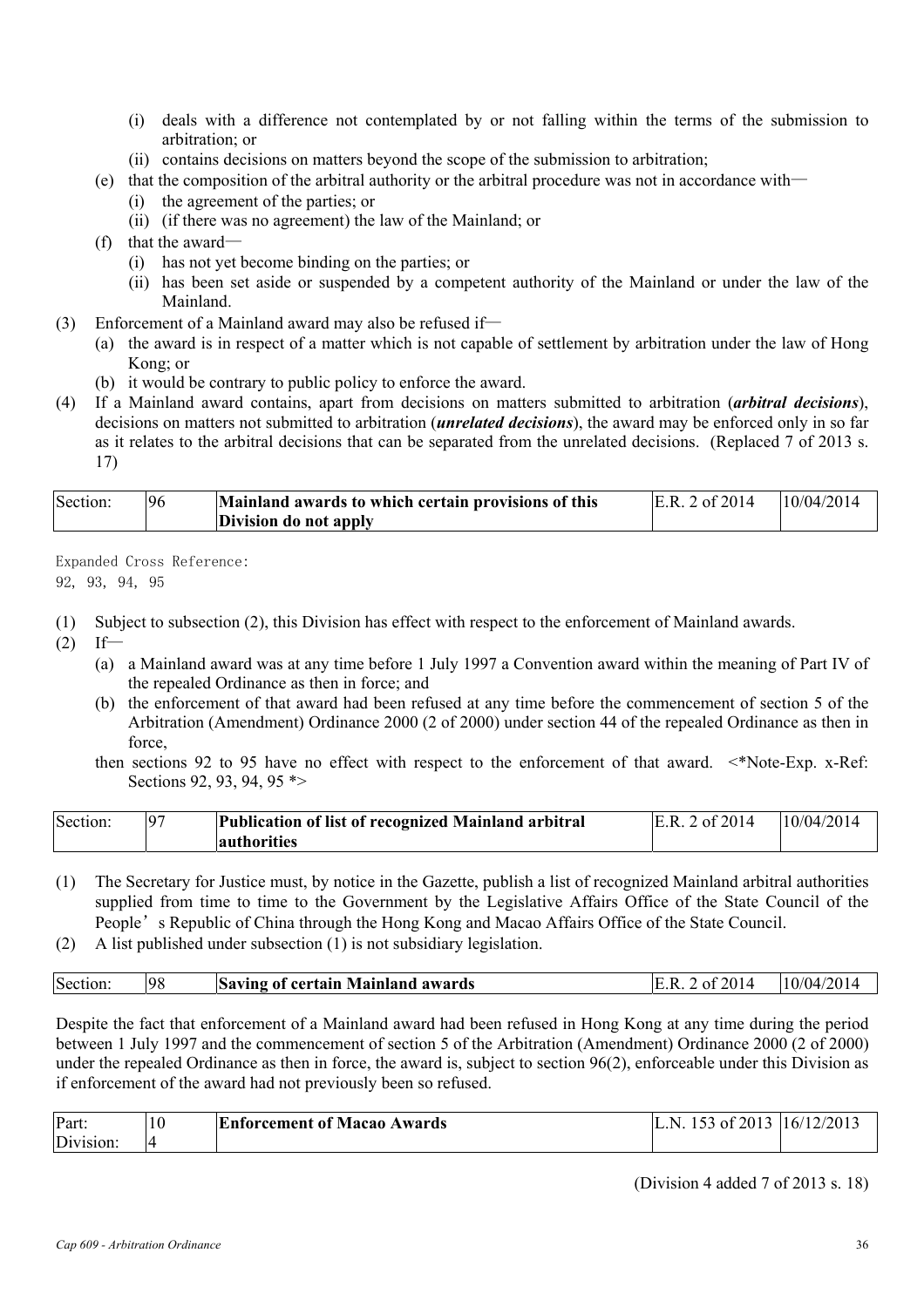- (i) deals with a difference not contemplated by or not falling within the terms of the submission to arbitration; or
- (ii) contains decisions on matters beyond the scope of the submission to arbitration;

(e) that the composition of the arbitral authority or the arbitral procedure was not in accordance with—

- (i) the agreement of the parties; or
- (ii) (if there was no agreement) the law of the Mainland; or

(f) that the award—

- (i) has not yet become binding on the parties; or
- (ii) has been set aside or suspended by a competent authority of the Mainland or under the law of the Mainland.

(3) Enforcement of a Mainland award may also be refused if—

- (a) the award is in respect of a matter which is not capable of settlement by arbitration under the law of Hong Kong; or
- (b) it would be contrary to public policy to enforce the award.

(4) If a Mainland award contains, apart from decisions on matters submitted to arbitration (***arbitral decisions***), decisions on matters not submitted to arbitration (***unrelated decisions***), the award may be enforced only in so far as it relates to the arbitral decisions that can be separated from the unrelated decisions. (Replaced 7 of 2013 s. 17)

| Section: | 96 | **Mainland awards to which certain provisions of this Division do not apply** | E.R. 2 of 2014 | 10/04/2014 |
|---|---|---|---|---|

Expanded Cross Reference:
92, 93, 94, 95

(1) Subject to subsection (2), this Division has effect with respect to the enforcement of Mainland awards.

(2) If—

- (a) a Mainland award was at any time before 1 July 1997 a Convention award within the meaning of Part IV of the repealed Ordinance as then in force; and
- (b) the enforcement of that award had been refused at any time before the commencement of section 5 of the Arbitration (Amendment) Ordinance 2000 (2 of 2000) under section 44 of the repealed Ordinance as then in force,

then sections 92 to 95 have no effect with respect to the enforcement of that award. <*Note-Exp. x-Ref: Sections 92, 93, 94, 95 *>

| Section: | 97 | **Publication of list of recognized Mainland arbitral authorities** | E.R. 2 of 2014 | 10/04/2014 |
|---|---|---|---|---|

(1) The Secretary for Justice must, by notice in the Gazette, publish a list of recognized Mainland arbitral authorities supplied from time to time to the Government by the Legislative Affairs Office of the State Council of the People's Republic of China through the Hong Kong and Macao Affairs Office of the State Council.

(2) A list published under subsection (1) is not subsidiary legislation.

| Section: | 98 | **Saving of certain Mainland awards** | E.R. 2 of 2014 | 10/04/2014 |
|---|---|---|---|---|

Despite the fact that enforcement of a Mainland award had been refused in Hong Kong at any time during the period between 1 July 1997 and the commencement of section 5 of the Arbitration (Amendment) Ordinance 2000 (2 of 2000) under the repealed Ordinance as then in force, the award is, subject to section 96(2), enforceable under this Division as if enforcement of the award had not previously been so refused.

| Part: Division: | 10 4 | **Enforcement of Macao Awards** | L.N. 153 of 2013 | 16/12/2013 |
|---|---|---|---|---|

(Division 4 added 7 of 2013 s. 18)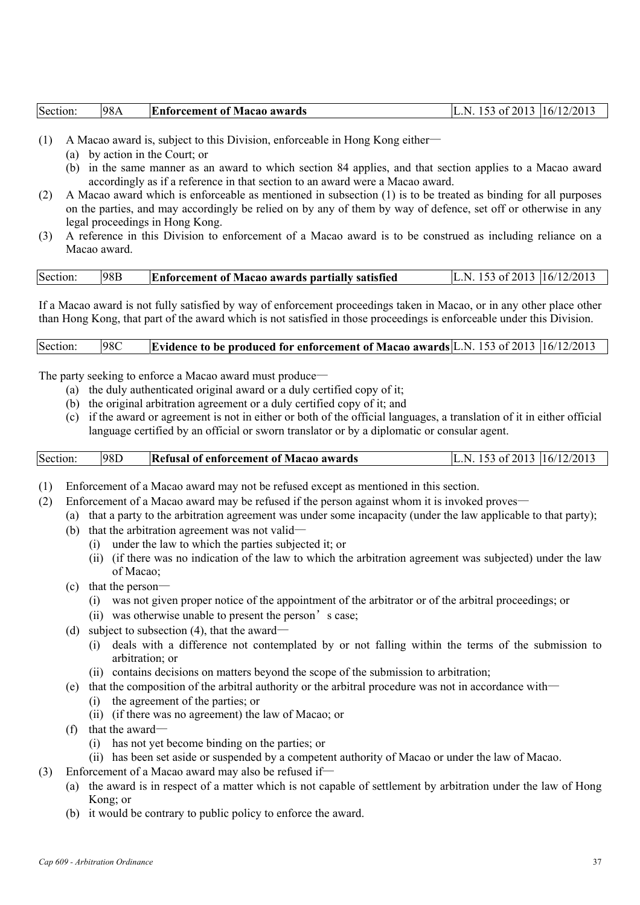| Section: | 98A | **Enforcement of Macao awards** | L.N. 153 of 2013 | 16/12/2013 |
|---|---|---|---|---|

(1) A Macao award is, subject to this Division, enforceable in Hong Kong either—
   (a) by action in the Court; or
   (b) in the same manner as an award to which section 84 applies, and that section applies to a Macao award accordingly as if a reference in that section to an award were a Macao award.

(2) A Macao award which is enforceable as mentioned in subsection (1) is to be treated as binding for all purposes on the parties, and may accordingly be relied on by any of them by way of defence, set off or otherwise in any legal proceedings in Hong Kong.

(3) A reference in this Division to enforcement of a Macao award is to be construed as including reliance on a Macao award.

| Section: | 98B | **Enforcement of Macao awards partially satisfied** | L.N. 153 of 2013 | 16/12/2013 |
|---|---|---|---|---|

If a Macao award is not fully satisfied by way of enforcement proceedings taken in Macao, or in any other place other than Hong Kong, that part of the award which is not satisfied in those proceedings is enforceable under this Division.

| Section: | 98C | **Evidence to be produced for enforcement of Macao awards** | L.N. 153 of 2013 | 16/12/2013 |
|---|---|---|---|---|

The party seeking to enforce a Macao award must produce—
   (a) the duly authenticated original award or a duly certified copy of it;
   (b) the original arbitration agreement or a duly certified copy of it; and
   (c) if the award or agreement is not in either or both of the official languages, a translation of it in either official language certified by an official or sworn translator or by a diplomatic or consular agent.

| Section: | 98D | **Refusal of enforcement of Macao awards** | L.N. 153 of 2013 | 16/12/2013 |
|---|---|---|---|---|

(1) Enforcement of a Macao award may not be refused except as mentioned in this section.

(2) Enforcement of a Macao award may be refused if the person against whom it is invoked proves—
   (a) that a party to the arbitration agreement was under some incapacity (under the law applicable to that party);
   (b) that the arbitration agreement was not valid—
      (i) under the law to which the parties subjected it; or
      (ii) (if there was no indication of the law to which the arbitration agreement was subjected) under the law of Macao;
   (c) that the person—
      (i) was not given proper notice of the appointment of the arbitrator or of the arbitral proceedings; or
      (ii) was otherwise unable to present the person's case;
   (d) subject to subsection (4), that the award—
      (i) deals with a difference not contemplated by or not falling within the terms of the submission to arbitration; or
      (ii) contains decisions on matters beyond the scope of the submission to arbitration;
   (e) that the composition of the arbitral authority or the arbitral procedure was not in accordance with—
      (i) the agreement of the parties; or
      (ii) (if there was no agreement) the law of Macao; or
   (f) that the award—
      (i) has not yet become binding on the parties; or
      (ii) has been set aside or suspended by a competent authority of Macao or under the law of Macao.

(3) Enforcement of a Macao award may also be refused if—
   (a) the award is in respect of a matter which is not capable of settlement by arbitration under the law of Hong Kong; or
   (b) it would be contrary to public policy to enforce the award.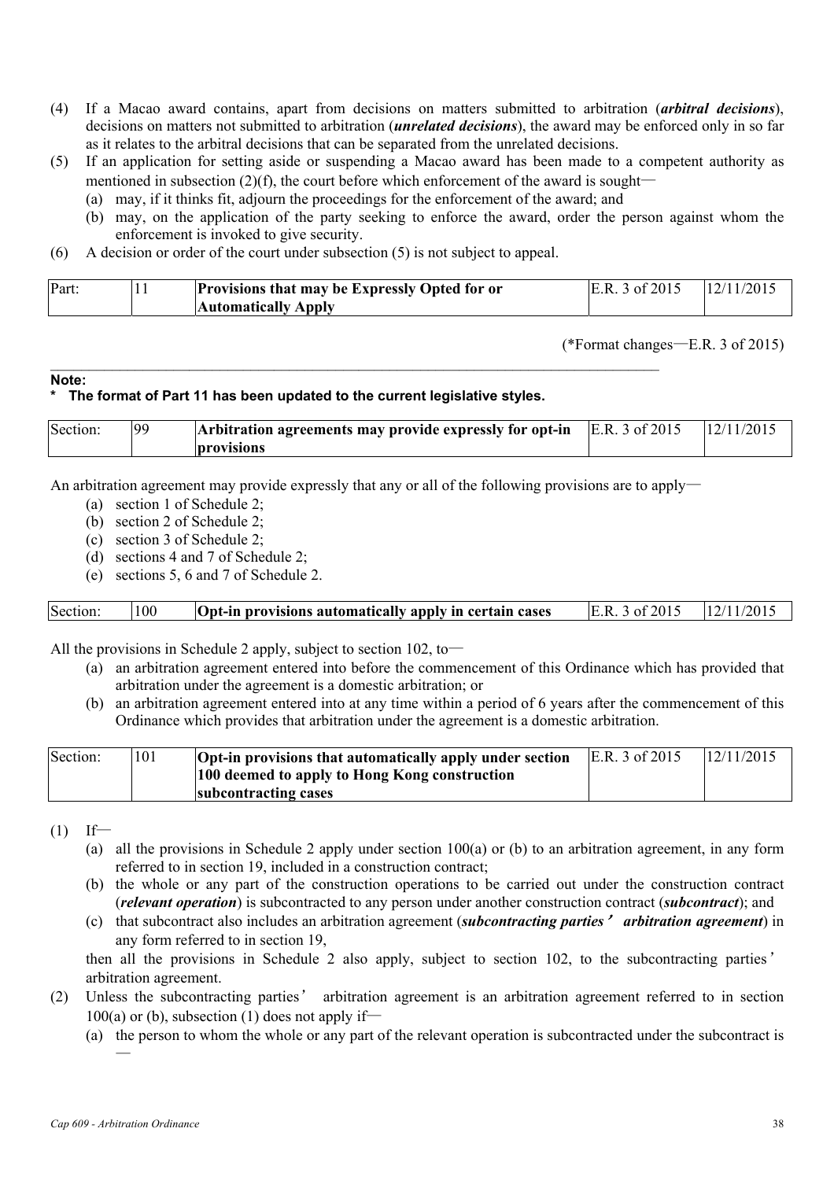(4) If a Macao award contains, apart from decisions on matters submitted to arbitration (***arbitral decisions***), decisions on matters not submitted to arbitration (***unrelated decisions***), the award may be enforced only in so far as it relates to the arbitral decisions that can be separated from the unrelated decisions.

(5) If an application for setting aside or suspending a Macao award has been made to a competent authority as mentioned in subsection (2)(f), the court before which enforcement of the award is sought—
   - (a) may, if it thinks fit, adjourn the proceedings for the enforcement of the award; and
   - (b) may, on the application of the party seeking to enforce the award, order the person against whom the enforcement is invoked to give security.

(6) A decision or order of the court under subsection (5) is not subject to appeal.

| Part: | 11 | **Provisions that may be Expressly Opted for or Automatically Apply** | E.R. 3 of 2015 | 12/11/2015 |
|---|---|---|---|---|

(*Format changes—E.R. 3 of 2015)

**Note:**
**\* The format of Part 11 has been updated to the current legislative styles.**

| Section: | 99 | **Arbitration agreements may provide expressly for opt-in provisions** | E.R. 3 of 2015 | 12/11/2015 |
|---|---|---|---|---|

An arbitration agreement may provide expressly that any or all of the following provisions are to apply—
- (a) section 1 of Schedule 2;
- (b) section 2 of Schedule 2;
- (c) section 3 of Schedule 2;
- (d) sections 4 and 7 of Schedule 2;
- (e) sections 5, 6 and 7 of Schedule 2.

| Section: | 100 | **Opt-in provisions automatically apply in certain cases** | E.R. 3 of 2015 | 12/11/2015 |
|---|---|---|---|---|

All the provisions in Schedule 2 apply, subject to section 102, to—
- (a) an arbitration agreement entered into before the commencement of this Ordinance which has provided that arbitration under the agreement is a domestic arbitration; or
- (b) an arbitration agreement entered into at any time within a period of 6 years after the commencement of this Ordinance which provides that arbitration under the agreement is a domestic arbitration.

| Section: | 101 | **Opt-in provisions that automatically apply under section 100 deemed to apply to Hong Kong construction subcontracting cases** | E.R. 3 of 2015 | 12/11/2015 |
|---|---|---|---|---|

(1) If—
   - (a) all the provisions in Schedule 2 apply under section 100(a) or (b) to an arbitration agreement, in any form referred to in section 19, included in a construction contract;
   - (b) the whole or any part of the construction operations to be carried out under the construction contract (***relevant operation***) is subcontracted to any person under another construction contract (***subcontract***); and
   - (c) that subcontract also includes an arbitration agreement (***subcontracting parties' arbitration agreement***) in any form referred to in section 19,

   then all the provisions in Schedule 2 also apply, subject to section 102, to the subcontracting parties' arbitration agreement.

(2) Unless the subcontracting parties' arbitration agreement is an arbitration agreement referred to in section 100(a) or (b), subsection (1) does not apply if—
   - (a) the person to whom the whole or any part of the relevant operation is subcontracted under the subcontract is —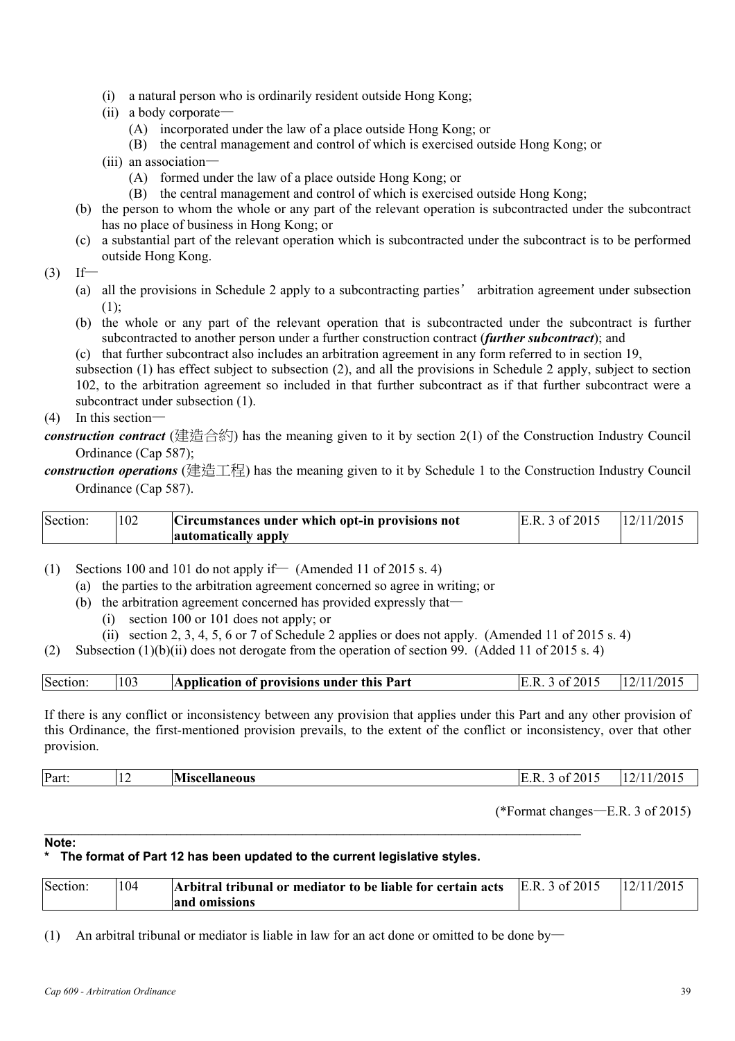(i) a natural person who is ordinarily resident outside Hong Kong;

(ii) a body corporate—

(A) incorporated under the law of a place outside Hong Kong; or

(B) the central management and control of which is exercised outside Hong Kong; or

(iii) an association—

(A) formed under the law of a place outside Hong Kong; or

(B) the central management and control of which is exercised outside Hong Kong;

(b) the person to whom the whole or any part of the relevant operation is subcontracted under the subcontract has no place of business in Hong Kong; or

(c) a substantial part of the relevant operation which is subcontracted under the subcontract is to be performed outside Hong Kong.

(3) If—

(a) all the provisions in Schedule 2 apply to a subcontracting parties' arbitration agreement under subsection (1);

(b) the whole or any part of the relevant operation that is subcontracted under the subcontract is further subcontracted to another person under a further construction contract (***further subcontract***); and

(c) that further subcontract also includes an arbitration agreement in any form referred to in section 19,

subsection (1) has effect subject to subsection (2), and all the provisions in Schedule 2 apply, subject to section 102, to the arbitration agreement so included in that further subcontract as if that further subcontract were a subcontract under subsection (1).

(4) In this section—

***construction contract*** (建造合約) has the meaning given to it by section 2(1) of the Construction Industry Council Ordinance (Cap 587);

***construction operations*** (建造工程) has the meaning given to it by Schedule 1 to the Construction Industry Council Ordinance (Cap 587).

| Section: | 102 | **Circumstances under which opt-in provisions not automatically apply** | E.R. 3 of 2015 | 12/11/2015 |
|---|---|---|---|---|

(1) Sections 100 and 101 do not apply if— (Amended 11 of 2015 s. 4)

(a) the parties to the arbitration agreement concerned so agree in writing; or

(b) the arbitration agreement concerned has provided expressly that—

(i) section 100 or 101 does not apply; or

(ii) section 2, 3, 4, 5, 6 or 7 of Schedule 2 applies or does not apply. (Amended 11 of 2015 s. 4)

(2) Subsection (1)(b)(ii) does not derogate from the operation of section 99. (Added 11 of 2015 s. 4)

| Section: | 103 | **Application of provisions under this Part** | E.R. 3 of 2015 | 12/11/2015 |
|---|---|---|---|---|

If there is any conflict or inconsistency between any provision that applies under this Part and any other provision of this Ordinance, the first-mentioned provision prevails, to the extent of the conflict or inconsistency, over that other provision.

| Part: | 12 | **Miscellaneous** | E.R. 3 of 2015 | 12/11/2015 |
|---|---|---|---|---|

(*Format changes—E.R. 3 of 2015)

**Note:**

**\* The format of Part 12 has been updated to the current legislative styles.**

| Section: | 104 | **Arbitral tribunal or mediator to be liable for certain acts and omissions** | E.R. 3 of 2015 | 12/11/2015 |
|---|---|---|---|---|

(1) An arbitral tribunal or mediator is liable in law for an act done or omitted to be done by—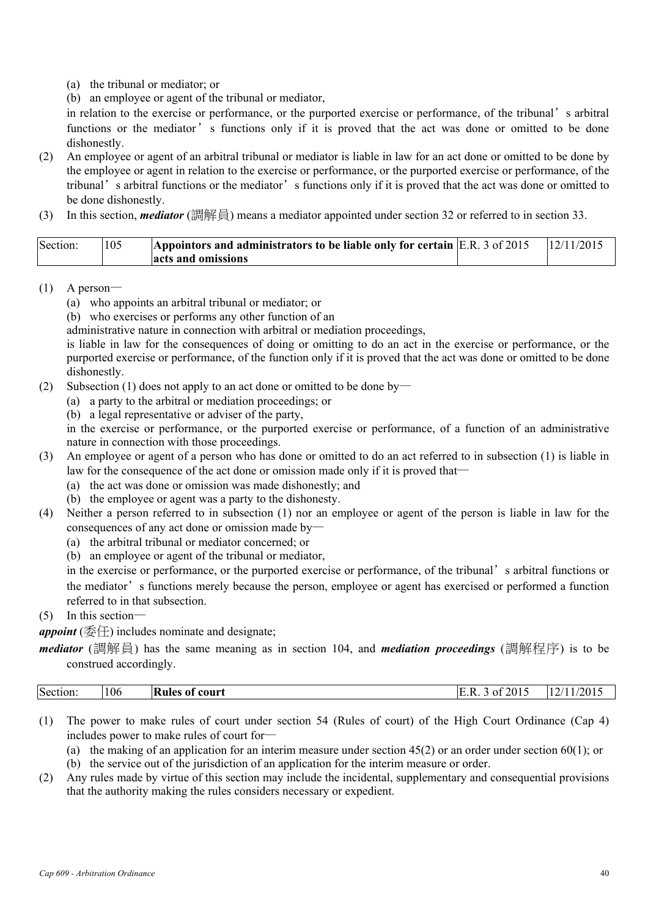(a) the tribunal or mediator; or

(b) an employee or agent of the tribunal or mediator,

in relation to the exercise or performance, or the purported exercise or performance, of the tribunal's arbitral functions or the mediator's functions only if it is proved that the act was done or omitted to be done dishonestly.

(2) An employee or agent of an arbitral tribunal or mediator is liable in law for an act done or omitted to be done by the employee or agent in relation to the exercise or performance, or the purported exercise or performance, of the tribunal's arbitral functions or the mediator's functions only if it is proved that the act was done or omitted to be done dishonestly.

(3) In this section, ***mediator*** (調解員) means a mediator appointed under section 32 or referred to in section 33.

| Section: | 105 | **Appointors and administrators to be liable only for certain acts and omissions** | E.R. 3 of 2015 | 12/11/2015 |
|---|---|---|---|---|

(1) A person—

(a) who appoints an arbitral tribunal or mediator; or

(b) who exercises or performs any other function of an administrative nature in connection with arbitral or mediation proceedings,

is liable in law for the consequences of doing or omitting to do an act in the exercise or performance, or the purported exercise or performance, of the function only if it is proved that the act was done or omitted to be done dishonestly.

(2) Subsection (1) does not apply to an act done or omitted to be done by—

(a) a party to the arbitral or mediation proceedings; or

(b) a legal representative or adviser of the party,

in the exercise or performance, or the purported exercise or performance, of a function of an administrative nature in connection with those proceedings.

(3) An employee or agent of a person who has done or omitted to do an act referred to in subsection (1) is liable in law for the consequence of the act done or omission made only if it is proved that—

(a) the act was done or omission was made dishonestly; and

(b) the employee or agent was a party to the dishonesty.

(4) Neither a person referred to in subsection (1) nor an employee or agent of the person is liable in law for the consequences of any act done or omission made by—

(a) the arbitral tribunal or mediator concerned; or

(b) an employee or agent of the tribunal or mediator,

in the exercise or performance, or the purported exercise or performance, of the tribunal's arbitral functions or the mediator's functions merely because the person, employee or agent has exercised or performed a function referred to in that subsection.

(5) In this section—

***appoint*** (委任) includes nominate and designate;

***mediator*** (調解員) has the same meaning as in section 104, and ***mediation proceedings*** (調解程序) is to be construed accordingly.

| Section: | 106 | **Rules of court** | E.R. 3 of 2015 | 12/11/2015 |
|---|---|---|---|---|

(1) The power to make rules of court under section 54 (Rules of court) of the High Court Ordinance (Cap 4) includes power to make rules of court for—

(a) the making of an application for an interim measure under section 45(2) or an order under section 60(1); or

(b) the service out of the jurisdiction of an application for the interim measure or order.

(2) Any rules made by virtue of this section may include the incidental, supplementary and consequential provisions that the authority making the rules considers necessary or expedient.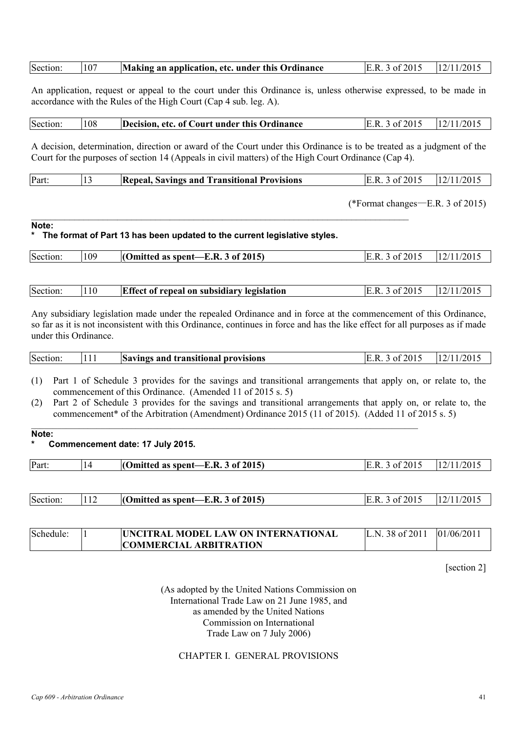| Section: | 107 | **Making an application, etc. under this Ordinance** | E.R. 3 of 2015 | 12/11/2015 |
|---|---|---|---|---|

An application, request or appeal to the court under this Ordinance is, unless otherwise expressed, to be made in accordance with the Rules of the High Court (Cap 4 sub. leg. A).

| Section: | 108 | **Decision, etc. of Court under this Ordinance** | E.R. 3 of 2015 | 12/11/2015 |
|---|---|---|---|---|

A decision, determination, direction or award of the Court under this Ordinance is to be treated as a judgment of the Court for the purposes of section 14 (Appeals in civil matters) of the High Court Ordinance (Cap 4).

| Part: | 13 | **Repeal, Savings and Transitional Provisions** | E.R. 3 of 2015 | 12/11/2015 |
|---|---|---|---|---|

(*Format changes—E.R. 3 of 2015)

**Note:**

**\* The format of Part 13 has been updated to the current legislative styles.**

| Section: | 109 | **(Omitted as spent—E.R. 3 of 2015)** | E.R. 3 of 2015 | 12/11/2015 |
|---|---|---|---|---|

| Section: | 110 | **Effect of repeal on subsidiary legislation** | E.R. 3 of 2015 | 12/11/2015 |
|---|---|---|---|---|

Any subsidiary legislation made under the repealed Ordinance and in force at the commencement of this Ordinance, so far as it is not inconsistent with this Ordinance, continues in force and has the like effect for all purposes as if made under this Ordinance.

| Section: | 111 | **Savings and transitional provisions** | E.R. 3 of 2015 | 12/11/2015 |
|---|---|---|---|---|

(1) Part 1 of Schedule 3 provides for the savings and transitional arrangements that apply on, or relate to, the commencement of this Ordinance. (Amended 11 of 2015 s. 5)

(2) Part 2 of Schedule 3 provides for the savings and transitional arrangements that apply on, or relate to, the commencement* of the Arbitration (Amendment) Ordinance 2015 (11 of 2015). (Added 11 of 2015 s. 5)

**Note:**

**\* Commencement date: 17 July 2015.**

| Part: | 14 | **(Omitted as spent—E.R. 3 of 2015)** | E.R. 3 of 2015 | 12/11/2015 |
|---|---|---|---|---|

| Section: | 112 | **(Omitted as spent—E.R. 3 of 2015)** | E.R. 3 of 2015 | 12/11/2015 |
|---|---|---|---|---|

| Schedule: | 1 | **UNCITRAL MODEL LAW ON INTERNATIONAL COMMERCIAL ARBITRATION** | L.N. 38 of 2011 | 01/06/2011 |
|---|---|---|---|---|

[section 2]

(As adopted by the United Nations Commission on International Trade Law on 21 June 1985, and as amended by the United Nations Commission on International Trade Law on 7 July 2006)

CHAPTER I. GENERAL PROVISIONS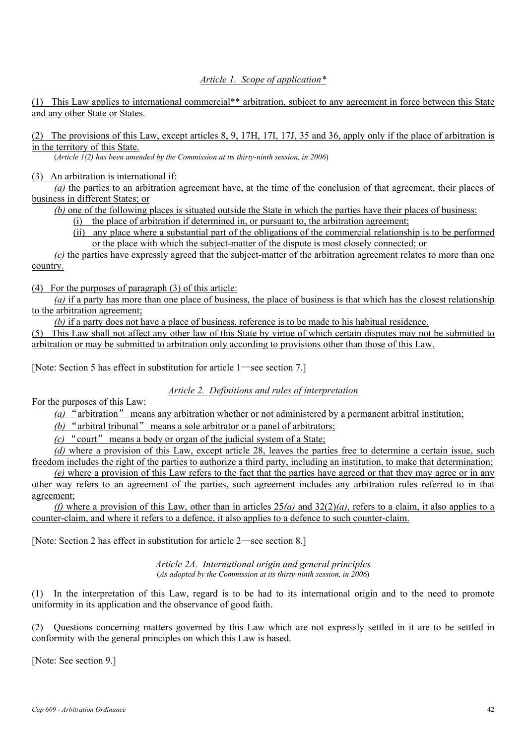*Article 1. Scope of application**

(1) This Law applies to international commercial** arbitration, subject to any agreement in force between this State and any other State or States.

(2) The provisions of this Law, except articles 8, 9, 17H, 17I, 17J, 35 and 36, apply only if the place of arbitration is in the territory of this State.

(*Article 1(2) has been amended by the Commission at its thirty-ninth session, in 2006*)

(3) An arbitration is international if:

*(a)* the parties to an arbitration agreement have, at the time of the conclusion of that agreement, their places of business in different States; or

*(b)* one of the following places is situated outside the State in which the parties have their places of business:

(i) the place of arbitration if determined in, or pursuant to, the arbitration agreement;

(ii) any place where a substantial part of the obligations of the commercial relationship is to be performed or the place with which the subject-matter of the dispute is most closely connected; or

*(c)* the parties have expressly agreed that the subject-matter of the arbitration agreement relates to more than one country.

(4) For the purposes of paragraph (3) of this article:

*(a)* if a party has more than one place of business, the place of business is that which has the closest relationship to the arbitration agreement;

*(b)* if a party does not have a place of business, reference is to be made to his habitual residence.

(5) This Law shall not affect any other law of this State by virtue of which certain disputes may not be submitted to arbitration or may be submitted to arbitration only according to provisions other than those of this Law.

[Note: Section 5 has effect in substitution for article 1—see section 7.]

*Article 2. Definitions and rules of interpretation*

For the purposes of this Law:

*(a)* "arbitration" means any arbitration whether or not administered by a permanent arbitral institution;

*(b)* "arbitral tribunal" means a sole arbitrator or a panel of arbitrators;

*(c)* "court" means a body or organ of the judicial system of a State;

*(d)* where a provision of this Law, except article 28, leaves the parties free to determine a certain issue, such freedom includes the right of the parties to authorize a third party, including an institution, to make that determination;

*(e)* where a provision of this Law refers to the fact that the parties have agreed or that they may agree or in any other way refers to an agreement of the parties, such agreement includes any arbitration rules referred to in that agreement;

*(f)* where a provision of this Law, other than in articles 25*(a)* and 32(2)*(a)*, refers to a claim, it also applies to a counter-claim, and where it refers to a defence, it also applies to a defence to such counter-claim.

[Note: Section 2 has effect in substitution for article 2—see section 8.]

*Article 2A. International origin and general principles*

(*As adopted by the Commission at its thirty-ninth session, in 2006*)

(1) In the interpretation of this Law, regard is to be had to its international origin and to the need to promote uniformity in its application and the observance of good faith.

(2) Questions concerning matters governed by this Law which are not expressly settled in it are to be settled in conformity with the general principles on which this Law is based.

[Note: See section 9.]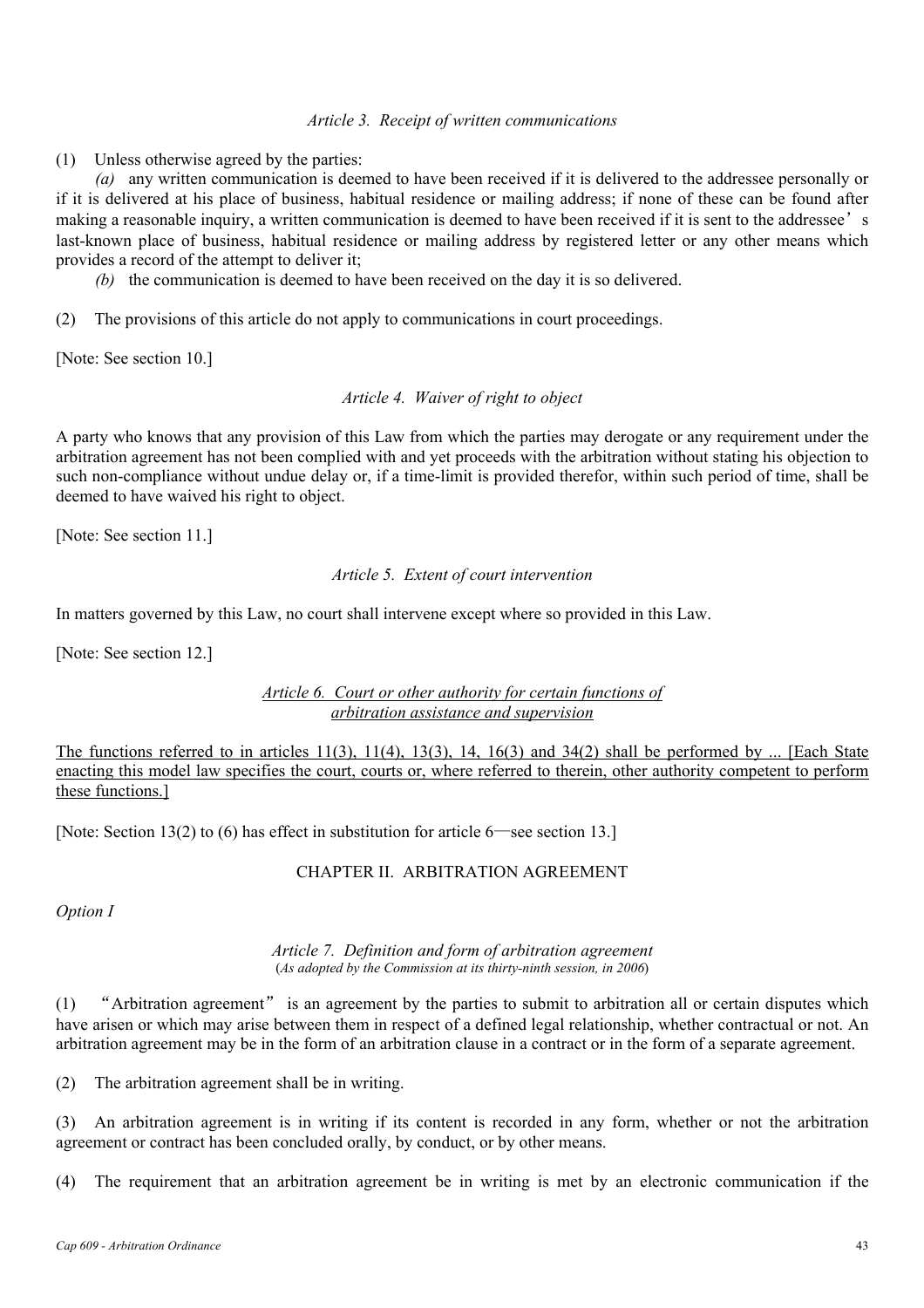*Article 3. Receipt of written communications*

(1) Unless otherwise agreed by the parties:

*(a)* any written communication is deemed to have been received if it is delivered to the addressee personally or if it is delivered at his place of business, habitual residence or mailing address; if none of these can be found after making a reasonable inquiry, a written communication is deemed to have been received if it is sent to the addressee's last-known place of business, habitual residence or mailing address by registered letter or any other means which provides a record of the attempt to deliver it;

*(b)* the communication is deemed to have been received on the day it is so delivered.

(2) The provisions of this article do not apply to communications in court proceedings.

[Note: See section 10.]

*Article 4. Waiver of right to object*

A party who knows that any provision of this Law from which the parties may derogate or any requirement under the arbitration agreement has not been complied with and yet proceeds with the arbitration without stating his objection to such non-compliance without undue delay or, if a time-limit is provided therefor, within such period of time, shall be deemed to have waived his right to object.

[Note: See section 11.]

*Article 5. Extent of court intervention*

In matters governed by this Law, no court shall intervene except where so provided in this Law.

[Note: See section 12.]

*Article 6. Court or other authority for certain functions of arbitration assistance and supervision*

The functions referred to in articles 11(3), 11(4), 13(3), 14, 16(3) and 34(2) shall be performed by ... [Each State enacting this model law specifies the court, courts or, where referred to therein, other authority competent to perform these functions.]

[Note: Section 13(2) to (6) has effect in substitution for article 6—see section 13.]

CHAPTER II. ARBITRATION AGREEMENT

*Option I*

*Article 7. Definition and form of arbitration agreement*
(*As adopted by the Commission at its thirty-ninth session, in 2006*)

(1) "Arbitration agreement" is an agreement by the parties to submit to arbitration all or certain disputes which have arisen or which may arise between them in respect of a defined legal relationship, whether contractual or not. An arbitration agreement may be in the form of an arbitration clause in a contract or in the form of a separate agreement.

(2) The arbitration agreement shall be in writing.

(3) An arbitration agreement is in writing if its content is recorded in any form, whether or not the arbitration agreement or contract has been concluded orally, by conduct, or by other means.

(4) The requirement that an arbitration agreement be in writing is met by an electronic communication if the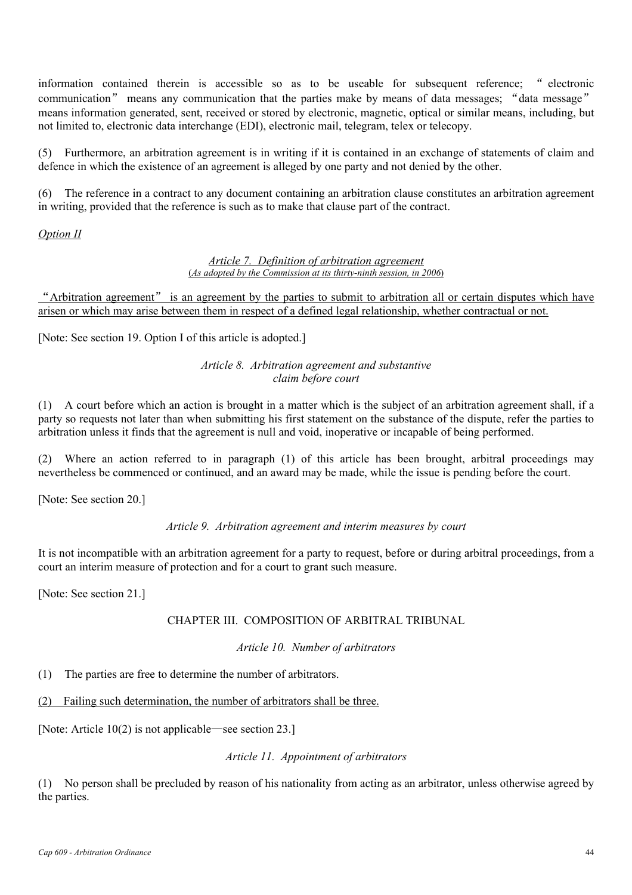information contained therein is accessible so as to be useable for subsequent reference; "electronic communication" means any communication that the parties make by means of data messages; "data message" means information generated, sent, received or stored by electronic, magnetic, optical or similar means, including, but not limited to, electronic data interchange (EDI), electronic mail, telegram, telex or telecopy.

(5) Furthermore, an arbitration agreement is in writing if it is contained in an exchange of statements of claim and defence in which the existence of an agreement is alleged by one party and not denied by the other.

(6) The reference in a contract to any document containing an arbitration clause constitutes an arbitration agreement in writing, provided that the reference is such as to make that clause part of the contract.

<u>*Option II*</u>

<u>*Article 7. Definition of arbitration agreement*</u>
<u>(*As adopted by the Commission at its thirty-ninth session, in 2006*)</u>

<u>"Arbitration agreement" is an agreement by the parties to submit to arbitration all or certain disputes which have arisen or which may arise between them in respect of a defined legal relationship, whether contractual or not.</u>

[Note: See section 19. Option I of this article is adopted.]

*Article 8. Arbitration agreement and substantive claim before court*

(1) A court before which an action is brought in a matter which is the subject of an arbitration agreement shall, if a party so requests not later than when submitting his first statement on the substance of the dispute, refer the parties to arbitration unless it finds that the agreement is null and void, inoperative or incapable of being performed.

(2) Where an action referred to in paragraph (1) of this article has been brought, arbitral proceedings may nevertheless be commenced or continued, and an award may be made, while the issue is pending before the court.

[Note: See section 20.]

*Article 9. Arbitration agreement and interim measures by court*

It is not incompatible with an arbitration agreement for a party to request, before or during arbitral proceedings, from a court an interim measure of protection and for a court to grant such measure.

[Note: See section 21.]

## CHAPTER III. COMPOSITION OF ARBITRAL TRIBUNAL

*Article 10. Number of arbitrators*

(1) The parties are free to determine the number of arbitrators.

<u>(2) Failing such determination, the number of arbitrators shall be three.</u>

[Note: Article 10(2) is not applicable—see section 23.]

*Article 11. Appointment of arbitrators*

(1) No person shall be precluded by reason of his nationality from acting as an arbitrator, unless otherwise agreed by the parties.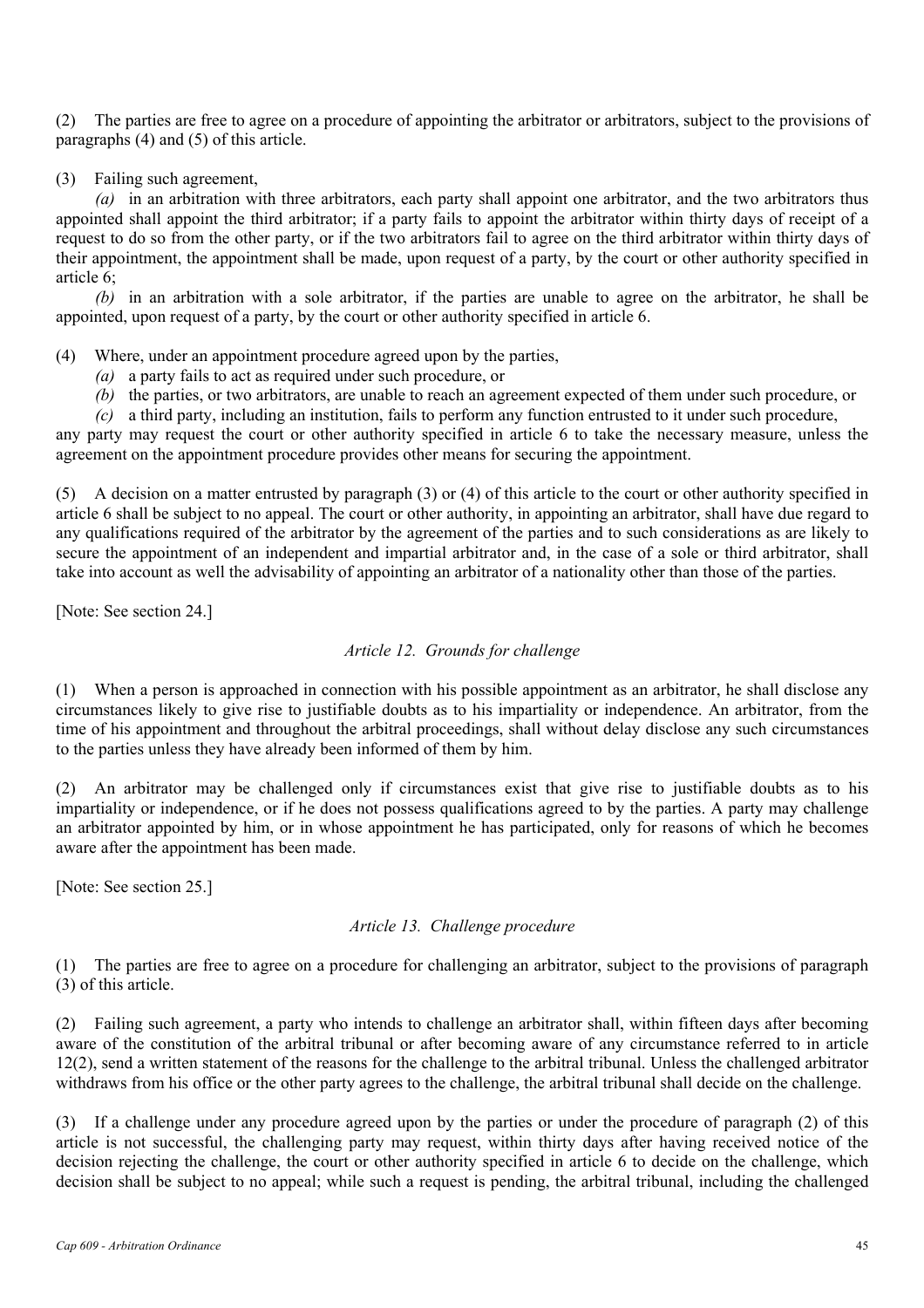(2) The parties are free to agree on a procedure of appointing the arbitrator or arbitrators, subject to the provisions of paragraphs (4) and (5) of this article.

(3) Failing such agreement,

*(a)* in an arbitration with three arbitrators, each party shall appoint one arbitrator, and the two arbitrators thus appointed shall appoint the third arbitrator; if a party fails to appoint the arbitrator within thirty days of receipt of a request to do so from the other party, or if the two arbitrators fail to agree on the third arbitrator within thirty days of their appointment, the appointment shall be made, upon request of a party, by the court or other authority specified in article 6;

*(b)* in an arbitration with a sole arbitrator, if the parties are unable to agree on the arbitrator, he shall be appointed, upon request of a party, by the court or other authority specified in article 6.

(4) Where, under an appointment procedure agreed upon by the parties,

*(a)* a party fails to act as required under such procedure, or

*(b)* the parties, or two arbitrators, are unable to reach an agreement expected of them under such procedure, or

*(c)* a third party, including an institution, fails to perform any function entrusted to it under such procedure,

any party may request the court or other authority specified in article 6 to take the necessary measure, unless the agreement on the appointment procedure provides other means for securing the appointment.

(5) A decision on a matter entrusted by paragraph (3) or (4) of this article to the court or other authority specified in article 6 shall be subject to no appeal. The court or other authority, in appointing an arbitrator, shall have due regard to any qualifications required of the arbitrator by the agreement of the parties and to such considerations as are likely to secure the appointment of an independent and impartial arbitrator and, in the case of a sole or third arbitrator, shall take into account as well the advisability of appointing an arbitrator of a nationality other than those of the parties.

[Note: See section 24.]

### *Article 12. Grounds for challenge*

(1) When a person is approached in connection with his possible appointment as an arbitrator, he shall disclose any circumstances likely to give rise to justifiable doubts as to his impartiality or independence. An arbitrator, from the time of his appointment and throughout the arbitral proceedings, shall without delay disclose any such circumstances to the parties unless they have already been informed of them by him.

(2) An arbitrator may be challenged only if circumstances exist that give rise to justifiable doubts as to his impartiality or independence, or if he does not possess qualifications agreed to by the parties. A party may challenge an arbitrator appointed by him, or in whose appointment he has participated, only for reasons of which he becomes aware after the appointment has been made.

[Note: See section 25.]

### *Article 13. Challenge procedure*

(1) The parties are free to agree on a procedure for challenging an arbitrator, subject to the provisions of paragraph (3) of this article.

(2) Failing such agreement, a party who intends to challenge an arbitrator shall, within fifteen days after becoming aware of the constitution of the arbitral tribunal or after becoming aware of any circumstance referred to in article 12(2), send a written statement of the reasons for the challenge to the arbitral tribunal. Unless the challenged arbitrator withdraws from his office or the other party agrees to the challenge, the arbitral tribunal shall decide on the challenge.

(3) If a challenge under any procedure agreed upon by the parties or under the procedure of paragraph (2) of this article is not successful, the challenging party may request, within thirty days after having received notice of the decision rejecting the challenge, the court or other authority specified in article 6 to decide on the challenge, which decision shall be subject to no appeal; while such a request is pending, the arbitral tribunal, including the challenged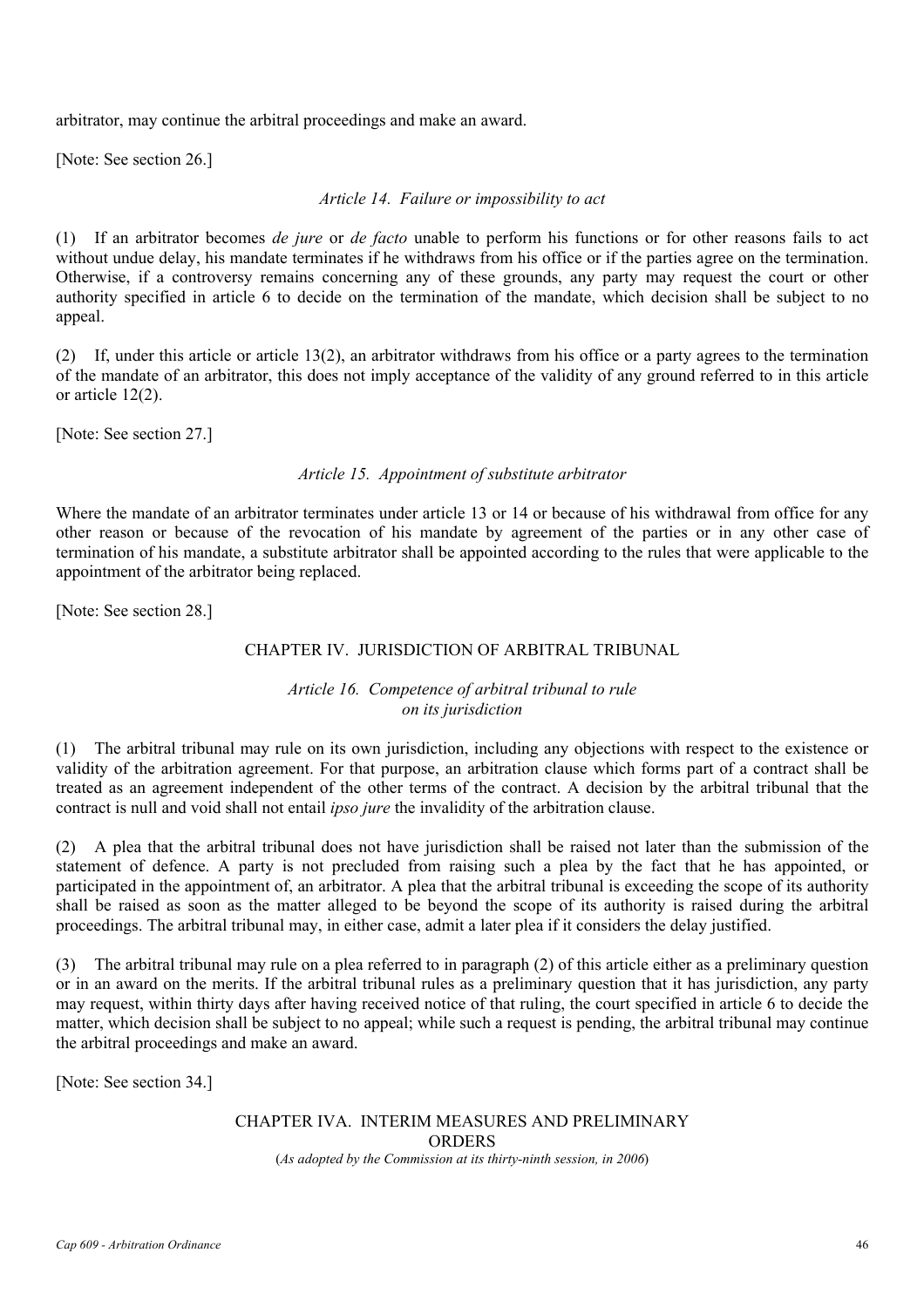arbitrator, may continue the arbitral proceedings and make an award.

[Note: See section 26.]

### *Article 14. Failure or impossibility to act*

(1) If an arbitrator becomes *de jure* or *de facto* unable to perform his functions or for other reasons fails to act without undue delay, his mandate terminates if he withdraws from his office or if the parties agree on the termination. Otherwise, if a controversy remains concerning any of these grounds, any party may request the court or other authority specified in article 6 to decide on the termination of the mandate, which decision shall be subject to no appeal.

(2) If, under this article or article 13(2), an arbitrator withdraws from his office or a party agrees to the termination of the mandate of an arbitrator, this does not imply acceptance of the validity of any ground referred to in this article or article 12(2).

[Note: See section 27.]

### *Article 15. Appointment of substitute arbitrator*

Where the mandate of an arbitrator terminates under article 13 or 14 or because of his withdrawal from office for any other reason or because of the revocation of his mandate by agreement of the parties or in any other case of termination of his mandate, a substitute arbitrator shall be appointed according to the rules that were applicable to the appointment of the arbitrator being replaced.

[Note: See section 28.]

## CHAPTER IV. JURISDICTION OF ARBITRAL TRIBUNAL

### *Article 16. Competence of arbitral tribunal to rule on its jurisdiction*

(1) The arbitral tribunal may rule on its own jurisdiction, including any objections with respect to the existence or validity of the arbitration agreement. For that purpose, an arbitration clause which forms part of a contract shall be treated as an agreement independent of the other terms of the contract. A decision by the arbitral tribunal that the contract is null and void shall not entail *ipso jure* the invalidity of the arbitration clause.

(2) A plea that the arbitral tribunal does not have jurisdiction shall be raised not later than the submission of the statement of defence. A party is not precluded from raising such a plea by the fact that he has appointed, or participated in the appointment of, an arbitrator. A plea that the arbitral tribunal is exceeding the scope of its authority shall be raised as soon as the matter alleged to be beyond the scope of its authority is raised during the arbitral proceedings. The arbitral tribunal may, in either case, admit a later plea if it considers the delay justified.

(3) The arbitral tribunal may rule on a plea referred to in paragraph (2) of this article either as a preliminary question or in an award on the merits. If the arbitral tribunal rules as a preliminary question that it has jurisdiction, any party may request, within thirty days after having received notice of that ruling, the court specified in article 6 to decide the matter, which decision shall be subject to no appeal; while such a request is pending, the arbitral tribunal may continue the arbitral proceedings and make an award.

[Note: See section 34.]

## CHAPTER IVA. INTERIM MEASURES AND PRELIMINARY ORDERS

(*As adopted by the Commission at its thirty-ninth session, in 2006*)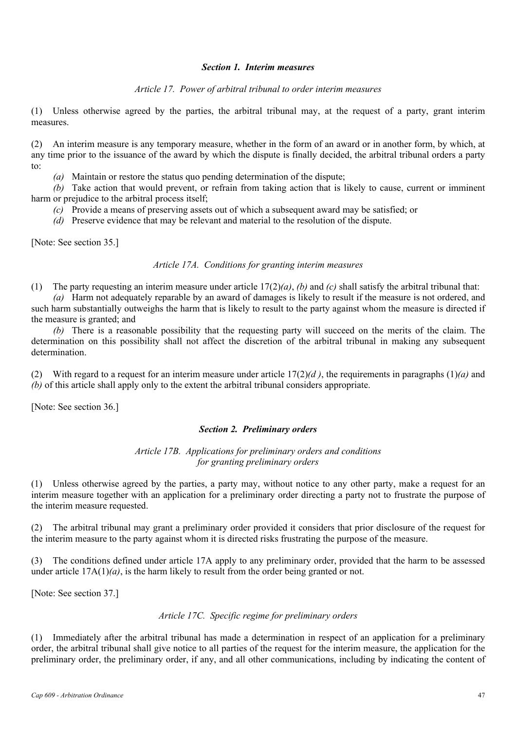### ***Section 1. Interim measures***

*Article 17. Power of arbitral tribunal to order interim measures*

(1) Unless otherwise agreed by the parties, the arbitral tribunal may, at the request of a party, grant interim measures.

(2) An interim measure is any temporary measure, whether in the form of an award or in another form, by which, at any time prior to the issuance of the award by which the dispute is finally decided, the arbitral tribunal orders a party to:

*(a)* Maintain or restore the status quo pending determination of the dispute;

*(b)* Take action that would prevent, or refrain from taking action that is likely to cause, current or imminent harm or prejudice to the arbitral process itself;

*(c)* Provide a means of preserving assets out of which a subsequent award may be satisfied; or

*(d)* Preserve evidence that may be relevant and material to the resolution of the dispute.

[Note: See section 35.]

*Article 17A. Conditions for granting interim measures*

(1) The party requesting an interim measure under article 17(2)*(a)*, *(b)* and *(c)* shall satisfy the arbitral tribunal that:

*(a)* Harm not adequately reparable by an award of damages is likely to result if the measure is not ordered, and such harm substantially outweighs the harm that is likely to result to the party against whom the measure is directed if the measure is granted; and

*(b)* There is a reasonable possibility that the requesting party will succeed on the merits of the claim. The determination on this possibility shall not affect the discretion of the arbitral tribunal in making any subsequent determination.

(2) With regard to a request for an interim measure under article 17(2)*(d )*, the requirements in paragraphs (1)*(a)* and *(b)* of this article shall apply only to the extent the arbitral tribunal considers appropriate.

[Note: See section 36.]

### ***Section 2. Preliminary orders***

*Article 17B. Applications for preliminary orders and conditions for granting preliminary orders*

(1) Unless otherwise agreed by the parties, a party may, without notice to any other party, make a request for an interim measure together with an application for a preliminary order directing a party not to frustrate the purpose of the interim measure requested.

(2) The arbitral tribunal may grant a preliminary order provided it considers that prior disclosure of the request for the interim measure to the party against whom it is directed risks frustrating the purpose of the measure.

(3) The conditions defined under article 17A apply to any preliminary order, provided that the harm to be assessed under article 17A(1)*(a)*, is the harm likely to result from the order being granted or not.

[Note: See section 37.]

*Article 17C. Specific regime for preliminary orders*

(1) Immediately after the arbitral tribunal has made a determination in respect of an application for a preliminary order, the arbitral tribunal shall give notice to all parties of the request for the interim measure, the application for the preliminary order, the preliminary order, if any, and all other communications, including by indicating the content of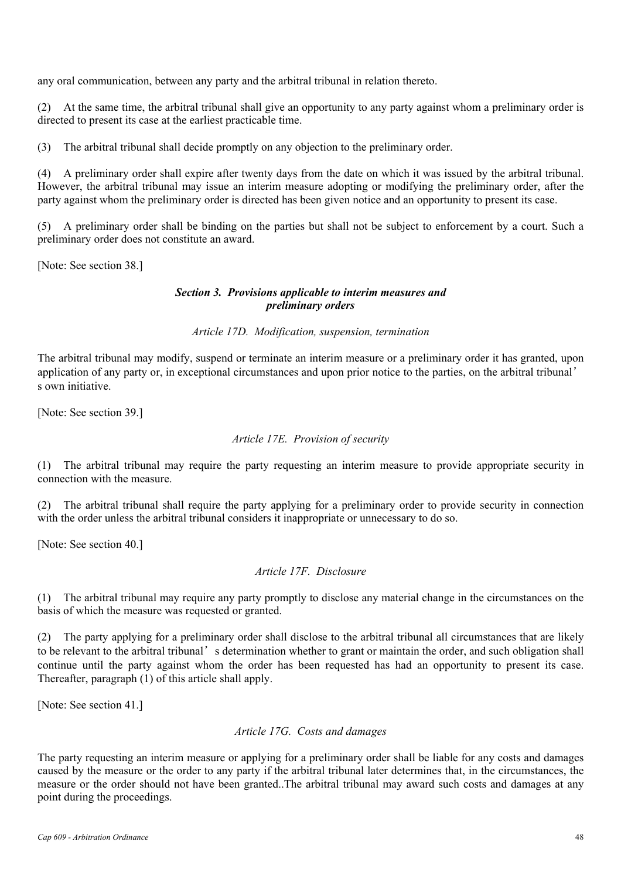any oral communication, between any party and the arbitral tribunal in relation thereto.

(2) At the same time, the arbitral tribunal shall give an opportunity to any party against whom a preliminary order is directed to present its case at the earliest practicable time.

(3) The arbitral tribunal shall decide promptly on any objection to the preliminary order.

(4) A preliminary order shall expire after twenty days from the date on which it was issued by the arbitral tribunal. However, the arbitral tribunal may issue an interim measure adopting or modifying the preliminary order, after the party against whom the preliminary order is directed has been given notice and an opportunity to present its case.

(5) A preliminary order shall be binding on the parties but shall not be subject to enforcement by a court. Such a preliminary order does not constitute an award.

[Note: See section 38.]

### *Section 3. Provisions applicable to interim measures and preliminary orders*

*Article 17D. Modification, suspension, termination*

The arbitral tribunal may modify, suspend or terminate an interim measure or a preliminary order it has granted, upon application of any party or, in exceptional circumstances and upon prior notice to the parties, on the arbitral tribunal's own initiative.

[Note: See section 39.]

*Article 17E. Provision of security*

(1) The arbitral tribunal may require the party requesting an interim measure to provide appropriate security in connection with the measure.

(2) The arbitral tribunal shall require the party applying for a preliminary order to provide security in connection with the order unless the arbitral tribunal considers it inappropriate or unnecessary to do so.

[Note: See section 40.]

*Article 17F. Disclosure*

(1) The arbitral tribunal may require any party promptly to disclose any material change in the circumstances on the basis of which the measure was requested or granted.

(2) The party applying for a preliminary order shall disclose to the arbitral tribunal all circumstances that are likely to be relevant to the arbitral tribunal's determination whether to grant or maintain the order, and such obligation shall continue until the party against whom the order has been requested has had an opportunity to present its case. Thereafter, paragraph (1) of this article shall apply.

[Note: See section 41.]

*Article 17G. Costs and damages*

The party requesting an interim measure or applying for a preliminary order shall be liable for any costs and damages caused by the measure or the order to any party if the arbitral tribunal later determines that, in the circumstances, the measure or the order should not have been granted..The arbitral tribunal may award such costs and damages at any point during the proceedings.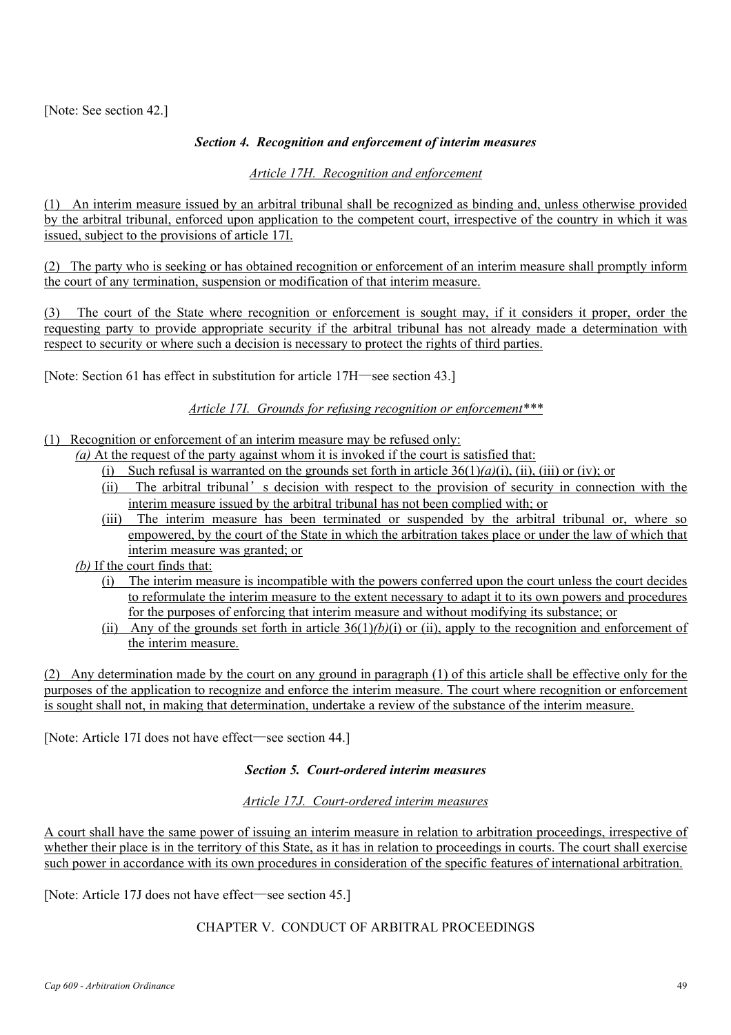[Note: See section 42.]

### *Section 4. Recognition and enforcement of interim measures*

*Article 17H. Recognition and enforcement*

(1) An interim measure issued by an arbitral tribunal shall be recognized as binding and, unless otherwise provided by the arbitral tribunal, enforced upon application to the competent court, irrespective of the country in which it was issued, subject to the provisions of article 17I.

(2) The party who is seeking or has obtained recognition or enforcement of an interim measure shall promptly inform the court of any termination, suspension or modification of that interim measure.

(3) The court of the State where recognition or enforcement is sought may, if it considers it proper, order the requesting party to provide appropriate security if the arbitral tribunal has not already made a determination with respect to security or where such a decision is necessary to protect the rights of third parties.

[Note: Section 61 has effect in substitution for article 17H—see section 43.]

*Article 17I. Grounds for refusing recognition or enforcement****

(1) Recognition or enforcement of an interim measure may be refused only:

*(a)* At the request of the party against whom it is invoked if the court is satisfied that:

(i) Such refusal is warranted on the grounds set forth in article 36(1)*(a)*(i), (ii), (iii) or (iv); or

(ii) The arbitral tribunal's decision with respect to the provision of security in connection with the interim measure issued by the arbitral tribunal has not been complied with; or

(iii) The interim measure has been terminated or suspended by the arbitral tribunal or, where so empowered, by the court of the State in which the arbitration takes place or under the law of which that interim measure was granted; or

*(b)* If the court finds that:

(i) The interim measure is incompatible with the powers conferred upon the court unless the court decides to reformulate the interim measure to the extent necessary to adapt it to its own powers and procedures for the purposes of enforcing that interim measure and without modifying its substance; or

(ii) Any of the grounds set forth in article 36(1)*(b)*(i) or (ii), apply to the recognition and enforcement of the interim measure.

(2) Any determination made by the court on any ground in paragraph (1) of this article shall be effective only for the purposes of the application to recognize and enforce the interim measure. The court where recognition or enforcement is sought shall not, in making that determination, undertake a review of the substance of the interim measure.

[Note: Article 17I does not have effect—see section 44.]

### *Section 5. Court-ordered interim measures*

*Article 17J. Court-ordered interim measures*

A court shall have the same power of issuing an interim measure in relation to arbitration proceedings, irrespective of whether their place is in the territory of this State, as it has in relation to proceedings in courts. The court shall exercise such power in accordance with its own procedures in consideration of the specific features of international arbitration.

[Note: Article 17J does not have effect—see section 45.]

## CHAPTER V. CONDUCT OF ARBITRAL PROCEEDINGS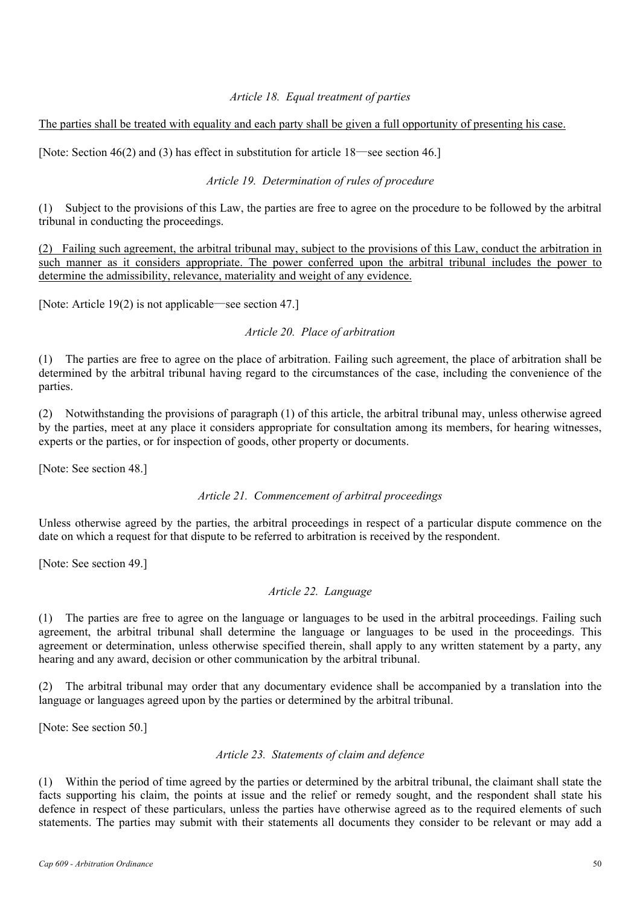*Article 18. Equal treatment of parties*

The parties shall be treated with equality and each party shall be given a full opportunity of presenting his case.

[Note: Section 46(2) and (3) has effect in substitution for article 18—see section 46.]

*Article 19. Determination of rules of procedure*

(1) Subject to the provisions of this Law, the parties are free to agree on the procedure to be followed by the arbitral tribunal in conducting the proceedings.

(2) Failing such agreement, the arbitral tribunal may, subject to the provisions of this Law, conduct the arbitration in such manner as it considers appropriate. The power conferred upon the arbitral tribunal includes the power to determine the admissibility, relevance, materiality and weight of any evidence.

[Note: Article 19(2) is not applicable—see section 47.]

*Article 20. Place of arbitration*

(1) The parties are free to agree on the place of arbitration. Failing such agreement, the place of arbitration shall be determined by the arbitral tribunal having regard to the circumstances of the case, including the convenience of the parties.

(2) Notwithstanding the provisions of paragraph (1) of this article, the arbitral tribunal may, unless otherwise agreed by the parties, meet at any place it considers appropriate for consultation among its members, for hearing witnesses, experts or the parties, or for inspection of goods, other property or documents.

[Note: See section 48.]

*Article 21. Commencement of arbitral proceedings*

Unless otherwise agreed by the parties, the arbitral proceedings in respect of a particular dispute commence on the date on which a request for that dispute to be referred to arbitration is received by the respondent.

[Note: See section 49.]

*Article 22. Language*

(1) The parties are free to agree on the language or languages to be used in the arbitral proceedings. Failing such agreement, the arbitral tribunal shall determine the language or languages to be used in the proceedings. This agreement or determination, unless otherwise specified therein, shall apply to any written statement by a party, any hearing and any award, decision or other communication by the arbitral tribunal.

(2) The arbitral tribunal may order that any documentary evidence shall be accompanied by a translation into the language or languages agreed upon by the parties or determined by the arbitral tribunal.

[Note: See section 50.]

*Article 23. Statements of claim and defence*

(1) Within the period of time agreed by the parties or determined by the arbitral tribunal, the claimant shall state the facts supporting his claim, the points at issue and the relief or remedy sought, and the respondent shall state his defence in respect of these particulars, unless the parties have otherwise agreed as to the required elements of such statements. The parties may submit with their statements all documents they consider to be relevant or may add a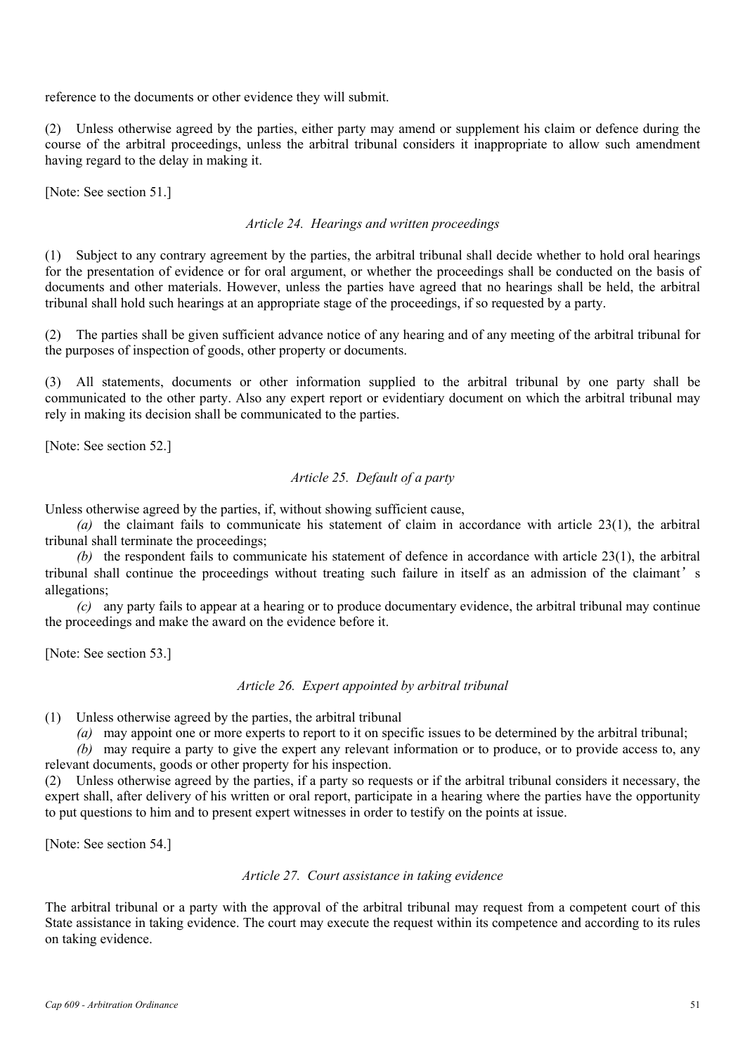reference to the documents or other evidence they will submit.

(2) Unless otherwise agreed by the parties, either party may amend or supplement his claim or defence during the course of the arbitral proceedings, unless the arbitral tribunal considers it inappropriate to allow such amendment having regard to the delay in making it.

[Note: See section 51.]

*Article 24. Hearings and written proceedings*

(1) Subject to any contrary agreement by the parties, the arbitral tribunal shall decide whether to hold oral hearings for the presentation of evidence or for oral argument, or whether the proceedings shall be conducted on the basis of documents and other materials. However, unless the parties have agreed that no hearings shall be held, the arbitral tribunal shall hold such hearings at an appropriate stage of the proceedings, if so requested by a party.

(2) The parties shall be given sufficient advance notice of any hearing and of any meeting of the arbitral tribunal for the purposes of inspection of goods, other property or documents.

(3) All statements, documents or other information supplied to the arbitral tribunal by one party shall be communicated to the other party. Also any expert report or evidentiary document on which the arbitral tribunal may rely in making its decision shall be communicated to the parties.

[Note: See section 52.]

*Article 25. Default of a party*

Unless otherwise agreed by the parties, if, without showing sufficient cause,

*(a)* the claimant fails to communicate his statement of claim in accordance with article 23(1), the arbitral tribunal shall terminate the proceedings;

*(b)* the respondent fails to communicate his statement of defence in accordance with article 23(1), the arbitral tribunal shall continue the proceedings without treating such failure in itself as an admission of the claimant’s allegations;

*(c)* any party fails to appear at a hearing or to produce documentary evidence, the arbitral tribunal may continue the proceedings and make the award on the evidence before it.

[Note: See section 53.]

*Article 26. Expert appointed by arbitral tribunal*

(1) Unless otherwise agreed by the parties, the arbitral tribunal

*(a)* may appoint one or more experts to report to it on specific issues to be determined by the arbitral tribunal;

*(b)* may require a party to give the expert any relevant information or to produce, or to provide access to, any relevant documents, goods or other property for his inspection.

(2) Unless otherwise agreed by the parties, if a party so requests or if the arbitral tribunal considers it necessary, the expert shall, after delivery of his written or oral report, participate in a hearing where the parties have the opportunity to put questions to him and to present expert witnesses in order to testify on the points at issue.

[Note: See section 54.]

*Article 27. Court assistance in taking evidence*

The arbitral tribunal or a party with the approval of the arbitral tribunal may request from a competent court of this State assistance in taking evidence. The court may execute the request within its competence and according to its rules on taking evidence.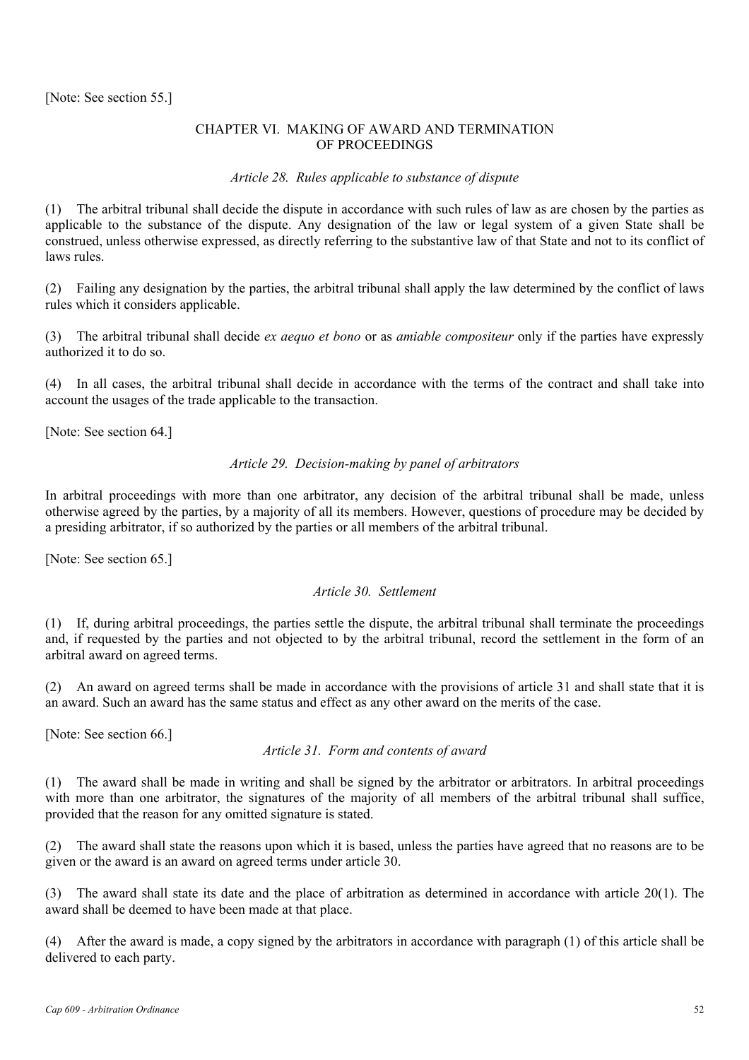[Note: See section 55.]

## CHAPTER VI. MAKING OF AWARD AND TERMINATION OF PROCEEDINGS

### *Article 28. Rules applicable to substance of dispute*

(1) The arbitral tribunal shall decide the dispute in accordance with such rules of law as are chosen by the parties as applicable to the substance of the dispute. Any designation of the law or legal system of a given State shall be construed, unless otherwise expressed, as directly referring to the substantive law of that State and not to its conflict of laws rules.

(2) Failing any designation by the parties, the arbitral tribunal shall apply the law determined by the conflict of laws rules which it considers applicable.

(3) The arbitral tribunal shall decide *ex aequo et bono* or as *amiable compositeur* only if the parties have expressly authorized it to do so.

(4) In all cases, the arbitral tribunal shall decide in accordance with the terms of the contract and shall take into account the usages of the trade applicable to the transaction.

[Note: See section 64.]

### *Article 29. Decision-making by panel of arbitrators*

In arbitral proceedings with more than one arbitrator, any decision of the arbitral tribunal shall be made, unless otherwise agreed by the parties, by a majority of all its members. However, questions of procedure may be decided by a presiding arbitrator, if so authorized by the parties or all members of the arbitral tribunal.

[Note: See section 65.]

### *Article 30. Settlement*

(1) If, during arbitral proceedings, the parties settle the dispute, the arbitral tribunal shall terminate the proceedings and, if requested by the parties and not objected to by the arbitral tribunal, record the settlement in the form of an arbitral award on agreed terms.

(2) An award on agreed terms shall be made in accordance with the provisions of article 31 and shall state that it is an award. Such an award has the same status and effect as any other award on the merits of the case.

[Note: See section 66.]

### *Article 31. Form and contents of award*

(1) The award shall be made in writing and shall be signed by the arbitrator or arbitrators. In arbitral proceedings with more than one arbitrator, the signatures of the majority of all members of the arbitral tribunal shall suffice, provided that the reason for any omitted signature is stated.

(2) The award shall state the reasons upon which it is based, unless the parties have agreed that no reasons are to be given or the award is an award on agreed terms under article 30.

(3) The award shall state its date and the place of arbitration as determined in accordance with article 20(1). The award shall be deemed to have been made at that place.

(4) After the award is made, a copy signed by the arbitrators in accordance with paragraph (1) of this article shall be delivered to each party.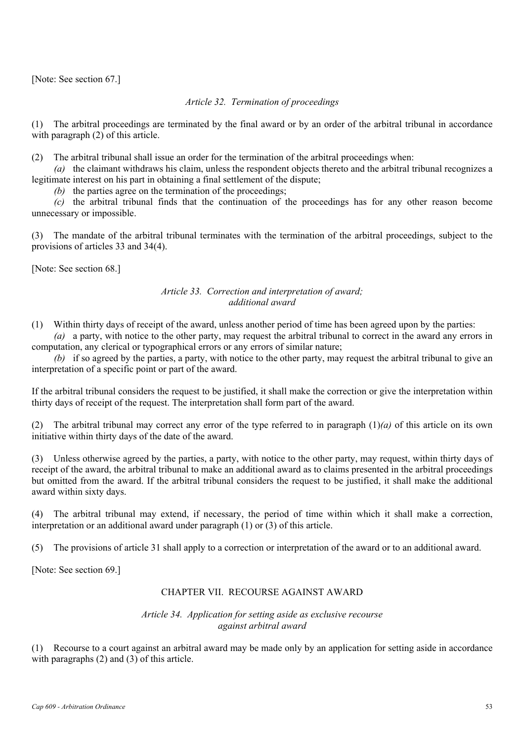[Note: See section 67.]

### *Article 32. Termination of proceedings*

(1) The arbitral proceedings are terminated by the final award or by an order of the arbitral tribunal in accordance with paragraph (2) of this article.

(2) The arbitral tribunal shall issue an order for the termination of the arbitral proceedings when:

*(a)* the claimant withdraws his claim, unless the respondent objects thereto and the arbitral tribunal recognizes a legitimate interest on his part in obtaining a final settlement of the dispute;

*(b)* the parties agree on the termination of the proceedings;

*(c)* the arbitral tribunal finds that the continuation of the proceedings has for any other reason become unnecessary or impossible.

(3) The mandate of the arbitral tribunal terminates with the termination of the arbitral proceedings, subject to the provisions of articles 33 and 34(4).

[Note: See section 68.]

### *Article 33. Correction and interpretation of award; additional award*

(1) Within thirty days of receipt of the award, unless another period of time has been agreed upon by the parties:

*(a)* a party, with notice to the other party, may request the arbitral tribunal to correct in the award any errors in computation, any clerical or typographical errors or any errors of similar nature;

*(b)* if so agreed by the parties, a party, with notice to the other party, may request the arbitral tribunal to give an interpretation of a specific point or part of the award.

If the arbitral tribunal considers the request to be justified, it shall make the correction or give the interpretation within thirty days of receipt of the request. The interpretation shall form part of the award.

(2) The arbitral tribunal may correct any error of the type referred to in paragraph (1)*(a)* of this article on its own initiative within thirty days of the date of the award.

(3) Unless otherwise agreed by the parties, a party, with notice to the other party, may request, within thirty days of receipt of the award, the arbitral tribunal to make an additional award as to claims presented in the arbitral proceedings but omitted from the award. If the arbitral tribunal considers the request to be justified, it shall make the additional award within sixty days.

(4) The arbitral tribunal may extend, if necessary, the period of time within which it shall make a correction, interpretation or an additional award under paragraph (1) or (3) of this article.

(5) The provisions of article 31 shall apply to a correction or interpretation of the award or to an additional award.

[Note: See section 69.]

## CHAPTER VII. RECOURSE AGAINST AWARD

### *Article 34. Application for setting aside as exclusive recourse against arbitral award*

(1) Recourse to a court against an arbitral award may be made only by an application for setting aside in accordance with paragraphs (2) and (3) of this article.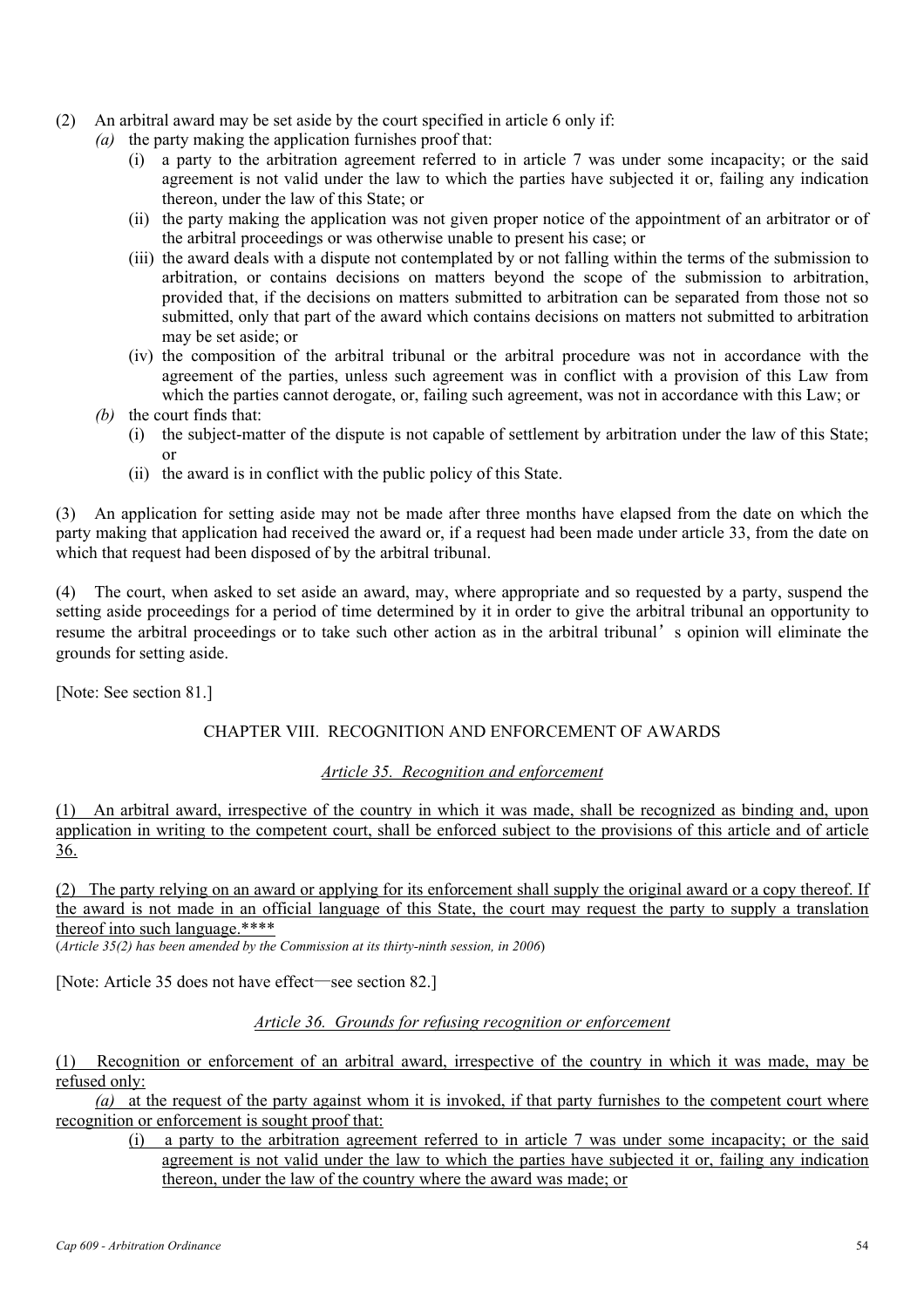(2) An arbitral award may be set aside by the court specified in article 6 only if:

*(a)* the party making the application furnishes proof that:

(i) a party to the arbitration agreement referred to in article 7 was under some incapacity; or the said agreement is not valid under the law to which the parties have subjected it or, failing any indication thereon, under the law of this State; or

(ii) the party making the application was not given proper notice of the appointment of an arbitrator or of the arbitral proceedings or was otherwise unable to present his case; or

(iii) the award deals with a dispute not contemplated by or not falling within the terms of the submission to arbitration, or contains decisions on matters beyond the scope of the submission to arbitration, provided that, if the decisions on matters submitted to arbitration can be separated from those not so submitted, only that part of the award which contains decisions on matters not submitted to arbitration may be set aside; or

(iv) the composition of the arbitral tribunal or the arbitral procedure was not in accordance with the agreement of the parties, unless such agreement was in conflict with a provision of this Law from which the parties cannot derogate, or, failing such agreement, was not in accordance with this Law; or

*(b)* the court finds that:

(i) the subject-matter of the dispute is not capable of settlement by arbitration under the law of this State; or

(ii) the award is in conflict with the public policy of this State.

(3) An application for setting aside may not be made after three months have elapsed from the date on which the party making that application had received the award or, if a request had been made under article 33, from the date on which that request had been disposed of by the arbitral tribunal.

(4) The court, when asked to set aside an award, may, where appropriate and so requested by a party, suspend the setting aside proceedings for a period of time determined by it in order to give the arbitral tribunal an opportunity to resume the arbitral proceedings or to take such other action as in the arbitral tribunal's opinion will eliminate the grounds for setting aside.

[Note: See section 81.]

## CHAPTER VIII. RECOGNITION AND ENFORCEMENT OF AWARDS

### *Article 35. Recognition and enforcement*

(1) An arbitral award, irrespective of the country in which it was made, shall be recognized as binding and, upon application in writing to the competent court, shall be enforced subject to the provisions of this article and of article 36.

(2) The party relying on an award or applying for its enforcement shall supply the original award or a copy thereof. If the award is not made in an official language of this State, the court may request the party to supply a translation thereof into such language.****

(*Article 35(2) has been amended by the Commission at its thirty-ninth session, in 2006*)

[Note: Article 35 does not have effect—see section 82.]

### *Article 36. Grounds for refusing recognition or enforcement*

(1) Recognition or enforcement of an arbitral award, irrespective of the country in which it was made, may be refused only:

*(a)* at the request of the party against whom it is invoked, if that party furnishes to the competent court where recognition or enforcement is sought proof that:

(i) a party to the arbitration agreement referred to in article 7 was under some incapacity; or the said agreement is not valid under the law to which the parties have subjected it or, failing any indication thereon, under the law of the country where the award was made; or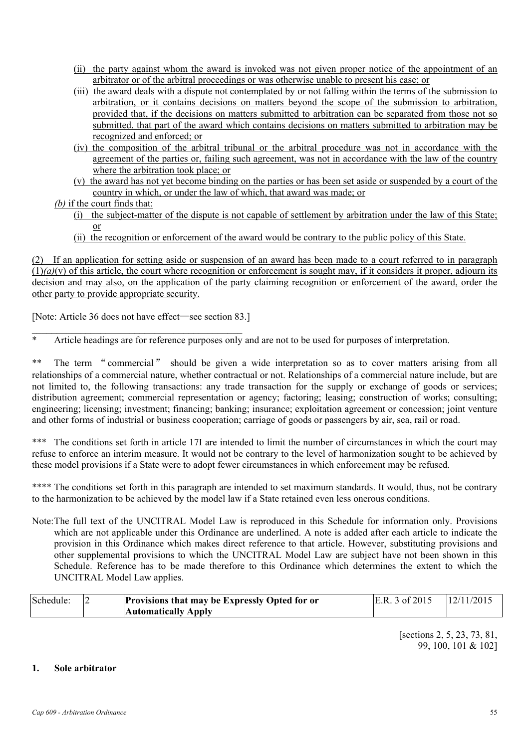(ii) the party against whom the award is invoked was not given proper notice of the appointment of an arbitrator or of the arbitral proceedings or was otherwise unable to present his case; or

(iii) the award deals with a dispute not contemplated by or not falling within the terms of the submission to arbitration, or it contains decisions on matters beyond the scope of the submission to arbitration, provided that, if the decisions on matters submitted to arbitration can be separated from those not so submitted, that part of the award which contains decisions on matters submitted to arbitration may be recognized and enforced; or

(iv) the composition of the arbitral tribunal or the arbitral procedure was not in accordance with the agreement of the parties or, failing such agreement, was not in accordance with the law of the country where the arbitration took place; or

(v) the award has not yet become binding on the parties or has been set aside or suspended by a court of the country in which, or under the law of which, that award was made; or

*(b)* if the court finds that:

(i) the subject-matter of the dispute is not capable of settlement by arbitration under the law of this State; or

(ii) the recognition or enforcement of the award would be contrary to the public policy of this State.

(2) If an application for setting aside or suspension of an award has been made to a court referred to in paragraph (1)*(a)*(v) of this article, the court where recognition or enforcement is sought may, if it considers it proper, adjourn its decision and may also, on the application of the party claiming recognition or enforcement of the award, order the other party to provide appropriate security.

[Note: Article 36 does not have effect—see section 83.]

---

\* Article headings are for reference purposes only and are not to be used for purposes of interpretation.

\** The term "commercial" should be given a wide interpretation so as to cover matters arising from all relationships of a commercial nature, whether contractual or not. Relationships of a commercial nature include, but are not limited to, the following transactions: any trade transaction for the supply or exchange of goods or services; distribution agreement; commercial representation or agency; factoring; leasing; construction of works; consulting; engineering; licensing; investment; financing; banking; insurance; exploitation agreement or concession; joint venture and other forms of industrial or business cooperation; carriage of goods or passengers by air, sea, rail or road.

\*** The conditions set forth in article 17I are intended to limit the number of circumstances in which the court may refuse to enforce an interim measure. It would not be contrary to the level of harmonization sought to be achieved by these model provisions if a State were to adopt fewer circumstances in which enforcement may be refused.

\**** The conditions set forth in this paragraph are intended to set maximum standards. It would, thus, not be contrary to the harmonization to be achieved by the model law if a State retained even less onerous conditions.

Note: The full text of the UNCITRAL Model Law is reproduced in this Schedule for information only. Provisions which are not applicable under this Ordinance are underlined. A note is added after each article to indicate the provision in this Ordinance which makes direct reference to that article. However, substituting provisions and other supplemental provisions to which the UNCITRAL Model Law are subject have not been shown in this Schedule. Reference has to be made therefore to this Ordinance which determines the extent to which the UNCITRAL Model Law applies.

| | | | | |
|---|---|---|---|---|
| Schedule: | 2 | **Provisions that may be Expressly Opted for or Automatically Apply** | E.R. 3 of 2015 | 12/11/2015 |

[sections 2, 5, 23, 73, 81, 99, 100, 101 & 102]

**1. Sole arbitrator**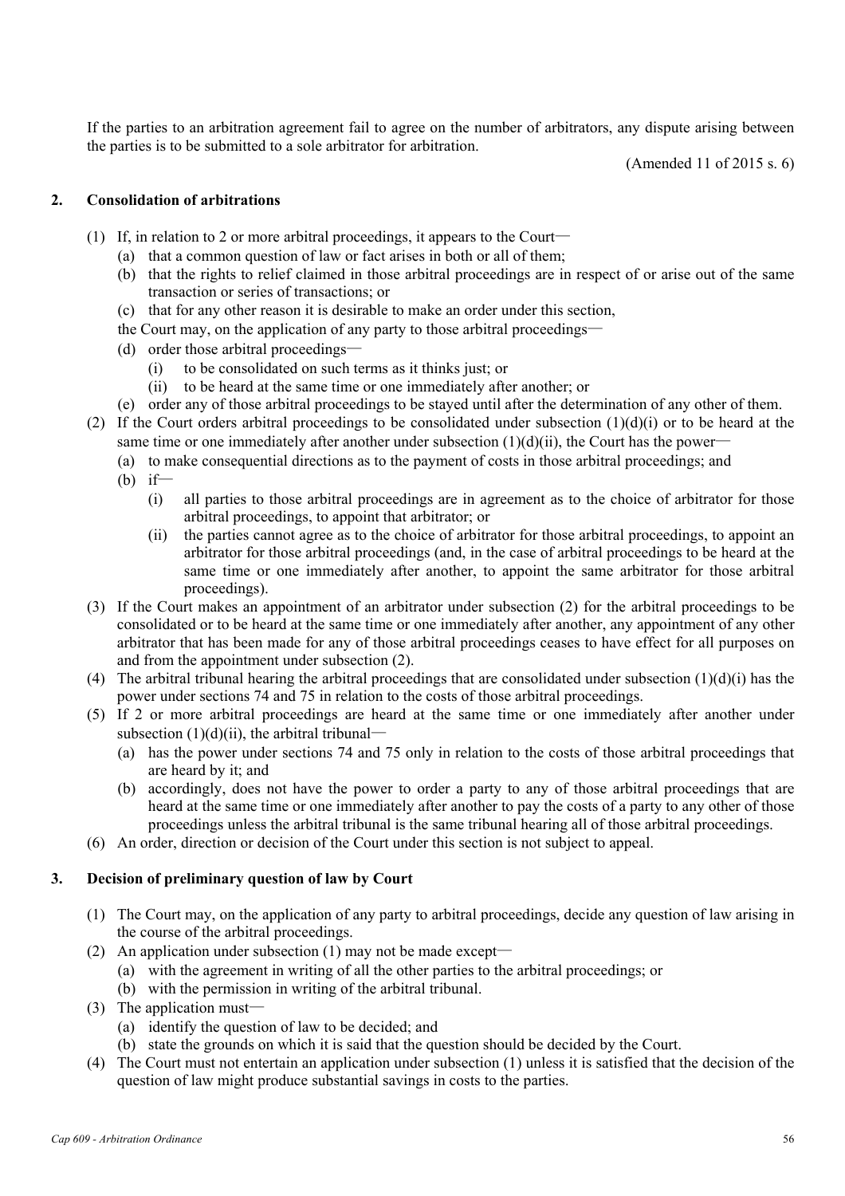If the parties to an arbitration agreement fail to agree on the number of arbitrators, any dispute arising between the parties is to be submitted to a sole arbitrator for arbitration.

(Amended 11 of 2015 s. 6)

## 2. Consolidation of arbitrations

(1) If, in relation to 2 or more arbitral proceedings, it appears to the Court—
- (a) that a common question of law or fact arises in both or all of them;
- (b) that the rights to relief claimed in those arbitral proceedings are in respect of or arise out of the same transaction or series of transactions; or
- (c) that for any other reason it is desirable to make an order under this section,

the Court may, on the application of any party to those arbitral proceedings—
- (d) order those arbitral proceedings—
  - (i) to be consolidated on such terms as it thinks just; or
  - (ii) to be heard at the same time or one immediately after another; or
- (e) order any of those arbitral proceedings to be stayed until after the determination of any other of them.

(2) If the Court orders arbitral proceedings to be consolidated under subsection (1)(d)(i) or to be heard at the same time or one immediately after another under subsection (1)(d)(ii), the Court has the power—
- (a) to make consequential directions as to the payment of costs in those arbitral proceedings; and
- (b) if—
  - (i) all parties to those arbitral proceedings are in agreement as to the choice of arbitrator for those arbitral proceedings, to appoint that arbitrator; or
  - (ii) the parties cannot agree as to the choice of arbitrator for those arbitral proceedings, to appoint an arbitrator for those arbitral proceedings (and, in the case of arbitral proceedings to be heard at the same time or one immediately after another, to appoint the same arbitrator for those arbitral proceedings).

(3) If the Court makes an appointment of an arbitrator under subsection (2) for the arbitral proceedings to be consolidated or to be heard at the same time or one immediately after another, any appointment of any other arbitrator that has been made for any of those arbitral proceedings ceases to have effect for all purposes on and from the appointment under subsection (2).

(4) The arbitral tribunal hearing the arbitral proceedings that are consolidated under subsection (1)(d)(i) has the power under sections 74 and 75 in relation to the costs of those arbitral proceedings.

(5) If 2 or more arbitral proceedings are heard at the same time or one immediately after another under subsection (1)(d)(ii), the arbitral tribunal—
- (a) has the power under sections 74 and 75 only in relation to the costs of those arbitral proceedings that are heard by it; and
- (b) accordingly, does not have the power to order a party to any of those arbitral proceedings that are heard at the same time or one immediately after another to pay the costs of a party to any other of those proceedings unless the arbitral tribunal is the same tribunal hearing all of those arbitral proceedings.

(6) An order, direction or decision of the Court under this section is not subject to appeal.

## 3. Decision of preliminary question of law by Court

(1) The Court may, on the application of any party to arbitral proceedings, decide any question of law arising in the course of the arbitral proceedings.

(2) An application under subsection (1) may not be made except—
- (a) with the agreement in writing of all the other parties to the arbitral proceedings; or
- (b) with the permission in writing of the arbitral tribunal.

(3) The application must—
- (a) identify the question of law to be decided; and
- (b) state the grounds on which it is said that the question should be decided by the Court.

(4) The Court must not entertain an application under subsection (1) unless it is satisfied that the decision of the question of law might produce substantial savings in costs to the parties.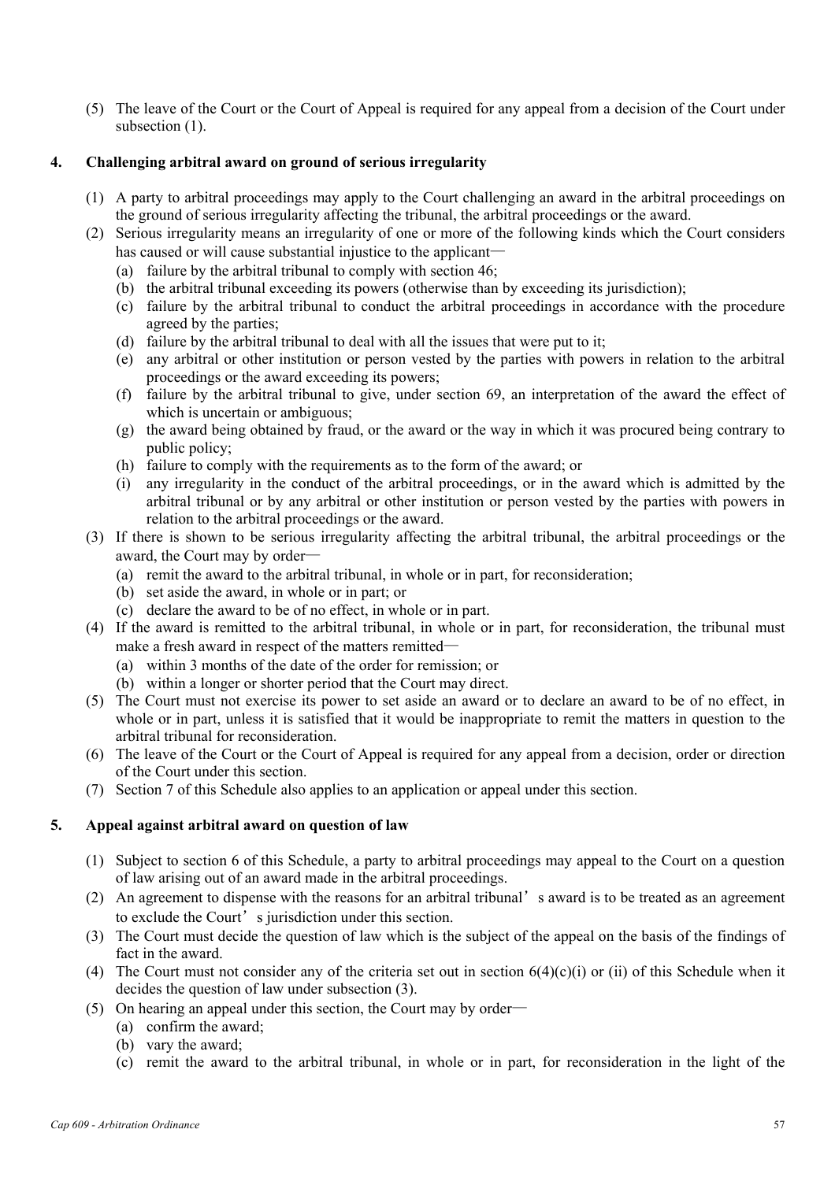(5) The leave of the Court or the Court of Appeal is required for any appeal from a decision of the Court under subsection (1).

### 4. Challenging arbitral award on ground of serious irregularity

(1) A party to arbitral proceedings may apply to the Court challenging an award in the arbitral proceedings on the ground of serious irregularity affecting the tribunal, the arbitral proceedings or the award.

(2) Serious irregularity means an irregularity of one or more of the following kinds which the Court considers has caused or will cause substantial injustice to the applicant—

  (a) failure by the arbitral tribunal to comply with section 46;
  (b) the arbitral tribunal exceeding its powers (otherwise than by exceeding its jurisdiction);
  (c) failure by the arbitral tribunal to conduct the arbitral proceedings in accordance with the procedure agreed by the parties;
  (d) failure by the arbitral tribunal to deal with all the issues that were put to it;
  (e) any arbitral or other institution or person vested by the parties with powers in relation to the arbitral proceedings or the award exceeding its powers;
  (f) failure by the arbitral tribunal to give, under section 69, an interpretation of the award the effect of which is uncertain or ambiguous;
  (g) the award being obtained by fraud, or the award or the way in which it was procured being contrary to public policy;
  (h) failure to comply with the requirements as to the form of the award; or
  (i) any irregularity in the conduct of the arbitral proceedings, or in the award which is admitted by the arbitral tribunal or by any arbitral or other institution or person vested by the parties with powers in relation to the arbitral proceedings or the award.

(3) If there is shown to be serious irregularity affecting the arbitral tribunal, the arbitral proceedings or the award, the Court may by order—

  (a) remit the award to the arbitral tribunal, in whole or in part, for reconsideration;
  (b) set aside the award, in whole or in part; or
  (c) declare the award to be of no effect, in whole or in part.

(4) If the award is remitted to the arbitral tribunal, in whole or in part, for reconsideration, the tribunal must make a fresh award in respect of the matters remitted—

  (a) within 3 months of the date of the order for remission; or
  (b) within a longer or shorter period that the Court may direct.

(5) The Court must not exercise its power to set aside an award or to declare an award to be of no effect, in whole or in part, unless it is satisfied that it would be inappropriate to remit the matters in question to the arbitral tribunal for reconsideration.

(6) The leave of the Court or the Court of Appeal is required for any appeal from a decision, order or direction of the Court under this section.

(7) Section 7 of this Schedule also applies to an application or appeal under this section.

### 5. Appeal against arbitral award on question of law

(1) Subject to section 6 of this Schedule, a party to arbitral proceedings may appeal to the Court on a question of law arising out of an award made in the arbitral proceedings.

(2) An agreement to dispense with the reasons for an arbitral tribunal's award is to be treated as an agreement to exclude the Court's jurisdiction under this section.

(3) The Court must decide the question of law which is the subject of the appeal on the basis of the findings of fact in the award.

(4) The Court must not consider any of the criteria set out in section 6(4)(c)(i) or (ii) of this Schedule when it decides the question of law under subsection (3).

(5) On hearing an appeal under this section, the Court may by order—

  (a) confirm the award;
  (b) vary the award;
  (c) remit the award to the arbitral tribunal, in whole or in part, for reconsideration in the light of the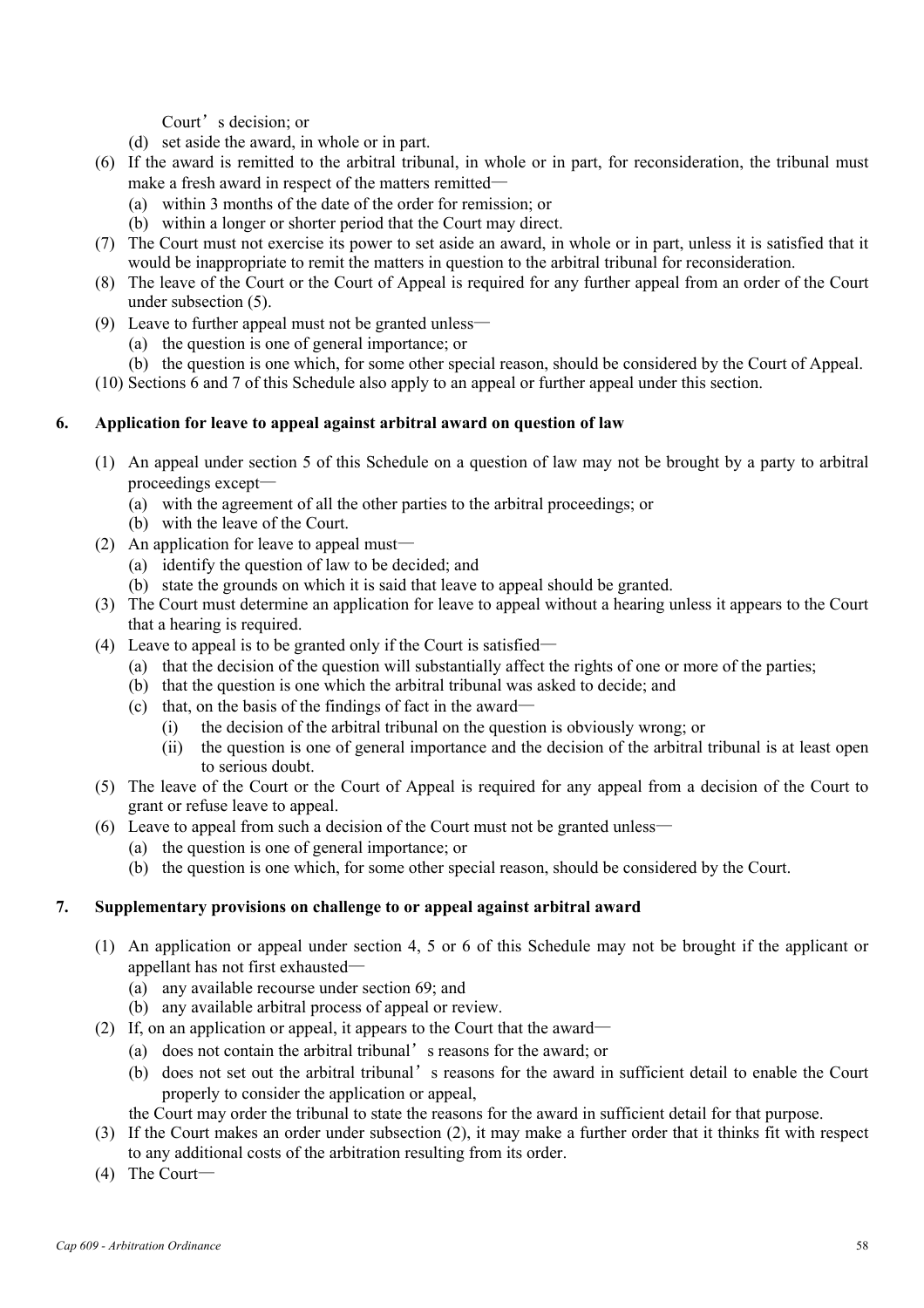Court's decision; or

(d) set aside the award, in whole or in part.

(6) If the award is remitted to the arbitral tribunal, in whole or in part, for reconsideration, the tribunal must make a fresh award in respect of the matters remitted—

(a) within 3 months of the date of the order for remission; or

(b) within a longer or shorter period that the Court may direct.

(7) The Court must not exercise its power to set aside an award, in whole or in part, unless it is satisfied that it would be inappropriate to remit the matters in question to the arbitral tribunal for reconsideration.

(8) The leave of the Court or the Court of Appeal is required for any further appeal from an order of the Court under subsection (5).

(9) Leave to further appeal must not be granted unless—

(a) the question is one of general importance; or

(b) the question is one which, for some other special reason, should be considered by the Court of Appeal.

(10) Sections 6 and 7 of this Schedule also apply to an appeal or further appeal under this section.

## 6. Application for leave to appeal against arbitral award on question of law

(1) An appeal under section 5 of this Schedule on a question of law may not be brought by a party to arbitral proceedings except—

(a) with the agreement of all the other parties to the arbitral proceedings; or

(b) with the leave of the Court.

(2) An application for leave to appeal must—

(a) identify the question of law to be decided; and

(b) state the grounds on which it is said that leave to appeal should be granted.

(3) The Court must determine an application for leave to appeal without a hearing unless it appears to the Court that a hearing is required.

(4) Leave to appeal is to be granted only if the Court is satisfied—

(a) that the decision of the question will substantially affect the rights of one or more of the parties;

(b) that the question is one which the arbitral tribunal was asked to decide; and

(c) that, on the basis of the findings of fact in the award—

(i) the decision of the arbitral tribunal on the question is obviously wrong; or

(ii) the question is one of general importance and the decision of the arbitral tribunal is at least open to serious doubt.

(5) The leave of the Court or the Court of Appeal is required for any appeal from a decision of the Court to grant or refuse leave to appeal.

(6) Leave to appeal from such a decision of the Court must not be granted unless—

(a) the question is one of general importance; or

(b) the question is one which, for some other special reason, should be considered by the Court.

## 7. Supplementary provisions on challenge to or appeal against arbitral award

(1) An application or appeal under section 4, 5 or 6 of this Schedule may not be brought if the applicant or appellant has not first exhausted—

(a) any available recourse under section 69; and

(b) any available arbitral process of appeal or review.

(2) If, on an application or appeal, it appears to the Court that the award—

(a) does not contain the arbitral tribunal's reasons for the award; or

(b) does not set out the arbitral tribunal's reasons for the award in sufficient detail to enable the Court properly to consider the application or appeal,

the Court may order the tribunal to state the reasons for the award in sufficient detail for that purpose.

(3) If the Court makes an order under subsection (2), it may make a further order that it thinks fit with respect to any additional costs of the arbitration resulting from its order.

(4) The Court—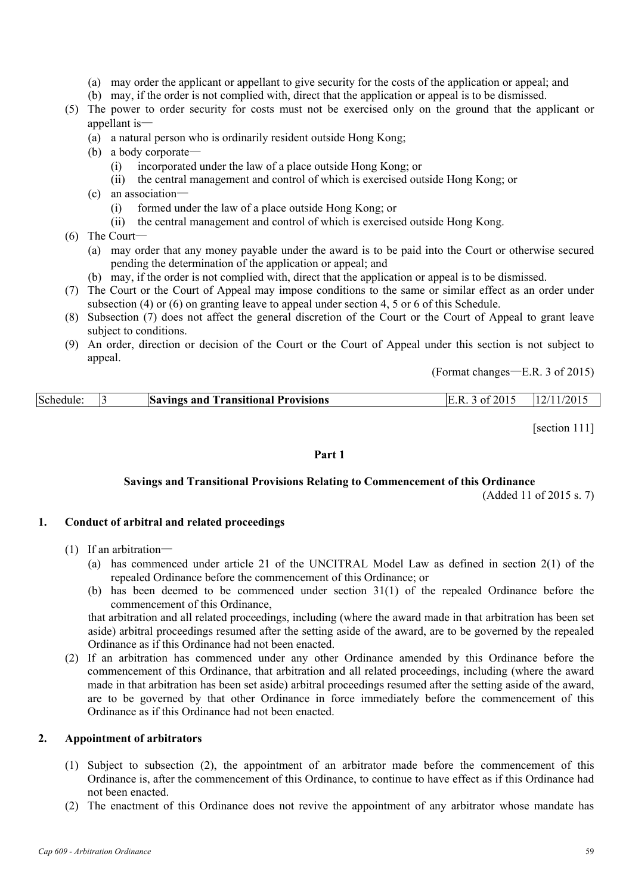(a) may order the applicant or appellant to give security for the costs of the application or appeal; and
(b) may, if the order is not complied with, direct that the application or appeal is to be dismissed.

(5) The power to order security for costs must not be exercised only on the ground that the applicant or appellant is—
  (a) a natural person who is ordinarily resident outside Hong Kong;
  (b) a body corporate—
    (i) incorporated under the law of a place outside Hong Kong; or
    (ii) the central management and control of which is exercised outside Hong Kong; or
  (c) an association—
    (i) formed under the law of a place outside Hong Kong; or
    (ii) the central management and control of which is exercised outside Hong Kong.

(6) The Court—
  (a) may order that any money payable under the award is to be paid into the Court or otherwise secured pending the determination of the application or appeal; and
  (b) may, if the order is not complied with, direct that the application or appeal is to be dismissed.

(7) The Court or the Court of Appeal may impose conditions to the same or similar effect as an order under subsection (4) or (6) on granting leave to appeal under section 4, 5 or 6 of this Schedule.

(8) Subsection (7) does not affect the general discretion of the Court or the Court of Appeal to grant leave subject to conditions.

(9) An order, direction or decision of the Court or the Court of Appeal under this section is not subject to appeal.

(Format changes—E.R. 3 of 2015)

| Schedule: | 3 | **Savings and Transitional Provisions** | E.R. 3 of 2015 | 12/11/2015 |
|---|---|---|---|---|

[section 111]

**Part 1**

**Savings and Transitional Provisions Relating to Commencement of this Ordinance**

(Added 11 of 2015 s. 7)

### 1. Conduct of arbitral and related proceedings

(1) If an arbitration—
  (a) has commenced under article 21 of the UNCITRAL Model Law as defined in section 2(1) of the repealed Ordinance before the commencement of this Ordinance; or
  (b) has been deemed to be commenced under section 31(1) of the repealed Ordinance before the commencement of this Ordinance,

  that arbitration and all related proceedings, including (where the award made in that arbitration has been set aside) arbitral proceedings resumed after the setting aside of the award, are to be governed by the repealed Ordinance as if this Ordinance had not been enacted.

(2) If an arbitration has commenced under any other Ordinance amended by this Ordinance before the commencement of this Ordinance, that arbitration and all related proceedings, including (where the award made in that arbitration has been set aside) arbitral proceedings resumed after the setting aside of the award, are to be governed by that other Ordinance in force immediately before the commencement of this Ordinance as if this Ordinance had not been enacted.

### 2. Appointment of arbitrators

(1) Subject to subsection (2), the appointment of an arbitrator made before the commencement of this Ordinance is, after the commencement of this Ordinance, to continue to have effect as if this Ordinance had not been enacted.

(2) The enactment of this Ordinance does not revive the appointment of any arbitrator whose mandate has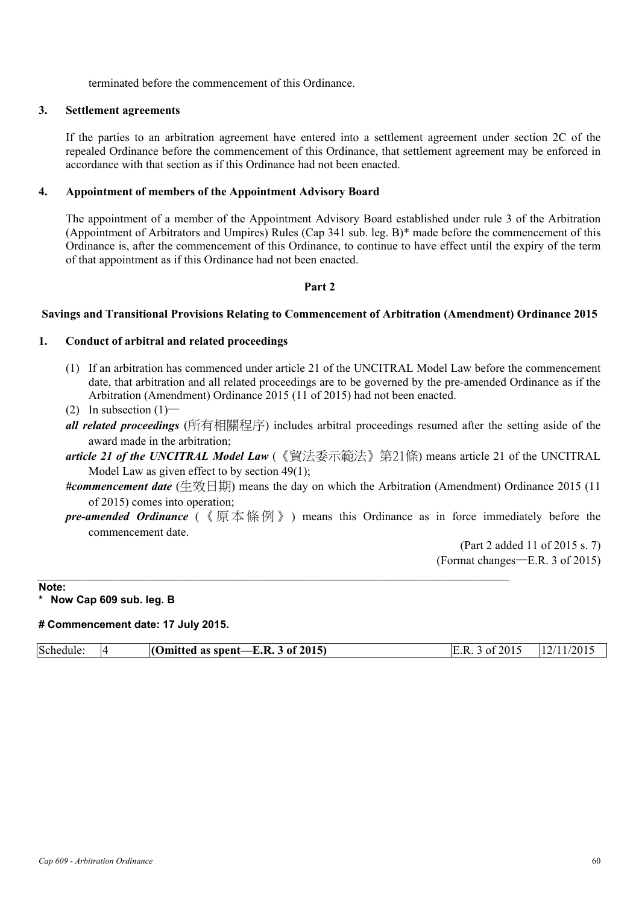terminated before the commencement of this Ordinance.

**3. Settlement agreements**

If the parties to an arbitration agreement have entered into a settlement agreement under section 2C of the repealed Ordinance before the commencement of this Ordinance, that settlement agreement may be enforced in accordance with that section as if this Ordinance had not been enacted.

**4. Appointment of members of the Appointment Advisory Board**

The appointment of a member of the Appointment Advisory Board established under rule 3 of the Arbitration (Appointment of Arbitrators and Umpires) Rules (Cap 341 sub. leg. B)* made before the commencement of this Ordinance is, after the commencement of this Ordinance, to continue to have effect until the expiry of the term of that appointment as if this Ordinance had not been enacted.

**Part 2**

**Savings and Transitional Provisions Relating to Commencement of Arbitration (Amendment) Ordinance 2015**

**1. Conduct of arbitral and related proceedings**

(1) If an arbitration has commenced under article 21 of the UNCITRAL Model Law before the commencement date, that arbitration and all related proceedings are to be governed by the pre-amended Ordinance as if the Arbitration (Amendment) Ordinance 2015 (11 of 2015) had not been enacted.

(2) In subsection (1)—

***all related proceedings*** (所有相關程序) includes arbitral proceedings resumed after the setting aside of the award made in the arbitration;

***article 21 of the UNCITRAL Model Law*** (《貿法委示範法》第21條) means article 21 of the UNCITRAL Model Law as given effect to by section 49(1);

#***commencement date*** (生效日期) means the day on which the Arbitration (Amendment) Ordinance 2015 (11 of 2015) comes into operation;

***pre-amended Ordinance*** (《原本條例》) means this Ordinance as in force immediately before the commencement date.

(Part 2 added 11 of 2015 s. 7)

(Format changes—E.R. 3 of 2015)

---

**Note:**

**\* Now Cap 609 sub. leg. B**

**# Commencement date: 17 July 2015.**

| | | | | |
|---|---|---|---|---|
| Schedule: | 4 | **(Omitted as spent—E.R. 3 of 2015)** | E.R. 3 of 2015 | 12/11/2015 |